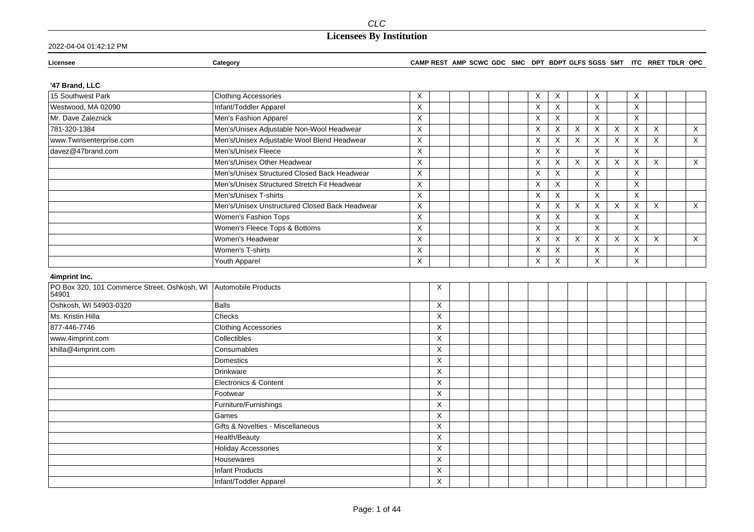# Licensees By Institution

2022-04-04 01:42:12 PM

| Licensee | Category | CAMP | REST | AMP | SCWC | GDC | SMC | DPT | BDPT | GLFS | SGSS | SMT | ITC | RRET | TDLR | OPC |
|---|---|---|---|---|---|---|---|---|---|---|---|---|---|---|---|---|
| **'47 Brand, LLC** | | | | | | | | | | | | | | | | |
| 15 Southwest Park | Clothing Accessories | X | | | | | | X | X | | X | | X | | | |
| Westwood, MA 02090 | Infant/Toddler Apparel | X | | | | | | X | X | | X | | X | | | |
| Mr. Dave Zaleznick | Men's Fashion Apparel | X | | | | | | X | X | | X | | X | | | |
| 781-320-1384 | Men's/Unisex Adjustable Non-Wool Headwear | X | | | | | | X | X | X | X | X | X | X | | X |
| www.Twinsenterprise.com | Men's/Unisex Adjustable Wool Blend Headwear | X | | | | | | X | X | X | X | X | X | X | | X |
| davez@47brand.com | Men's/Unisex Fleece | X | | | | | | X | X | | X | | X | | | |
| | Men's/Unisex Other Headwear | X | | | | | | X | X | X | X | X | X | X | | X |
| | Men's/Unisex Structured Closed Back Headwear | X | | | | | | X | X | | X | | X | | | |
| | Men's/Unisex Structured Stretch Fit Headwear | X | | | | | | X | X | | X | | X | | | |
| | Men's/Unisex T-shirts | X | | | | | | X | X | | X | | X | | | |
| | Men's/Unisex Unstructured Closed Back Headwear | X | | | | | | X | X | X | X | X | X | X | | X |
| | Women's Fashion Tops | X | | | | | | X | X | | X | | X | | | |
| | Women's Fleece Tops & Bottoms | X | | | | | | X | X | | X | | X | | | |
| | Women's Headwear | X | | | | | | X | X | X | X | X | X | X | | X |
| | Women's T-shirts | X | | | | | | X | X | | X | | X | | | |
| | Youth Apparel | X | | | | | | X | X | | X | | X | | | |
| **4imprint Inc.** | | | | | | | | | | | | | | | | |
| PO Box 320, 101 Commerce Street, Oshkosh, WI 54901 | Automobile Products | | X | | | | | | | | | | | | | |
| Oshkosh, WI 54903-0320 | Balls | | X | | | | | | | | | | | | | |
| Ms. Kristin Hilla | Checks | | X | | | | | | | | | | | | | |
| 877-446-7746 | Clothing Accessories | | X | | | | | | | | | | | | | |
| www.4imprint.com | Collectibles | | X | | | | | | | | | | | | | |
| khilla@4imprint.com | Consumables | | X | | | | | | | | | | | | | |
| | Domestics | | X | | | | | | | | | | | | | |
| | Drinkware | | X | | | | | | | | | | | | | |
| | Electronics & Content | | X | | | | | | | | | | | | | |
| | Footwear | | X | | | | | | | | | | | | | |
| | Furniture/Furnishings | | X | | | | | | | | | | | | | |
| | Games | | X | | | | | | | | | | | | | |
| | Gifts & Novelties - Miscellaneous | | X | | | | | | | | | | | | | |
| | Health/Beauty | | X | | | | | | | | | | | | | |
| | Holiday Accessories | | X | | | | | | | | | | | | | |
| | Housewares | | X | | | | | | | | | | | | | |
| | Infant Products | | X | | | | | | | | | | | | | |
| | Infant/Toddler Apparel | | X | | | | | | | | | | | | | |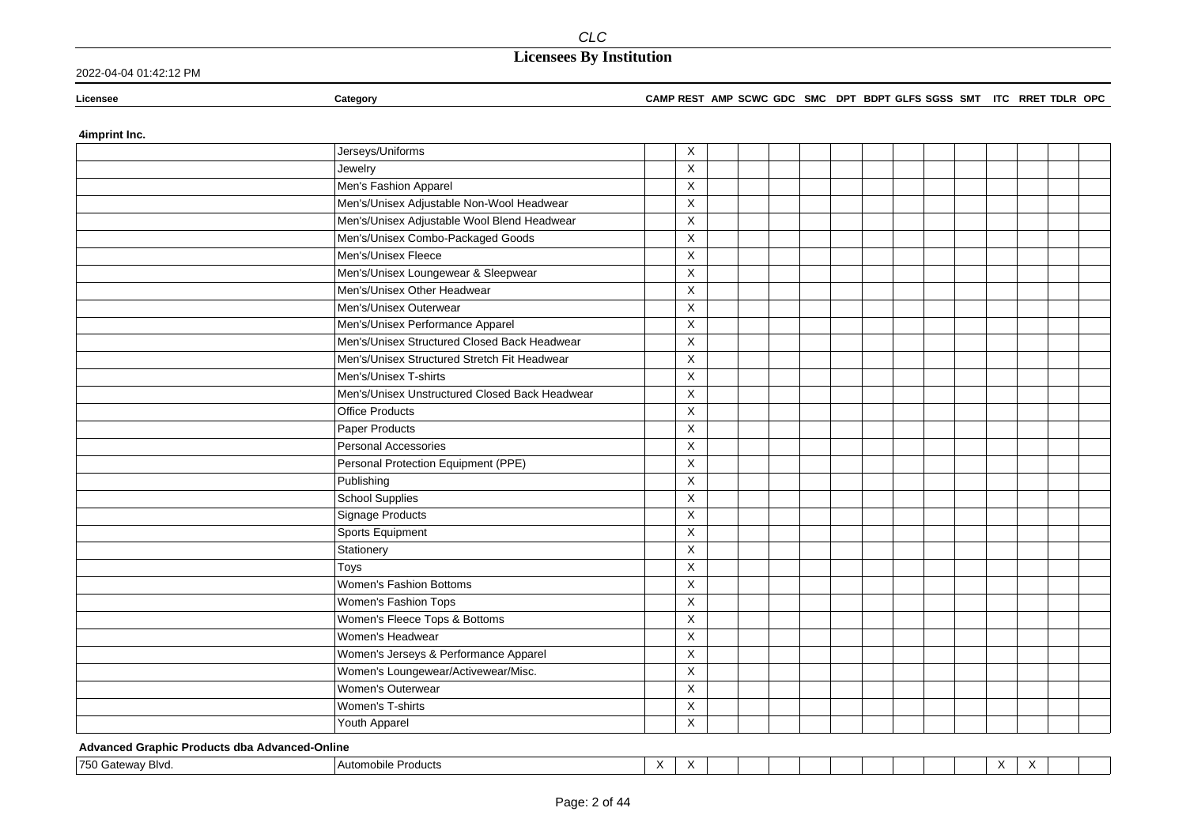# CLC

## Licensees By Institution

2022-04-04 01:42:12 PM

| Licensee | Category | CAMP | REST | AMP | SCWC | GDC | SMC | DPT | BDPT | GLFS | SGSS | SMT | ITC | RRET | TDLR | OPC |
|---|---|---|---|---|---|---|---|---|---|---|---|---|---|---|---|---|
| **4imprint Inc.** | | | | | | | | | | | | | | | | |
| | Jerseys/Uniforms | | X | | | | | | | | | | | | | |
| | Jewelry | | X | | | | | | | | | | | | | |
| | Men's Fashion Apparel | | X | | | | | | | | | | | | | |
| | Men's/Unisex Adjustable Non-Wool Headwear | | X | | | | | | | | | | | | | |
| | Men's/Unisex Adjustable Wool Blend Headwear | | X | | | | | | | | | | | | | |
| | Men's/Unisex Combo-Packaged Goods | | X | | | | | | | | | | | | | |
| | Men's/Unisex Fleece | | X | | | | | | | | | | | | | |
| | Men's/Unisex Loungewear & Sleepwear | | X | | | | | | | | | | | | | |
| | Men's/Unisex Other Headwear | | X | | | | | | | | | | | | | |
| | Men's/Unisex Outerwear | | X | | | | | | | | | | | | | |
| | Men's/Unisex Performance Apparel | | X | | | | | | | | | | | | | |
| | Men's/Unisex Structured Closed Back Headwear | | X | | | | | | | | | | | | | |
| | Men's/Unisex Structured Stretch Fit Headwear | | X | | | | | | | | | | | | | |
| | Men's/Unisex T-shirts | | X | | | | | | | | | | | | | |
| | Men's/Unisex Unstructured Closed Back Headwear | | X | | | | | | | | | | | | | |
| | Office Products | | X | | | | | | | | | | | | | |
| | Paper Products | | X | | | | | | | | | | | | | |
| | Personal Accessories | | X | | | | | | | | | | | | | |
| | Personal Protection Equipment (PPE) | | X | | | | | | | | | | | | | |
| | Publishing | | X | | | | | | | | | | | | | |
| | School Supplies | | X | | | | | | | | | | | | | |
| | Signage Products | | X | | | | | | | | | | | | | |
| | Sports Equipment | | X | | | | | | | | | | | | | |
| | Stationery | | X | | | | | | | | | | | | | |
| | Toys | | X | | | | | | | | | | | | | |
| | Women's Fashion Bottoms | | X | | | | | | | | | | | | | |
| | Women's Fashion Tops | | X | | | | | | | | | | | | | |
| | Women's Fleece Tops & Bottoms | | X | | | | | | | | | | | | | |
| | Women's Headwear | | X | | | | | | | | | | | | | |
| | Women's Jerseys & Performance Apparel | | X | | | | | | | | | | | | | |
| | Women's Loungewear/Activewear/Misc. | | X | | | | | | | | | | | | | |
| | Women's Outerwear | | X | | | | | | | | | | | | | |
| | Women's T-shirts | | X | | | | | | | | | | | | | |
| | Youth Apparel | | X | | | | | | | | | | | | | |
| **Advanced Graphic Products dba Advanced-Online** | | | | | | | | | | | | | | | | |
| 750 Gateway Blvd. | Automobile Products | X | X | | | | | | | | | | X | X | | |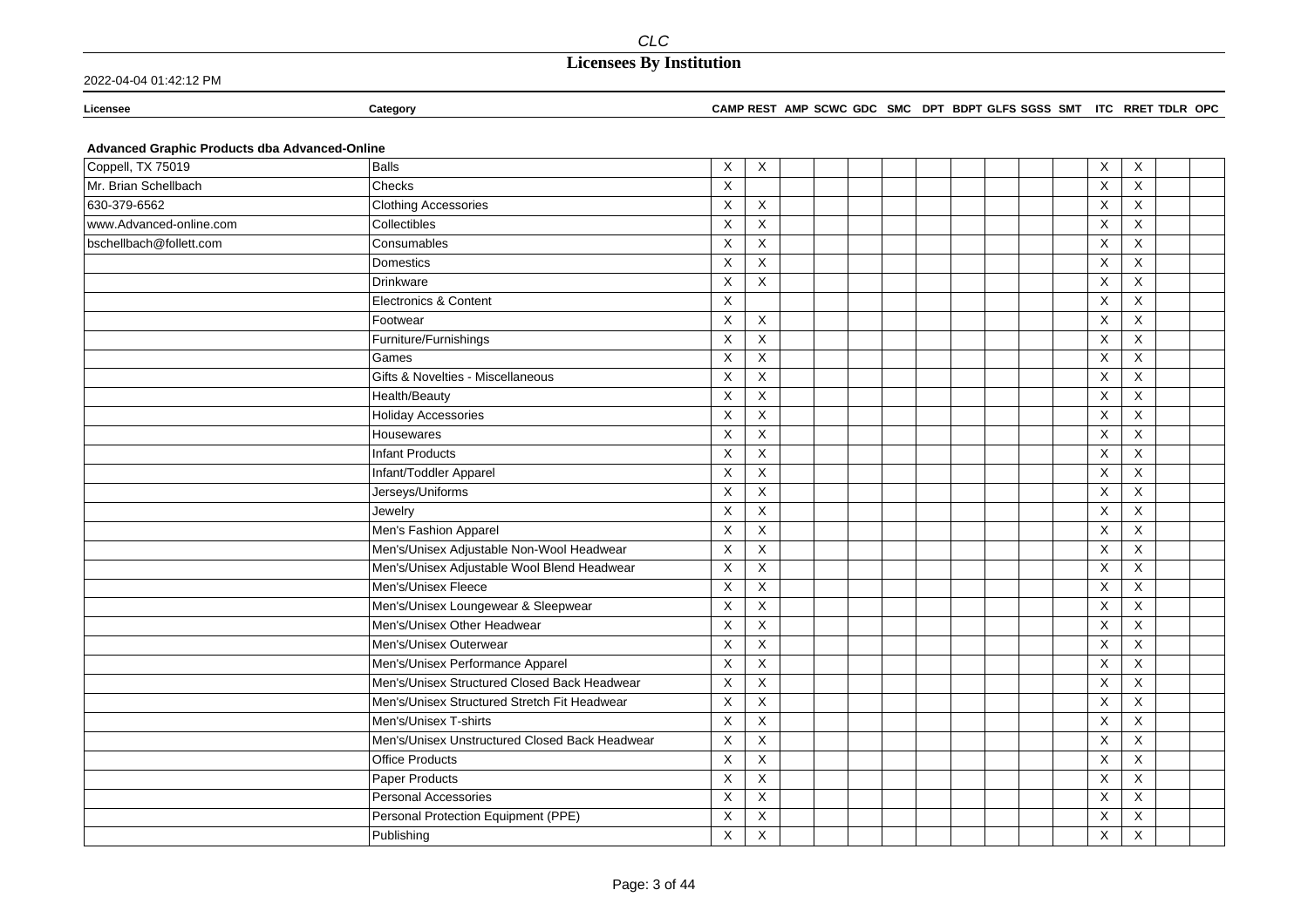# Licensees By Institution

2022-04-04 01:42:12 PM

## Advanced Graphic Products dba Advanced-Online

| Licensee | Category | CAMP | REST | AMP | SCWC | GDC | SMC | DPT | BDPT | GLFS | SGSS | SMT | ITC | RRET | TDLR | OPC |
|---|---|---|---|---|---|---|---|---|---|---|---|---|---|---|---|---|
| Coppell, TX 75019 | Balls | X | X | | | | | | | | | | X | X | | |
| Mr. Brian Schellbach | Checks | X | | | | | | | | | | | X | X | | |
| 630-379-6562 | Clothing Accessories | X | X | | | | | | | | | | X | X | | |
| www.Advanced-online.com | Collectibles | X | X | | | | | | | | | | X | X | | |
| bschellbach@follett.com | Consumables | X | X | | | | | | | | | | X | X | | |
| | Domestics | X | X | | | | | | | | | | X | X | | |
| | Drinkware | X | X | | | | | | | | | | X | X | | |
| | Electronics & Content | X | | | | | | | | | | | X | X | | |
| | Footwear | X | X | | | | | | | | | | X | X | | |
| | Furniture/Furnishings | X | X | | | | | | | | | | X | X | | |
| | Games | X | X | | | | | | | | | | X | X | | |
| | Gifts & Novelties - Miscellaneous | X | X | | | | | | | | | | X | X | | |
| | Health/Beauty | X | X | | | | | | | | | | X | X | | |
| | Holiday Accessories | X | X | | | | | | | | | | X | X | | |
| | Housewares | X | X | | | | | | | | | | X | X | | |
| | Infant Products | X | X | | | | | | | | | | X | X | | |
| | Infant/Toddler Apparel | X | X | | | | | | | | | | X | X | | |
| | Jerseys/Uniforms | X | X | | | | | | | | | | X | X | | |
| | Jewelry | X | X | | | | | | | | | | X | X | | |
| | Men's Fashion Apparel | X | X | | | | | | | | | | X | X | | |
| | Men's/Unisex Adjustable Non-Wool Headwear | X | X | | | | | | | | | | X | X | | |
| | Men's/Unisex Adjustable Wool Blend Headwear | X | X | | | | | | | | | | X | X | | |
| | Men's/Unisex Fleece | X | X | | | | | | | | | | X | X | | |
| | Men's/Unisex Loungewear & Sleepwear | X | X | | | | | | | | | | X | X | | |
| | Men's/Unisex Other Headwear | X | X | | | | | | | | | | X | X | | |
| | Men's/Unisex Outerwear | X | X | | | | | | | | | | X | X | | |
| | Men's/Unisex Performance Apparel | X | X | | | | | | | | | | X | X | | |
| | Men's/Unisex Structured Closed Back Headwear | X | X | | | | | | | | | | X | X | | |
| | Men's/Unisex Structured Stretch Fit Headwear | X | X | | | | | | | | | | X | X | | |
| | Men's/Unisex T-shirts | X | X | | | | | | | | | | X | X | | |
| | Men's/Unisex Unstructured Closed Back Headwear | X | X | | | | | | | | | | X | X | | |
| | Office Products | X | X | | | | | | | | | | X | X | | |
| | Paper Products | X | X | | | | | | | | | | X | X | | |
| | Personal Accessories | X | X | | | | | | | | | | X | X | | |
| | Personal Protection Equipment (PPE) | X | X | | | | | | | | | | X | X | | |
| | Publishing | X | X | | | | | | | | | | X | X | | |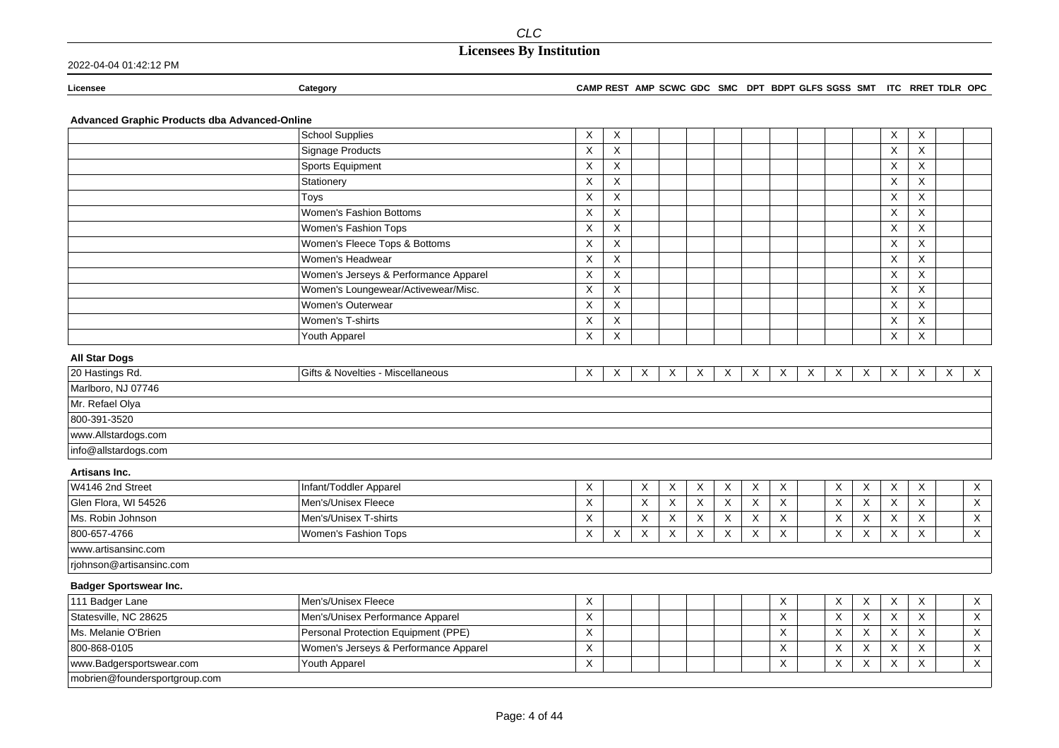# Licensees By Institution

2022-04-04 01:42:12 PM

| Licensee | Category | CAMP | REST | AMP | SCWC | GDC | SMC | DPT | BDPT | GLFS | SGSS | SMT | ITC | RRET | TDLR | OPC |
|---|---|---|---|---|---|---|---|---|---|---|---|---|---|---|---|---|
| **Advanced Graphic Products dba Advanced-Online** | | | | | | | | | | | | | | | | |
| | School Supplies | X | X | | | | | | | | | | X | X | | |
| | Signage Products | X | X | | | | | | | | | | X | X | | |
| | Sports Equipment | X | X | | | | | | | | | | X | X | | |
| | Stationery | X | X | | | | | | | | | | X | X | | |
| | Toys | X | X | | | | | | | | | | X | X | | |
| | Women's Fashion Bottoms | X | X | | | | | | | | | | X | X | | |
| | Women's Fashion Tops | X | X | | | | | | | | | | X | X | | |
| | Women's Fleece Tops & Bottoms | X | X | | | | | | | | | | X | X | | |
| | Women's Headwear | X | X | | | | | | | | | | X | X | | |
| | Women's Jerseys & Performance Apparel | X | X | | | | | | | | | | X | X | | |
| | Women's Loungewear/Activewear/Misc. | X | X | | | | | | | | | | X | X | | |
| | Women's Outerwear | X | X | | | | | | | | | | X | X | | |
| | Women's T-shirts | X | X | | | | | | | | | | X | X | | |
| | Youth Apparel | X | X | | | | | | | | | | X | X | | |
| **All Star Dogs** | | | | | | | | | | | | | | | | |
| 20 Hastings Rd. | Gifts & Novelties - Miscellaneous | X | X | X | X | X | X | X | X | X | X | X | X | X | X | X |
| Marlboro, NJ 07746 | | | | | | | | | | | | | | | | |
| Mr. Refael Olya | | | | | | | | | | | | | | | | |
| 800-391-3520 | | | | | | | | | | | | | | | | |
| www.Allstardogs.com | | | | | | | | | | | | | | | | |
| info@allstardogs.com | | | | | | | | | | | | | | | | |
| **Artisans Inc.** | | | | | | | | | | | | | | | | |
| W4146 2nd Street | Infant/Toddler Apparel | X | | X | X | X | X | X | X | | X | X | X | X | | X |
| Glen Flora, WI 54526 | Men's/Unisex Fleece | X | | X | X | X | X | X | X | | X | X | X | X | | X |
| Ms. Robin Johnson | Men's/Unisex T-shirts | X | | X | X | X | X | X | X | | X | X | X | X | | X |
| 800-657-4766 | Women's Fashion Tops | X | X | X | X | X | X | X | X | | X | X | X | X | | X |
| www.artisansinc.com | | | | | | | | | | | | | | | | |
| rjohnson@artisansinc.com | | | | | | | | | | | | | | | | |
| **Badger Sportswear Inc.** | | | | | | | | | | | | | | | | |
| 111 Badger Lane | Men's/Unisex Fleece | X | | | | | | | X | | X | X | X | X | | X |
| Statesville, NC 28625 | Men's/Unisex Performance Apparel | X | | | | | | | X | | X | X | X | X | | X |
| Ms. Melanie O'Brien | Personal Protection Equipment (PPE) | X | | | | | | | X | | X | X | X | X | | X |
| 800-868-0105 | Women's Jerseys & Performance Apparel | X | | | | | | | X | | X | X | X | X | | X |
| www.Badgersportswear.com | Youth Apparel | X | | | | | | | X | | X | X | X | X | | X |
| mobrien@foundersportgroup.com | | | | | | | | | | | | | | | | |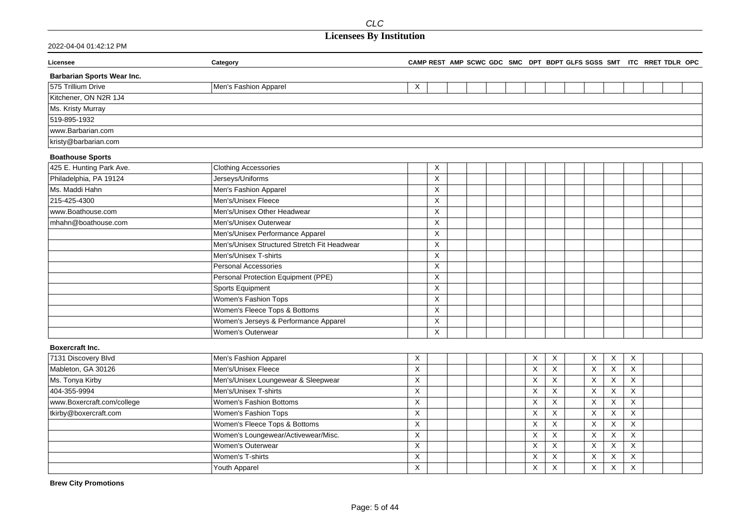| Licensee | Category | CAMP | REST | AMP | SCWC | GDC | SMC | DPT | BDPT | GLFS | SGSS | SMT | ITC | RRET | TDLR | OPC |
|---|---|---|---|---|---|---|---|---|---|---|---|---|---|---|---|---|
| **Barbarian Sports Wear Inc.** | | | | | | | | | | | | | | | | |
| 575 Trillium Drive | Men's Fashion Apparel | X | | | | | | | | | | | | | | |
| Kitchener, ON N2R 1J4 | | | | | | | | | | | | | | | | |
| Ms. Kristy Murray | | | | | | | | | | | | | | | | |
| 519-895-1932 | | | | | | | | | | | | | | | | |
| www.Barbarian.com | | | | | | | | | | | | | | | | |
| kristy@barbarian.com | | | | | | | | | | | | | | | | |
| **Boathouse Sports** | | | | | | | | | | | | | | | | |
| 425 E. Hunting Park Ave. | Clothing Accessories | | X | | | | | | | | | | | | | |
| Philadelphia, PA 19124 | Jerseys/Uniforms | | X | | | | | | | | | | | | | |
| Ms. Maddi Hahn | Men's Fashion Apparel | | X | | | | | | | | | | | | | |
| 215-425-4300 | Men's/Unisex Fleece | | X | | | | | | | | | | | | | |
| www.Boathouse.com | Men's/Unisex Other Headwear | | X | | | | | | | | | | | | | |
| mhahn@boathouse.com | Men's/Unisex Outerwear | | X | | | | | | | | | | | | | |
| | Men's/Unisex Performance Apparel | | X | | | | | | | | | | | | | |
| | Men's/Unisex Structured Stretch Fit Headwear | | X | | | | | | | | | | | | | |
| | Men's/Unisex T-shirts | | X | | | | | | | | | | | | | |
| | Personal Accessories | | X | | | | | | | | | | | | | |
| | Personal Protection Equipment (PPE) | | X | | | | | | | | | | | | | |
| | Sports Equipment | | X | | | | | | | | | | | | | |
| | Women's Fashion Tops | | X | | | | | | | | | | | | | |
| | Women's Fleece Tops & Bottoms | | X | | | | | | | | | | | | | |
| | Women's Jerseys & Performance Apparel | | X | | | | | | | | | | | | | |
| | Women's Outerwear | | X | | | | | | | | | | | | | |
| **Boxercraft Inc.** | | | | | | | | | | | | | | | | |
| 7131 Discovery Blvd | Men's Fashion Apparel | X | | | | | | X | X | | X | X | X | | | |
| Mableton, GA 30126 | Men's/Unisex Fleece | X | | | | | | X | X | | X | X | X | | | |
| Ms. Tonya Kirby | Men's/Unisex Loungewear & Sleepwear | X | | | | | | X | X | | X | X | X | | | |
| 404-355-9994 | Men's/Unisex T-shirts | X | | | | | | X | X | | X | X | X | | | |
| www.Boxercraft.com/college | Women's Fashion Bottoms | X | | | | | | X | X | | X | X | X | | | |
| tkirby@boxercraft.com | Women's Fashion Tops | X | | | | | | X | X | | X | X | X | | | |
| | Women's Fleece Tops & Bottoms | X | | | | | | X | X | | X | X | X | | | |
| | Women's Loungewear/Activewear/Misc. | X | | | | | | X | X | | X | X | X | | | |
| | Women's Outerwear | X | | | | | | X | X | | X | X | X | | | |
| | Women's T-shirts | X | | | | | | X | X | | X | X | X | | | |
| | Youth Apparel | X | | | | | | X | X | | X | X | X | | | |

**Brew City Promotions**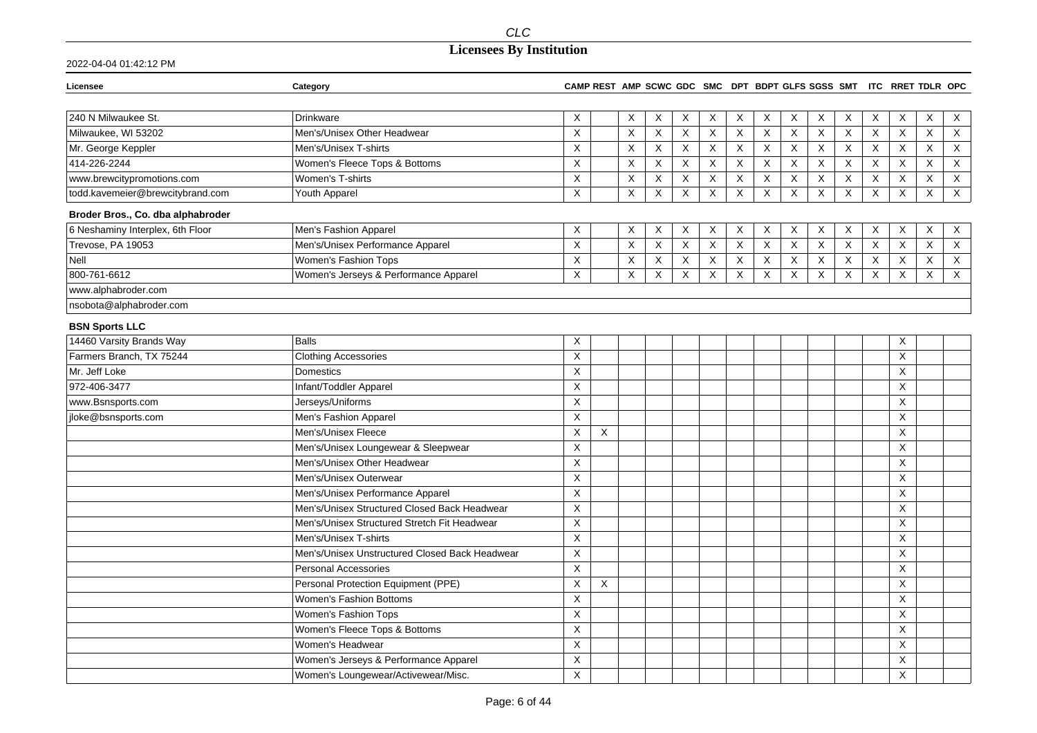# Licensees By Institution

2022-04-04 01:42:12 PM

| Licensee | Category | CAMP | REST | AMP | SCWC | GDC | SMC | DPT | BDPT | GLFS | SGSS | SMT | ITC | RRET | TDLR | OPC |
|---|---|---|---|---|---|---|---|---|---|---|---|---|---|---|---|---|
| 240 N Milwaukee St. | Drinkware | X | | X | X | X | X | X | X | X | X | X | X | X | X | X |
| Milwaukee, WI 53202 | Men's/Unisex Other Headwear | X | | X | X | X | X | X | X | X | X | X | X | X | X | X |
| Mr. George Keppler | Men's/Unisex T-shirts | X | | X | X | X | X | X | X | X | X | X | X | X | X | X |
| 414-226-2244 | Women's Fleece Tops & Bottoms | X | | X | X | X | X | X | X | X | X | X | X | X | X | X |
| www.brewcitypromotions.com | Women's T-shirts | X | | X | X | X | X | X | X | X | X | X | X | X | X | X |
| todd.kavemeier@brewcitybrand.com | Youth Apparel | X | | X | X | X | X | X | X | X | X | X | X | X | X | X |
| **Broder Bros., Co. dba alphabroder** | | | | | | | | | | | | | | | | |
| 6 Neshaminy Interplex, 6th Floor | Men's Fashion Apparel | X | | X | X | X | X | X | X | X | X | X | X | X | X | X |
| Trevose, PA 19053 | Men's/Unisex Performance Apparel | X | | X | X | X | X | X | X | X | X | X | X | X | X | X |
| Nell | Women's Fashion Tops | X | | X | X | X | X | X | X | X | X | X | X | X | X | X |
| 800-761-6612 | Women's Jerseys & Performance Apparel | X | | X | X | X | X | X | X | X | X | X | X | X | X | X |
| www.alphabroder.com | | | | | | | | | | | | | | | | |
| nsobota@alphabroder.com | | | | | | | | | | | | | | | | |
| **BSN Sports LLC** | | | | | | | | | | | | | | | | |
| 14460 Varsity Brands Way | Balls | X | | | | | | | | | | | | X | | |
| Farmers Branch, TX 75244 | Clothing Accessories | X | | | | | | | | | | | | X | | |
| Mr. Jeff Loke | Domestics | X | | | | | | | | | | | | X | | |
| 972-406-3477 | Infant/Toddler Apparel | X | | | | | | | | | | | | X | | |
| www.Bsnsports.com | Jerseys/Uniforms | X | | | | | | | | | | | | X | | |
| jloke@bsnsports.com | Men's Fashion Apparel | X | | | | | | | | | | | | X | | |
| | Men's/Unisex Fleece | X | X | | | | | | | | | | | X | | |
| | Men's/Unisex Loungewear & Sleepwear | X | | | | | | | | | | | | X | | |
| | Men's/Unisex Other Headwear | X | | | | | | | | | | | | X | | |
| | Men's/Unisex Outerwear | X | | | | | | | | | | | | X | | |
| | Men's/Unisex Performance Apparel | X | | | | | | | | | | | | X | | |
| | Men's/Unisex Structured Closed Back Headwear | X | | | | | | | | | | | | X | | |
| | Men's/Unisex Structured Stretch Fit Headwear | X | | | | | | | | | | | | X | | |
| | Men's/Unisex T-shirts | X | | | | | | | | | | | | X | | |
| | Men's/Unisex Unstructured Closed Back Headwear | X | | | | | | | | | | | | X | | |
| | Personal Accessories | X | | | | | | | | | | | | X | | |
| | Personal Protection Equipment (PPE) | X | X | | | | | | | | | | | X | | |
| | Women's Fashion Bottoms | X | | | | | | | | | | | | X | | |
| | Women's Fashion Tops | X | | | | | | | | | | | | X | | |
| | Women's Fleece Tops & Bottoms | X | | | | | | | | | | | | X | | |
| | Women's Headwear | X | | | | | | | | | | | | X | | |
| | Women's Jerseys & Performance Apparel | X | | | | | | | | | | | | X | | |
| | Women's Loungewear/Activewear/Misc. | X | | | | | | | | | | | | X | | |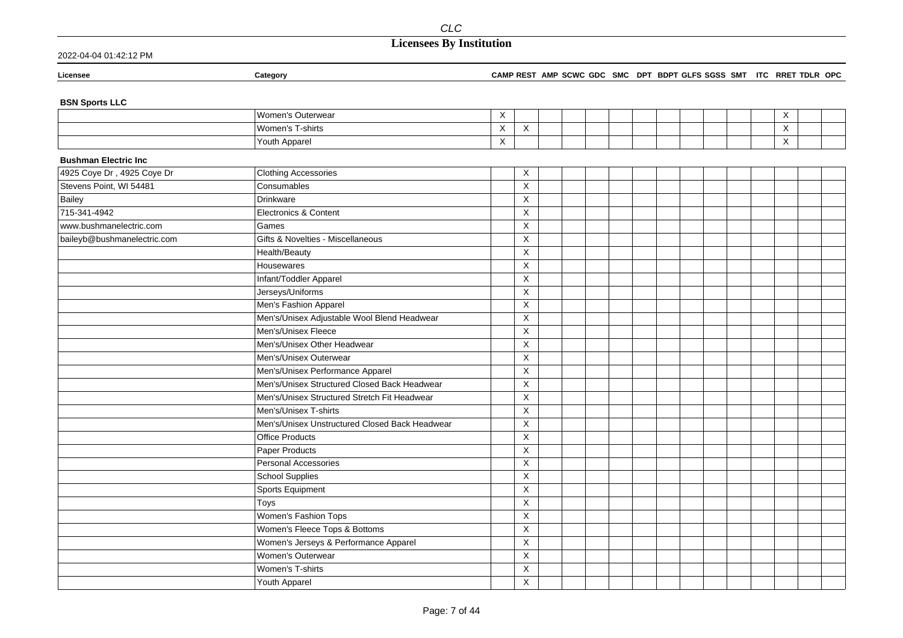| Licensee | Category | CAMP | REST | AMP | SCWC | GDC | SMC | DPT | BDPT | GLFS | SGSS | SMT | ITC | RRET | TDLR | OPC |
|---|---|---|---|---|---|---|---|---|---|---|---|---|---|---|---|---|
| **BSN Sports LLC** | | | | | | | | | | | | | | | | |
| | Women's Outerwear | X | | | | | | | | | | | | X | | |
| | Women's T-shirts | X | X | | | | | | | | | | | X | | |
| | Youth Apparel | X | | | | | | | | | | | | X | | |
| **Bushman Electric Inc** | | | | | | | | | | | | | | | | |
| 4925 Coye Dr , 4925 Coye Dr | Clothing Accessories | | X | | | | | | | | | | | | | |
| Stevens Point, WI 54481 | Consumables | | X | | | | | | | | | | | | | |
| Bailey | Drinkware | | X | | | | | | | | | | | | | |
| 715-341-4942 | Electronics & Content | | X | | | | | | | | | | | | | |
| www.bushmanelectric.com | Games | | X | | | | | | | | | | | | | |
| baileyb@bushmanelectric.com | Gifts & Novelties - Miscellaneous | | X | | | | | | | | | | | | | |
| | Health/Beauty | | X | | | | | | | | | | | | | |
| | Housewares | | X | | | | | | | | | | | | | |
| | Infant/Toddler Apparel | | X | | | | | | | | | | | | | |
| | Jerseys/Uniforms | | X | | | | | | | | | | | | | |
| | Men's Fashion Apparel | | X | | | | | | | | | | | | | |
| | Men's/Unisex Adjustable Wool Blend Headwear | | X | | | | | | | | | | | | | |
| | Men's/Unisex Fleece | | X | | | | | | | | | | | | | |
| | Men's/Unisex Other Headwear | | X | | | | | | | | | | | | | |
| | Men's/Unisex Outerwear | | X | | | | | | | | | | | | | |
| | Men's/Unisex Performance Apparel | | X | | | | | | | | | | | | | |
| | Men's/Unisex Structured Closed Back Headwear | | X | | | | | | | | | | | | | |
| | Men's/Unisex Structured Stretch Fit Headwear | | X | | | | | | | | | | | | | |
| | Men's/Unisex T-shirts | | X | | | | | | | | | | | | | |
| | Men's/Unisex Unstructured Closed Back Headwear | | X | | | | | | | | | | | | | |
| | Office Products | | X | | | | | | | | | | | | | |
| | Paper Products | | X | | | | | | | | | | | | | |
| | Personal Accessories | | X | | | | | | | | | | | | | |
| | School Supplies | | X | | | | | | | | | | | | | |
| | Sports Equipment | | X | | | | | | | | | | | | | |
| | Toys | | X | | | | | | | | | | | | | |
| | Women's Fashion Tops | | X | | | | | | | | | | | | | |
| | Women's Fleece Tops & Bottoms | | X | | | | | | | | | | | | | |
| | Women's Jerseys & Performance Apparel | | X | | | | | | | | | | | | | |
| | Women's Outerwear | | X | | | | | | | | | | | | | |
| | Women's T-shirts | | X | | | | | | | | | | | | | |
| | Youth Apparel | | X | | | | | | | | | | | | | |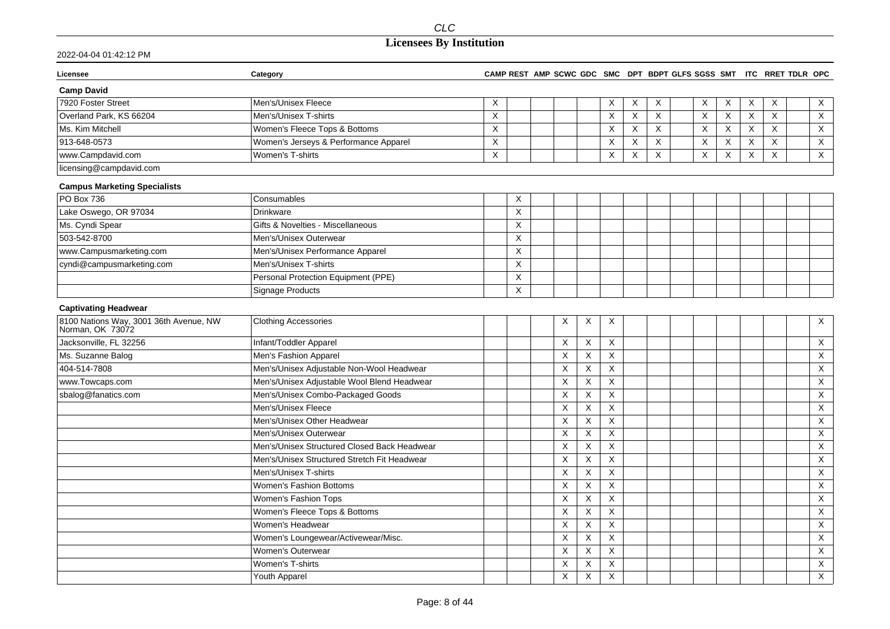| Licensee | Category | CAMP | REST | AMP | SCWC | GDC | SMC | DPT | BDPT | GLFS | SGSS | SMT | ITC | RRET | TDLR | OPC |
|---|---|---|---|---|---|---|---|---|---|---|---|---|---|---|---|---|
| **Camp David** | | | | | | | | | | | | | | | | |
| 7920 Foster Street | Men's/Unisex Fleece | X | | | | | X | X | X | | X | X | X | X | | X |
| Overland Park, KS 66204 | Men's/Unisex T-shirts | X | | | | | X | X | X | | X | X | X | X | | X |
| Ms. Kim Mitchell | Women's Fleece Tops & Bottoms | X | | | | | X | X | X | | X | X | X | X | | X |
| 913-648-0573 | Women's Jerseys & Performance Apparel | X | | | | | X | X | X | | X | X | X | X | | X |
| www.Campdavid.com | Women's T-shirts | X | | | | | X | X | X | | X | X | X | X | | X |
| licensing@campdavid.com | | | | | | | | | | | | | | | | |
| **Campus Marketing Specialists** | | | | | | | | | | | | | | | | |
| PO Box 736 | Consumables | | X | | | | | | | | | | | | | |
| Lake Oswego, OR 97034 | Drinkware | | X | | | | | | | | | | | | | |
| Ms. Cyndi Spear | Gifts & Novelties - Miscellaneous | | X | | | | | | | | | | | | | |
| 503-542-8700 | Men's/Unisex Outerwear | | X | | | | | | | | | | | | | |
| www.Campusmarketing.com | Men's/Unisex Performance Apparel | | X | | | | | | | | | | | | | |
| cyndi@campusmarketing.com | Men's/Unisex T-shirts | | X | | | | | | | | | | | | | |
| | Personal Protection Equipment (PPE) | | X | | | | | | | | | | | | | |
| | Signage Products | | X | | | | | | | | | | | | | |
| **Captivating Headwear** | | | | | | | | | | | | | | | | |
| 8100 Nations Way, 3001 36th Avenue, NW Norman, OK 73072 | Clothing Accessories | | | | X | X | X | | | | | | | | | X |
| Jacksonville, FL 32256 | Infant/Toddler Apparel | | | | X | X | X | | | | | | | | | X |
| Ms. Suzanne Balog | Men's Fashion Apparel | | | | X | X | X | | | | | | | | | X |
| 404-514-7808 | Men's/Unisex Adjustable Non-Wool Headwear | | | | X | X | X | | | | | | | | | X |
| www.Towcaps.com | Men's/Unisex Adjustable Wool Blend Headwear | | | | X | X | X | | | | | | | | | X |
| sbalog@fanatics.com | Men's/Unisex Combo-Packaged Goods | | | | X | X | X | | | | | | | | | X |
| | Men's/Unisex Fleece | | | | X | X | X | | | | | | | | | X |
| | Men's/Unisex Other Headwear | | | | X | X | X | | | | | | | | | X |
| | Men's/Unisex Outerwear | | | | X | X | X | | | | | | | | | X |
| | Men's/Unisex Structured Closed Back Headwear | | | | X | X | X | | | | | | | | | X |
| | Men's/Unisex Structured Stretch Fit Headwear | | | | X | X | X | | | | | | | | | X |
| | Men's/Unisex T-shirts | | | | X | X | X | | | | | | | | | X |
| | Women's Fashion Bottoms | | | | X | X | X | | | | | | | | | X |
| | Women's Fashion Tops | | | | X | X | X | | | | | | | | | X |
| | Women's Fleece Tops & Bottoms | | | | X | X | X | | | | | | | | | X |
| | Women's Headwear | | | | X | X | X | | | | | | | | | X |
| | Women's Loungewear/Activewear/Misc. | | | | X | X | X | | | | | | | | | X |
| | Women's Outerwear | | | | X | X | X | | | | | | | | | X |
| | Women's T-shirts | | | | X | X | X | | | | | | | | | X |
| | Youth Apparel | | | | X | X | X | | | | | | | | | X |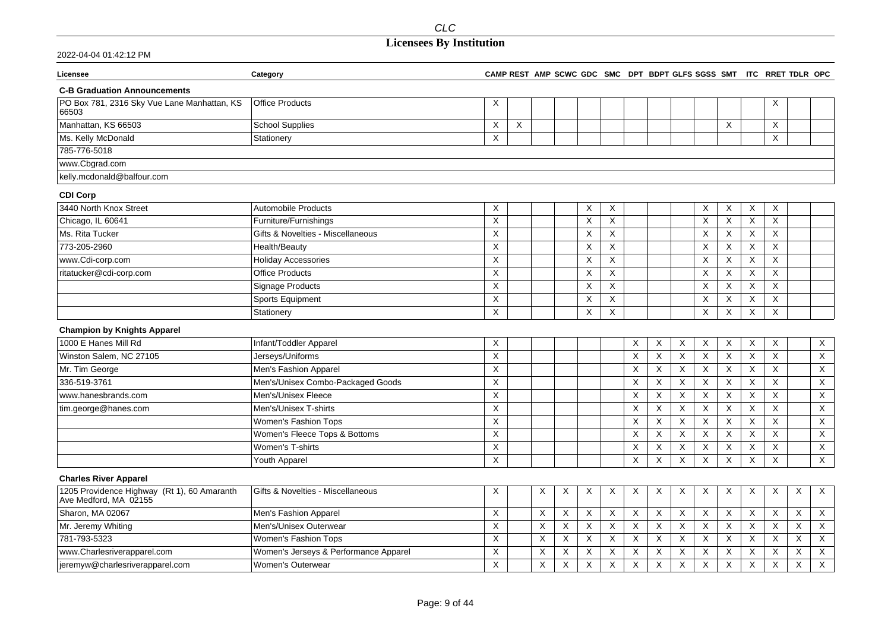| Licensee | Category | CAMP | REST | AMP | SCWC | GDC | SMC | DPT | BDPT | GLFS | SGSS | SMT | ITC | RRET | TDLR | OPC |
|---|---|---|---|---|---|---|---|---|---|---|---|---|---|---|---|---|
| **C-B Graduation Announcements** | | | | | | | | | | | | | | | | |
| PO Box 781, 2316 Sky Vue Lane Manhattan, KS 66503 | Office Products | X | | | | | | | | | | | | X | | |
| Manhattan, KS 66503 | School Supplies | X | X | | | | | | | | | X | | X | | |
| Ms. Kelly McDonald | Stationery | X | | | | | | | | | | | | X | | |
| 785-776-5018 | | | | | | | | | | | | | | | | |
| www.Cbgrad.com | | | | | | | | | | | | | | | | |
| kelly.mcdonald@balfour.com | | | | | | | | | | | | | | | | |
| **CDI Corp** | | | | | | | | | | | | | | | | |
| 3440 North Knox Street | Automobile Products | X | | | | X | X | | | | X | X | X | X | | |
| Chicago, IL 60641 | Furniture/Furnishings | X | | | | X | X | | | | X | X | X | X | | |
| Ms. Rita Tucker | Gifts & Novelties - Miscellaneous | X | | | | X | X | | | | X | X | X | X | | |
| 773-205-2960 | Health/Beauty | X | | | | X | X | | | | X | X | X | X | | |
| www.Cdi-corp.com | Holiday Accessories | X | | | | X | X | | | | X | X | X | X | | |
| ritatucker@cdi-corp.com | Office Products | X | | | | X | X | | | | X | X | X | X | | |
| | Signage Products | X | | | | X | X | | | | X | X | X | X | | |
| | Sports Equipment | X | | | | X | X | | | | X | X | X | X | | |
| | Stationery | X | | | | X | X | | | | X | X | X | X | | |
| **Champion by Knights Apparel** | | | | | | | | | | | | | | | | |
| 1000 E Hanes Mill Rd | Infant/Toddler Apparel | X | | | | | | X | X | X | X | X | X | X | | X |
| Winston Salem, NC 27105 | Jerseys/Uniforms | X | | | | | | X | X | X | X | X | X | X | | X |
| Mr. Tim George | Men's Fashion Apparel | X | | | | | | X | X | X | X | X | X | X | | X |
| 336-519-3761 | Men's/Unisex Combo-Packaged Goods | X | | | | | | X | X | X | X | X | X | X | | X |
| www.hanesbrands.com | Men's/Unisex Fleece | X | | | | | | X | X | X | X | X | X | X | | X |
| tim.george@hanes.com | Men's/Unisex T-shirts | X | | | | | | X | X | X | X | X | X | X | | X |
| | Women's Fashion Tops | X | | | | | | X | X | X | X | X | X | X | | X |
| | Women's Fleece Tops & Bottoms | X | | | | | | X | X | X | X | X | X | X | | X |
| | Women's T-shirts | X | | | | | | X | X | X | X | X | X | X | | X |
| | Youth Apparel | X | | | | | | X | X | X | X | X | X | X | | X |
| **Charles River Apparel** | | | | | | | | | | | | | | | | |
| 1205 Providence Highway (Rt 1), 60 Amaranth Ave Medford, MA 02155 | Gifts & Novelties - Miscellaneous | X | | X | X | X | X | X | X | X | X | X | X | X | X | X |
| Sharon, MA 02067 | Men's Fashion Apparel | X | | X | X | X | X | X | X | X | X | X | X | X | X | X |
| Mr. Jeremy Whiting | Men's/Unisex Outerwear | X | | X | X | X | X | X | X | X | X | X | X | X | X | X |
| 781-793-5323 | Women's Fashion Tops | X | | X | X | X | X | X | X | X | X | X | X | X | X | X |
| www.Charlesriverapparel.com | Women's Jerseys & Performance Apparel | X | | X | X | X | X | X | X | X | X | X | X | X | X | X |
| jeremyw@charlesriverapparel.com | Women's Outerwear | X | | X | X | X | X | X | X | X | X | X | X | X | X | X |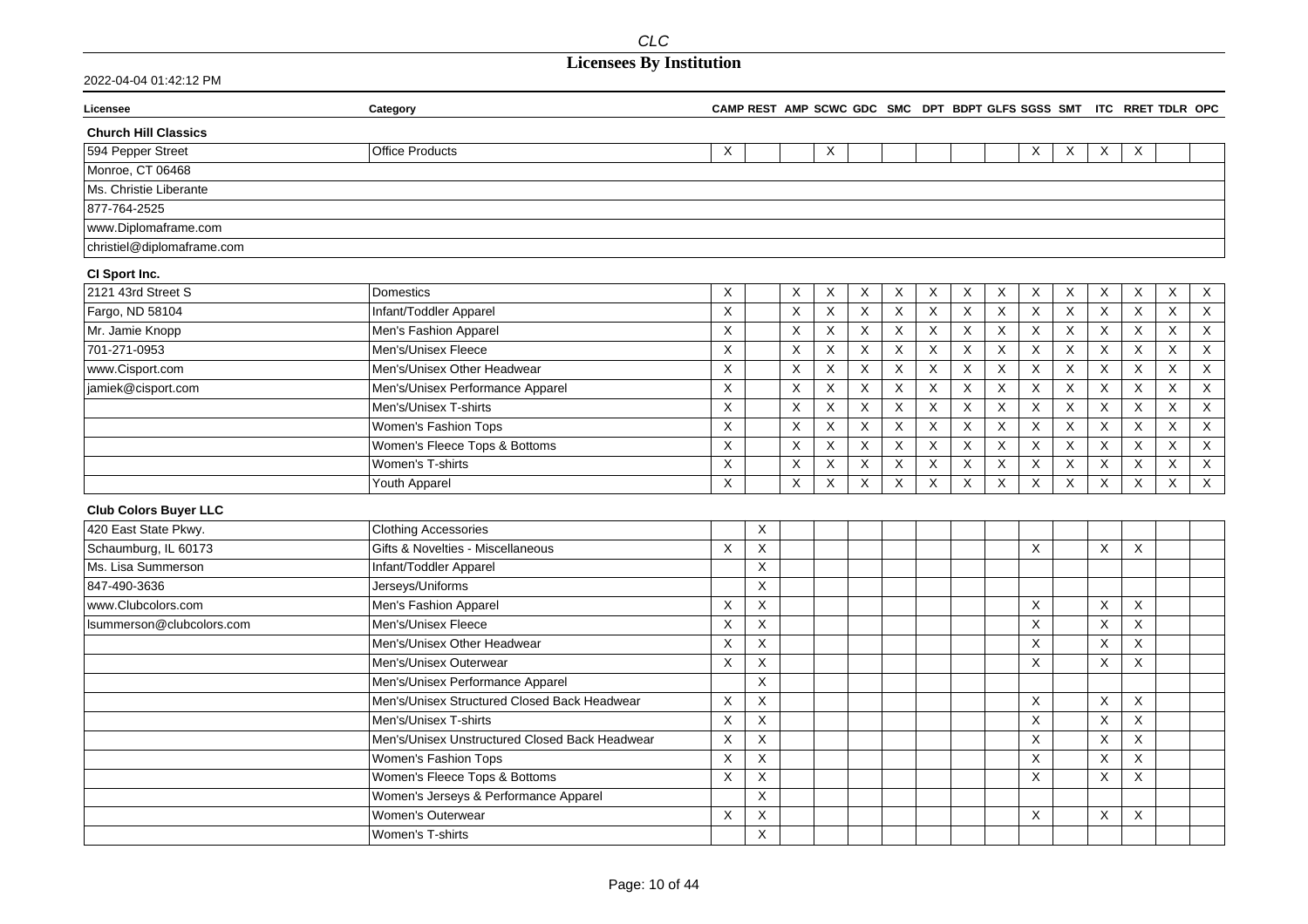| Licensee | Category | CAMP | REST | AMP | SCWC | GDC | SMC | DPT | BDPT | GLFS | SGSS | SMT | ITC | RRET | TDLR | OPC |
|---|---|---|---|---|---|---|---|---|---|---|---|---|---|---|---|---|
| **Church Hill Classics** | | | | | | | | | | | | | | | | |
| 594 Pepper Street | Office Products | X | | | X | | | | | | X | X | X | X | | |
| Monroe, CT 06468 | | | | | | | | | | | | | | | | |
| Ms. Christie Liberante | | | | | | | | | | | | | | | | |
| 877-764-2525 | | | | | | | | | | | | | | | | |
| www.Diplomaframe.com | | | | | | | | | | | | | | | | |
| christiel@diplomaframe.com | | | | | | | | | | | | | | | | |
| **CI Sport Inc.** | | | | | | | | | | | | | | | | |
| 2121 43rd Street S | Domestics | X | | X | X | X | X | X | X | X | X | X | X | X | X | X |
| Fargo, ND 58104 | Infant/Toddler Apparel | X | | X | X | X | X | X | X | X | X | X | X | X | X | X |
| Mr. Jamie Knopp | Men's Fashion Apparel | X | | X | X | X | X | X | X | X | X | X | X | X | X | X |
| 701-271-0953 | Men's/Unisex Fleece | X | | X | X | X | X | X | X | X | X | X | X | X | X | X |
| www.Cisport.com | Men's/Unisex Other Headwear | X | | X | X | X | X | X | X | X | X | X | X | X | X | X |
| jamiek@cisport.com | Men's/Unisex Performance Apparel | X | | X | X | X | X | X | X | X | X | X | X | X | X | X |
| | Men's/Unisex T-shirts | X | | X | X | X | X | X | X | X | X | X | X | X | X | X |
| | Women's Fashion Tops | X | | X | X | X | X | X | X | X | X | X | X | X | X | X |
| | Women's Fleece Tops & Bottoms | X | | X | X | X | X | X | X | X | X | X | X | X | X | X |
| | Women's T-shirts | X | | X | X | X | X | X | X | X | X | X | X | X | X | X |
| | Youth Apparel | X | | X | X | X | X | X | X | X | X | X | X | X | X | X |
| **Club Colors Buyer LLC** | | | | | | | | | | | | | | | | |
| 420 East State Pkwy. | Clothing Accessories | | X | | | | | | | | | | | | | |
| Schaumburg, IL 60173 | Gifts & Novelties - Miscellaneous | X | X | | | | | | | | X | | X | X | | |
| Ms. Lisa Summerson | Infant/Toddler Apparel | | X | | | | | | | | | | | | | |
| 847-490-3636 | Jerseys/Uniforms | | X | | | | | | | | | | | | | |
| www.Clubcolors.com | Men's Fashion Apparel | X | X | | | | | | | | X | | X | X | | |
| lsummerson@clubcolors.com | Men's/Unisex Fleece | X | X | | | | | | | | X | | X | X | | |
| | Men's/Unisex Other Headwear | X | X | | | | | | | | X | | X | X | | |
| | Men's/Unisex Outerwear | X | X | | | | | | | | X | | X | X | | |
| | Men's/Unisex Performance Apparel | | X | | | | | | | | | | | | | |
| | Men's/Unisex Structured Closed Back Headwear | X | X | | | | | | | | X | | X | X | | |
| | Men's/Unisex T-shirts | X | X | | | | | | | | X | | X | X | | |
| | Men's/Unisex Unstructured Closed Back Headwear | X | X | | | | | | | | X | | X | X | | |
| | Women's Fashion Tops | X | X | | | | | | | | X | | X | X | | |
| | Women's Fleece Tops & Bottoms | X | X | | | | | | | | X | | X | X | | |
| | Women's Jerseys & Performance Apparel | | X | | | | | | | | | | | | | |
| | Women's Outerwear | X | X | | | | | | | | X | | X | X | | |
| | Women's T-shirts | | X | | | | | | | | | | | | | |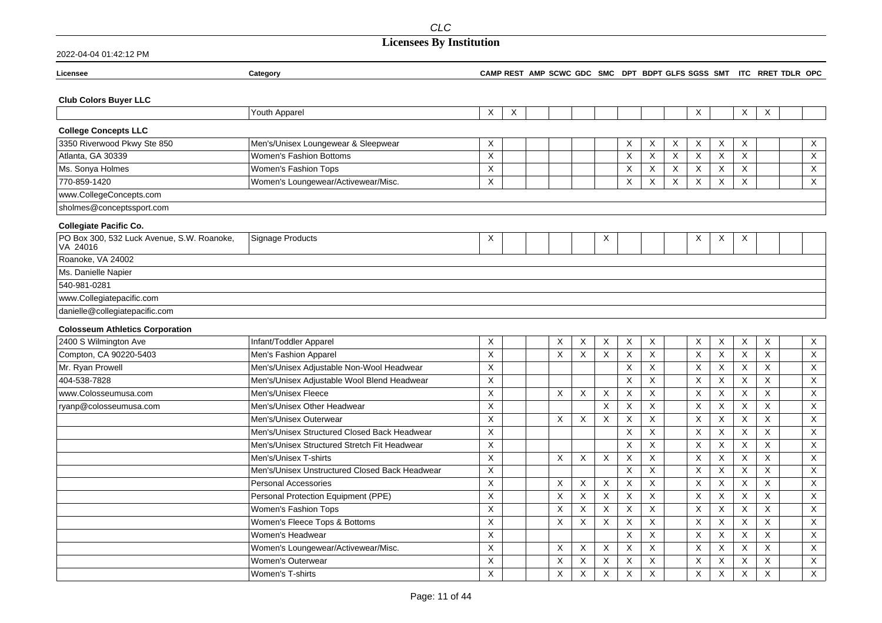| Licensee | Category | CAMP | REST | AMP | SCWC | GDC | SMC | DPT | BDPT | GLFS | SGSS | SMT | ITC | RRET | TDLR | OPC |
|---|---|---|---|---|---|---|---|---|---|---|---|---|---|---|---|---|
| **Club Colors Buyer LLC** | | | | | | | | | | | | | | | | |
| | Youth Apparel | X | X | | | | | | | | X | | X | X | | |
| **College Concepts LLC** | | | | | | | | | | | | | | | | |
| 3350 Riverwood Pkwy Ste 850 | Men's/Unisex Loungewear & Sleepwear | X | | | | | | X | X | X | X | X | X | | | X |
| Atlanta, GA 30339 | Women's Fashion Bottoms | X | | | | | | X | X | X | X | X | X | | | X |
| Ms. Sonya Holmes | Women's Fashion Tops | X | | | | | | X | X | X | X | X | X | | | X |
| 770-859-1420 | Women's Loungewear/Activewear/Misc. | X | | | | | | X | X | X | X | X | X | | | X |
| www.CollegeConcepts.com | | | | | | | | | | | | | | | | |
| sholmes@conceptssport.com | | | | | | | | | | | | | | | | |
| **Collegiate Pacific Co.** | | | | | | | | | | | | | | | | |
| PO Box 300, 532 Luck Avenue, S.W. Roanoke, VA 24016 | Signage Products | X | | | | | X | | | | X | X | X | | | |
| Roanoke, VA 24002 | | | | | | | | | | | | | | | | |
| Ms. Danielle Napier | | | | | | | | | | | | | | | | |
| 540-981-0281 | | | | | | | | | | | | | | | | |
| www.Collegiatepacific.com | | | | | | | | | | | | | | | | |
| danielle@collegiatepacific.com | | | | | | | | | | | | | | | | |
| **Colosseum Athletics Corporation** | | | | | | | | | | | | | | | | |
| 2400 S Wilmington Ave | Infant/Toddler Apparel | X | | | X | X | X | X | X | | X | X | X | X | | X |
| Compton, CA 90220-5403 | Men's Fashion Apparel | X | | | X | X | X | X | X | | X | X | X | X | | X |
| Mr. Ryan Prowell | Men's/Unisex Adjustable Non-Wool Headwear | X | | | | | | X | X | | X | X | X | X | | X |
| 404-538-7828 | Men's/Unisex Adjustable Wool Blend Headwear | X | | | | | | X | X | | X | X | X | X | | X |
| www.Colosseumusa.com | Men's/Unisex Fleece | X | | | X | X | X | X | X | | X | X | X | X | | X |
| ryanp@colosseumusa.com | Men's/Unisex Other Headwear | X | | | | | X | X | X | | X | X | X | X | | X |
| | Men's/Unisex Outerwear | X | | | X | X | X | X | X | | X | X | X | X | | X |
| | Men's/Unisex Structured Closed Back Headwear | X | | | | | | X | X | | X | X | X | X | | X |
| | Men's/Unisex Structured Stretch Fit Headwear | X | | | | | | X | X | | X | X | X | X | | X |
| | Men's/Unisex T-shirts | X | | | X | X | X | X | X | | X | X | X | X | | X |
| | Men's/Unisex Unstructured Closed Back Headwear | X | | | | | | X | X | | X | X | X | X | | X |
| | Personal Accessories | X | | | X | X | X | X | X | | X | X | X | X | | X |
| | Personal Protection Equipment (PPE) | X | | | X | X | X | X | X | | X | X | X | X | | X |
| | Women's Fashion Tops | X | | | X | X | X | X | X | | X | X | X | X | | X |
| | Women's Fleece Tops & Bottoms | X | | | X | X | X | X | X | | X | X | X | X | | X |
| | Women's Headwear | X | | | | | | X | X | | X | X | X | X | | X |
| | Women's Loungewear/Activewear/Misc. | X | | | X | X | X | X | X | | X | X | X | X | | X |
| | Women's Outerwear | X | | | X | X | X | X | X | | X | X | X | X | | X |
| | Women's T-shirts | X | | | X | X | X | X | X | | X | X | X | X | | X |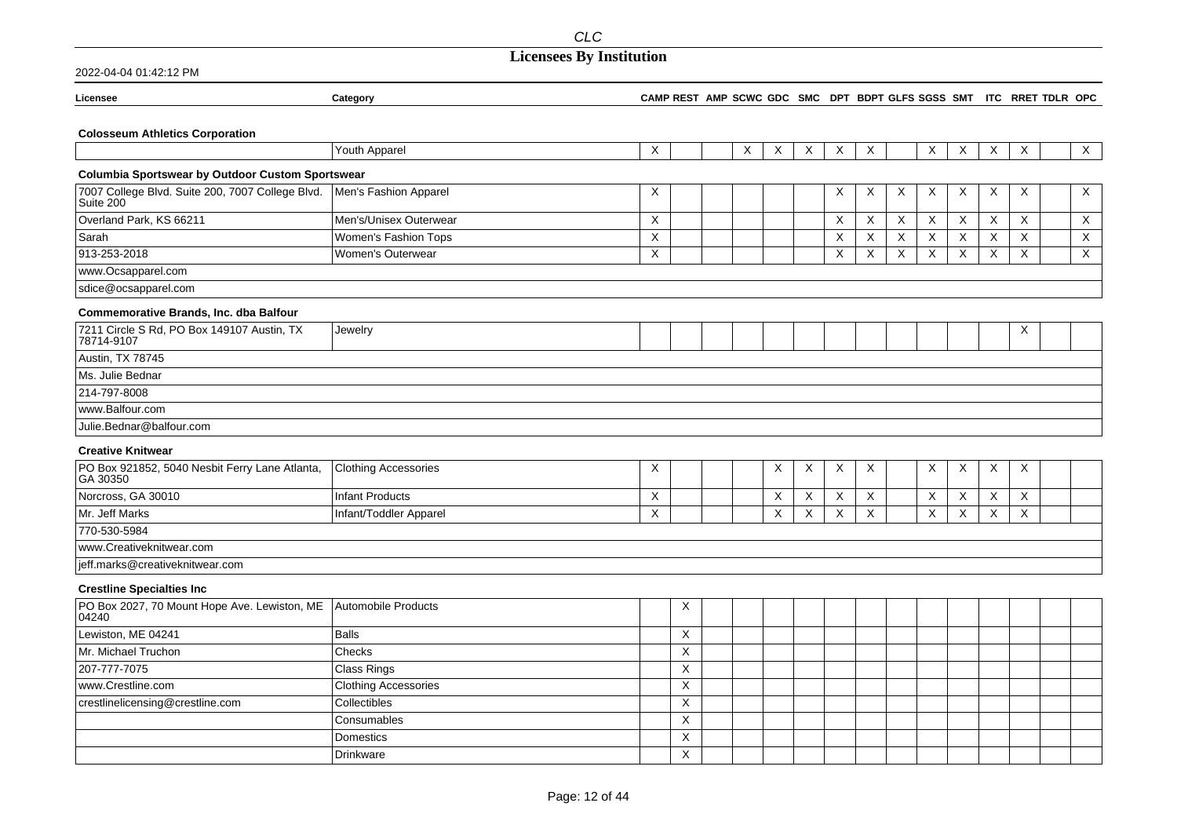| Licensee | Category | CAMP | REST | AMP | SCWC | GDC | SMC | DPT | BDPT | GLFS | SGSS | SMT | ITC | RRET | TDLR | OPC |
|---|---|---|---|---|---|---|---|---|---|---|---|---|---|---|---|---|
| **Colosseum Athletics Corporation** | | | | | | | | | | | | | | | | |
| | Youth Apparel | X | | | X | X | X | X | X | | X | X | X | X | | X |
| **Columbia Sportswear by Outdoor Custom Sportswear** | | | | | | | | | | | | | | | | |
| 7007 College Blvd. Suite 200, 7007 College Blvd. Suite 200 | Men's Fashion Apparel | X | | | | | | X | X | X | X | X | X | X | | X |
| Overland Park, KS 66211 | Men's/Unisex Outerwear | X | | | | | | X | X | X | X | X | X | X | | X |
| Sarah | Women's Fashion Tops | X | | | | | | X | X | X | X | X | X | X | | X |
| 913-253-2018 | Women's Outerwear | X | | | | | | X | X | X | X | X | X | X | | X |
| www.Ocsapparel.com | | | | | | | | | | | | | | | | |
| sdice@ocsapparel.com | | | | | | | | | | | | | | | | |
| **Commemorative Brands, Inc. dba Balfour** | | | | | | | | | | | | | | | | |
| 7211 Circle S Rd, PO Box 149107 Austin, TX 78714-9107 | Jewelry | | | | | | | | | | | | | X | | |
| Austin, TX 78745 | | | | | | | | | | | | | | | | |
| Ms. Julie Bednar | | | | | | | | | | | | | | | | |
| 214-797-8008 | | | | | | | | | | | | | | | | |
| www.Balfour.com | | | | | | | | | | | | | | | | |
| Julie.Bednar@balfour.com | | | | | | | | | | | | | | | | |
| **Creative Knitwear** | | | | | | | | | | | | | | | | |
| PO Box 921852, 5040 Nesbit Ferry Lane Atlanta, GA 30350 | Clothing Accessories | X | | | | X | X | X | X | | X | X | X | X | | |
| Norcross, GA 30010 | Infant Products | X | | | | X | X | X | X | | X | X | X | X | | |
| Mr. Jeff Marks | Infant/Toddler Apparel | X | | | | X | X | X | X | | X | X | X | X | | |
| 770-530-5984 | | | | | | | | | | | | | | | | |
| www.Creativeknitwear.com | | | | | | | | | | | | | | | | |
| jeff.marks@creativeknitwear.com | | | | | | | | | | | | | | | | |
| **Crestline Specialties Inc** | | | | | | | | | | | | | | | | |
| PO Box 2027, 70 Mount Hope Ave. Lewiston, ME 04240 | Automobile Products | | X | | | | | | | | | | | | | |
| Lewiston, ME 04241 | Balls | | X | | | | | | | | | | | | | |
| Mr. Michael Truchon | Checks | | X | | | | | | | | | | | | | |
| 207-777-7075 | Class Rings | | X | | | | | | | | | | | | | |
| www.Crestline.com | Clothing Accessories | | X | | | | | | | | | | | | | |
| crestlinelicensing@crestline.com | Collectibles | | X | | | | | | | | | | | | | |
| | Consumables | | X | | | | | | | | | | | | | |
| | Domestics | | X | | | | | | | | | | | | | |
| | Drinkware | | X | | | | | | | | | | | | | |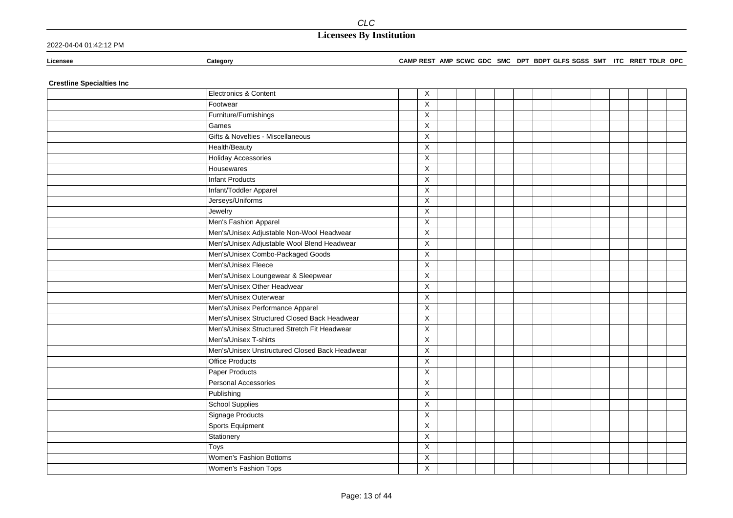| Licensee | Category | CAMP | REST | AMP | SCWC | GDC | SMC | DPT | BDPT | GLFS | SGSS | SMT | ITC | RRET | TDLR | OPC |
|---|---|---|---|---|---|---|---|---|---|---|---|---|---|---|---|---|
| **Crestline Specialties Inc** | | | | | | | | | | | | | | | | |
| | Electronics & Content | | X | | | | | | | | | | | | | |
| | Footwear | | X | | | | | | | | | | | | | |
| | Furniture/Furnishings | | X | | | | | | | | | | | | | |
| | Games | | X | | | | | | | | | | | | | |
| | Gifts & Novelties - Miscellaneous | | X | | | | | | | | | | | | | |
| | Health/Beauty | | X | | | | | | | | | | | | | |
| | Holiday Accessories | | X | | | | | | | | | | | | | |
| | Housewares | | X | | | | | | | | | | | | | |
| | Infant Products | | X | | | | | | | | | | | | | |
| | Infant/Toddler Apparel | | X | | | | | | | | | | | | | |
| | Jerseys/Uniforms | | X | | | | | | | | | | | | | |
| | Jewelry | | X | | | | | | | | | | | | | |
| | Men's Fashion Apparel | | X | | | | | | | | | | | | | |
| | Men's/Unisex Adjustable Non-Wool Headwear | | X | | | | | | | | | | | | | |
| | Men's/Unisex Adjustable Wool Blend Headwear | | X | | | | | | | | | | | | | |
| | Men's/Unisex Combo-Packaged Goods | | X | | | | | | | | | | | | | |
| | Men's/Unisex Fleece | | X | | | | | | | | | | | | | |
| | Men's/Unisex Loungewear & Sleepwear | | X | | | | | | | | | | | | | |
| | Men's/Unisex Other Headwear | | X | | | | | | | | | | | | | |
| | Men's/Unisex Outerwear | | X | | | | | | | | | | | | | |
| | Men's/Unisex Performance Apparel | | X | | | | | | | | | | | | | |
| | Men's/Unisex Structured Closed Back Headwear | | X | | | | | | | | | | | | | |
| | Men's/Unisex Structured Stretch Fit Headwear | | X | | | | | | | | | | | | | |
| | Men's/Unisex T-shirts | | X | | | | | | | | | | | | | |
| | Men's/Unisex Unstructured Closed Back Headwear | | X | | | | | | | | | | | | | |
| | Office Products | | X | | | | | | | | | | | | | |
| | Paper Products | | X | | | | | | | | | | | | | |
| | Personal Accessories | | X | | | | | | | | | | | | | |
| | Publishing | | X | | | | | | | | | | | | | |
| | School Supplies | | X | | | | | | | | | | | | | |
| | Signage Products | | X | | | | | | | | | | | | | |
| | Sports Equipment | | X | | | | | | | | | | | | | |
| | Stationery | | X | | | | | | | | | | | | | |
| | Toys | | X | | | | | | | | | | | | | |
| | Women's Fashion Bottoms | | X | | | | | | | | | | | | | |
| | Women's Fashion Tops | | X | | | | | | | | | | | | | |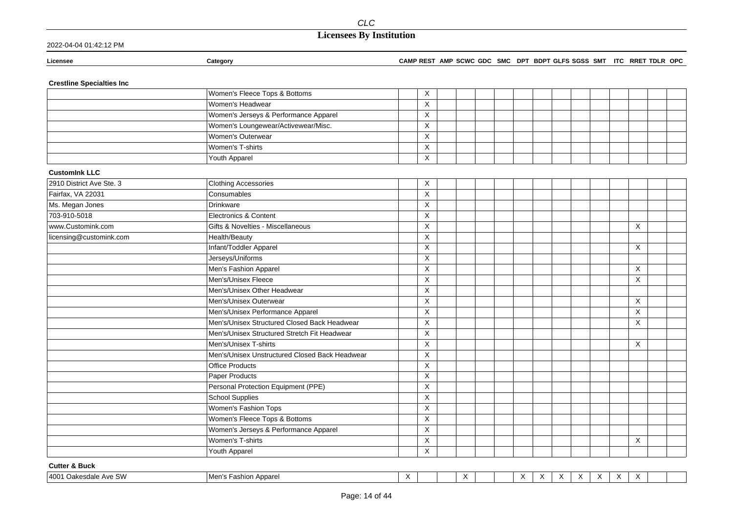## CLC

# Licensees By Institution

2022-04-04 01:42:12 PM

| Licensee | Category | CAMP | REST | AMP | SCWC | GDC | SMC | DPT | BDPT | GLFS | SGSS | SMT | ITC | RRET | TDLR | OPC |
|---|---|---|---|---|---|---|---|---|---|---|---|---|---|---|---|---|
| **Crestline Specialties Inc** | | | | | | | | | | | | | | | | |
| | Women's Fleece Tops & Bottoms | | X | | | | | | | | | | | | | |
| | Women's Headwear | | X | | | | | | | | | | | | | |
| | Women's Jerseys & Performance Apparel | | X | | | | | | | | | | | | | |
| | Women's Loungewear/Activewear/Misc. | | X | | | | | | | | | | | | | |
| | Women's Outerwear | | X | | | | | | | | | | | | | |
| | Women's T-shirts | | X | | | | | | | | | | | | | |
| | Youth Apparel | | X | | | | | | | | | | | | | |
| **CustomInk LLC** | | | | | | | | | | | | | | | | |
| 2910 District Ave Ste. 3 | Clothing Accessories | | X | | | | | | | | | | | | | |
| Fairfax, VA 22031 | Consumables | | X | | | | | | | | | | | | | |
| Ms. Megan Jones | Drinkware | | X | | | | | | | | | | | | | |
| 703-910-5018 | Electronics & Content | | X | | | | | | | | | | | | | |
| www.Customink.com | Gifts & Novelties - Miscellaneous | | X | | | | | | | | | | | X | | |
| licensing@customink.com | Health/Beauty | | X | | | | | | | | | | | | | |
| | Infant/Toddler Apparel | | X | | | | | | | | | | | X | | |
| | Jerseys/Uniforms | | X | | | | | | | | | | | | | |
| | Men's Fashion Apparel | | X | | | | | | | | | | | X | | |
| | Men's/Unisex Fleece | | X | | | | | | | | | | | X | | |
| | Men's/Unisex Other Headwear | | X | | | | | | | | | | | | | |
| | Men's/Unisex Outerwear | | X | | | | | | | | | | | X | | |
| | Men's/Unisex Performance Apparel | | X | | | | | | | | | | | X | | |
| | Men's/Unisex Structured Closed Back Headwear | | X | | | | | | | | | | | X | | |
| | Men's/Unisex Structured Stretch Fit Headwear | | X | | | | | | | | | | | | | |
| | Men's/Unisex T-shirts | | X | | | | | | | | | | | X | | |
| | Men's/Unisex Unstructured Closed Back Headwear | | X | | | | | | | | | | | | | |
| | Office Products | | X | | | | | | | | | | | | | |
| | Paper Products | | X | | | | | | | | | | | | | |
| | Personal Protection Equipment (PPE) | | X | | | | | | | | | | | | | |
| | School Supplies | | X | | | | | | | | | | | | | |
| | Women's Fashion Tops | | X | | | | | | | | | | | | | |
| | Women's Fleece Tops & Bottoms | | X | | | | | | | | | | | | | |
| | Women's Jerseys & Performance Apparel | | X | | | | | | | | | | | | | |
| | Women's T-shirts | | X | | | | | | | | | | | X | | |
| | Youth Apparel | | X | | | | | | | | | | | | | |
| **Cutter & Buck** | | | | | | | | | | | | | | | | |
| 4001 Oakesdale Ave SW | Men's Fashion Apparel | X | | | X | | | X | X | X | X | X | X | X | | |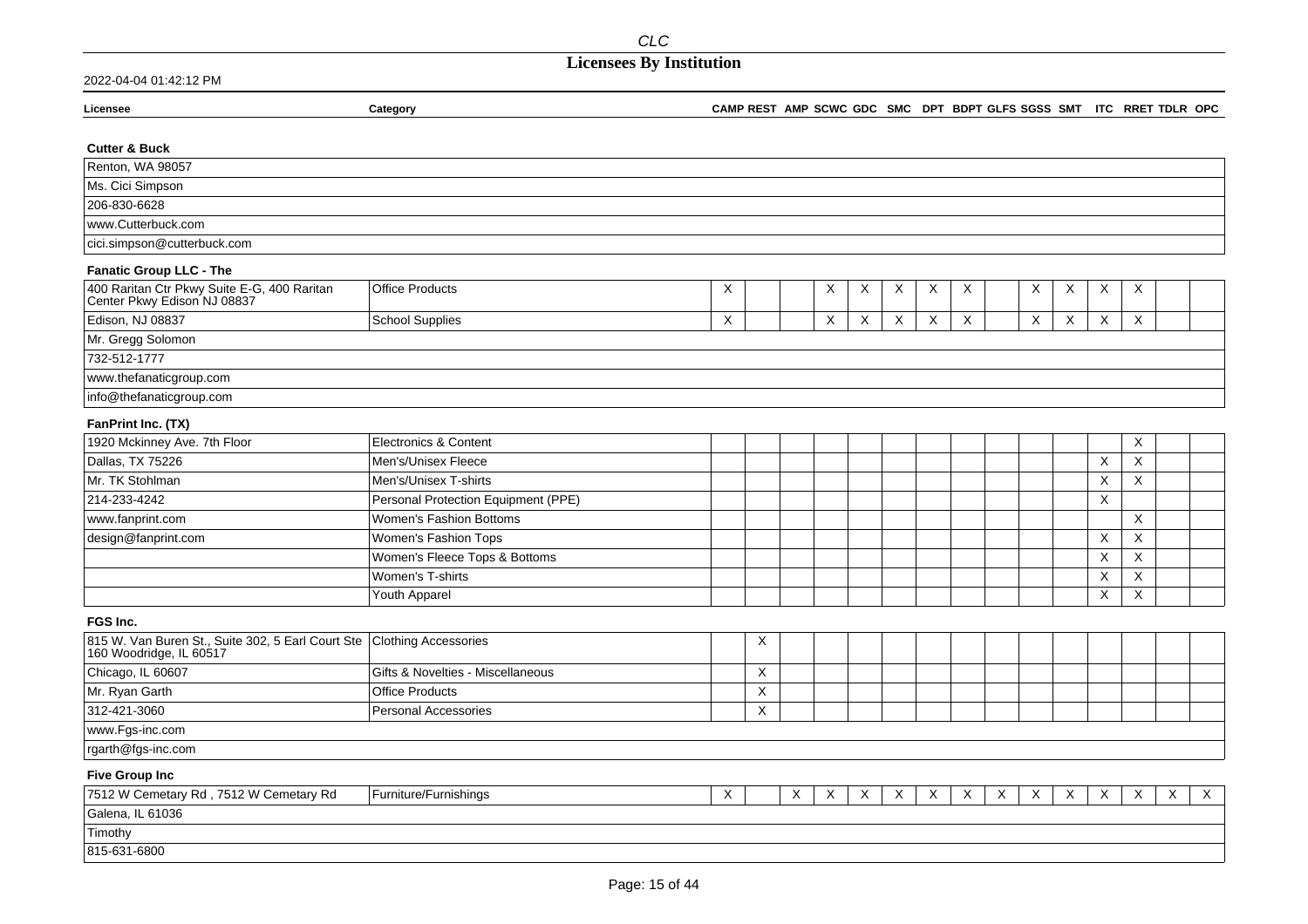# Licensees By Institution

2022-04-04 01:42:12 PM

| Licensee | Category | CAMP | REST | AMP | SCWC | GDC | SMC | DPT | BDPT | GLFS | SGSS | SMT | ITC | RRET | TDLR | OPC |
|---|---|---|---|---|---|---|---|---|---|---|---|---|---|---|---|---|
| **Cutter & Buck** | | | | | | | | | | | | | | | | |
| Renton, WA 98057 | | | | | | | | | | | | | | | | |
| Ms. Cici Simpson | | | | | | | | | | | | | | | | |
| 206-830-6628 | | | | | | | | | | | | | | | | |
| www.Cutterbuck.com | | | | | | | | | | | | | | | | |
| cici.simpson@cutterbuck.com | | | | | | | | | | | | | | | | |
| **Fanatic Group LLC - The** | | | | | | | | | | | | | | | | |
| 400 Raritan Ctr Pkwy Suite E-G, 400 Raritan Center Pkwy Edison NJ 08837 | Office Products | X | | | X | X | X | X | X | | X | X | X | X | | |
| Edison, NJ 08837 | School Supplies | X | | | X | X | X | X | X | | X | X | X | X | | |
| Mr. Gregg Solomon | | | | | | | | | | | | | | | | |
| 732-512-1777 | | | | | | | | | | | | | | | | |
| www.thefanaticgroup.com | | | | | | | | | | | | | | | | |
| info@thefanaticgroup.com | | | | | | | | | | | | | | | | |
| **FanPrint Inc. (TX)** | | | | | | | | | | | | | | | | |
| 1920 Mckinney Ave. 7th Floor | Electronics & Content | | | | | | | | | | | | | X | | |
| Dallas, TX 75226 | Men's/Unisex Fleece | | | | | | | | | | | | X | X | | |
| Mr. TK Stohlman | Men's/Unisex T-shirts | | | | | | | | | | | | X | X | | |
| 214-233-4242 | Personal Protection Equipment (PPE) | | | | | | | | | | | | X | | | |
| www.fanprint.com | Women's Fashion Bottoms | | | | | | | | | | | | | X | | |
| design@fanprint.com | Women's Fashion Tops | | | | | | | | | | | | X | X | | |
| | Women's Fleece Tops & Bottoms | | | | | | | | | | | | X | X | | |
| | Women's T-shirts | | | | | | | | | | | | X | X | | |
| | Youth Apparel | | | | | | | | | | | | X | X | | |
| **FGS Inc.** | | | | | | | | | | | | | | | | |
| 815 W. Van Buren St., Suite 302, 5 Earl Court Ste 160 Woodridge, IL 60517 | Clothing Accessories | | X | | | | | | | | | | | | | |
| Chicago, IL 60607 | Gifts & Novelties - Miscellaneous | | X | | | | | | | | | | | | | |
| Mr. Ryan Garth | Office Products | | X | | | | | | | | | | | | | |
| 312-421-3060 | Personal Accessories | | X | | | | | | | | | | | | | |
| www.Fgs-inc.com | | | | | | | | | | | | | | | | |
| rgarth@fgs-inc.com | | | | | | | | | | | | | | | | |
| **Five Group Inc** | | | | | | | | | | | | | | | | |
| 7512 W Cemetary Rd , 7512 W Cemetary Rd | Furniture/Furnishings | X | | X | X | X | X | X | X | X | X | X | X | X | X | X |
| Galena, IL 61036 | | | | | | | | | | | | | | | | |
| Timothy | | | | | | | | | | | | | | | | |
| 815-631-6800 | | | | | | | | | | | | | | | | |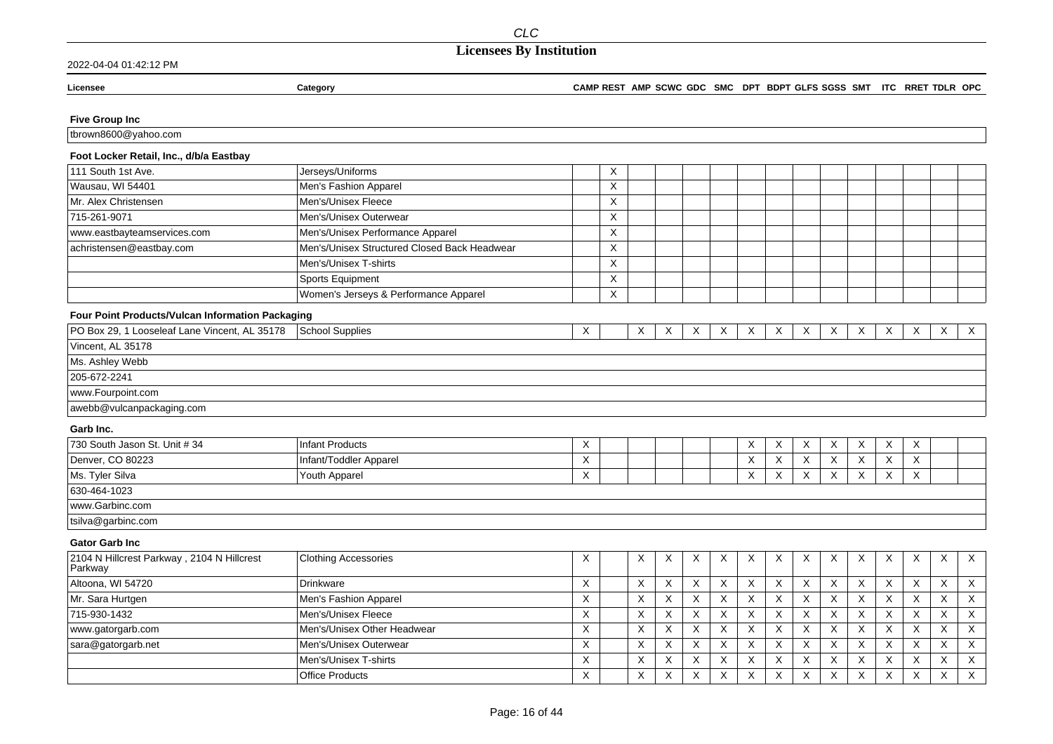# Licensees By Institution

2022-04-04 01:42:12 PM

| Licensee | Category | CAMP | REST | AMP | SCWC | GDC | SMC | DPT | BDPT | GLFS | SGSS | SMT | ITC | RRET | TDLR | OPC |
|---|---|---|---|---|---|---|---|---|---|---|---|---|---|---|---|---|
| **Five Group Inc** | | | | | | | | | | | | | | | | |
| tbrown8600@yahoo.com | | | | | | | | | | | | | | | | |
| **Foot Locker Retail, Inc., d/b/a Eastbay** | | | | | | | | | | | | | | | | |
| 111 South 1st Ave. | Jerseys/Uniforms | | X | | | | | | | | | | | | | |
| Wausau, WI 54401 | Men's Fashion Apparel | | X | | | | | | | | | | | | | |
| Mr. Alex Christensen | Men's/Unisex Fleece | | X | | | | | | | | | | | | | |
| 715-261-9071 | Men's/Unisex Outerwear | | X | | | | | | | | | | | | | |
| www.eastbayteamservices.com | Men's/Unisex Performance Apparel | | X | | | | | | | | | | | | | |
| achristensen@eastbay.com | Men's/Unisex Structured Closed Back Headwear | | X | | | | | | | | | | | | | |
| | Men's/Unisex T-shirts | | X | | | | | | | | | | | | | |
| | Sports Equipment | | X | | | | | | | | | | | | | |
| | Women's Jerseys & Performance Apparel | | X | | | | | | | | | | | | | |
| **Four Point Products/Vulcan Information Packaging** | | | | | | | | | | | | | | | | |
| PO Box 29, 1 Looseleaf Lane Vincent, AL 35178 | School Supplies | X | | X | X | X | X | X | X | X | X | X | X | X | X | X |
| Vincent, AL 35178 | | | | | | | | | | | | | | | | |
| Ms. Ashley Webb | | | | | | | | | | | | | | | | |
| 205-672-2241 | | | | | | | | | | | | | | | | |
| www.Fourpoint.com | | | | | | | | | | | | | | | | |
| awebb@vulcanpackaging.com | | | | | | | | | | | | | | | | |
| **Garb Inc.** | | | | | | | | | | | | | | | | |
| 730 South Jason St. Unit # 34 | Infant Products | X | | | | | | X | X | X | X | X | X | X | | |
| Denver, CO 80223 | Infant/Toddler Apparel | X | | | | | | X | X | X | X | X | X | X | | |
| Ms. Tyler Silva | Youth Apparel | X | | | | | | X | X | X | X | X | X | X | | |
| 630-464-1023 | | | | | | | | | | | | | | | | |
| www.Garbinc.com | | | | | | | | | | | | | | | | |
| tsilva@garbinc.com | | | | | | | | | | | | | | | | |
| **Gator Garb Inc** | | | | | | | | | | | | | | | | |
| 2104 N Hillcrest Parkway , 2104 N Hillcrest Parkway | Clothing Accessories | X | | X | X | X | X | X | X | X | X | X | X | X | X | X |
| Altoona, WI 54720 | Drinkware | X | | X | X | X | X | X | X | X | X | X | X | X | X | X |
| Mr. Sara Hurtgen | Men's Fashion Apparel | X | | X | X | X | X | X | X | X | X | X | X | X | X | X |
| 715-930-1432 | Men's/Unisex Fleece | X | | X | X | X | X | X | X | X | X | X | X | X | X | X |
| www.gatorgarb.com | Men's/Unisex Other Headwear | X | | X | X | X | X | X | X | X | X | X | X | X | X | X |
| sara@gatorgarb.net | Men's/Unisex Outerwear | X | | X | X | X | X | X | X | X | X | X | X | X | X | X |
| | Men's/Unisex T-shirts | X | | X | X | X | X | X | X | X | X | X | X | X | X | X |
| | Office Products | X | | X | X | X | X | X | X | X | X | X | X | X | X | X |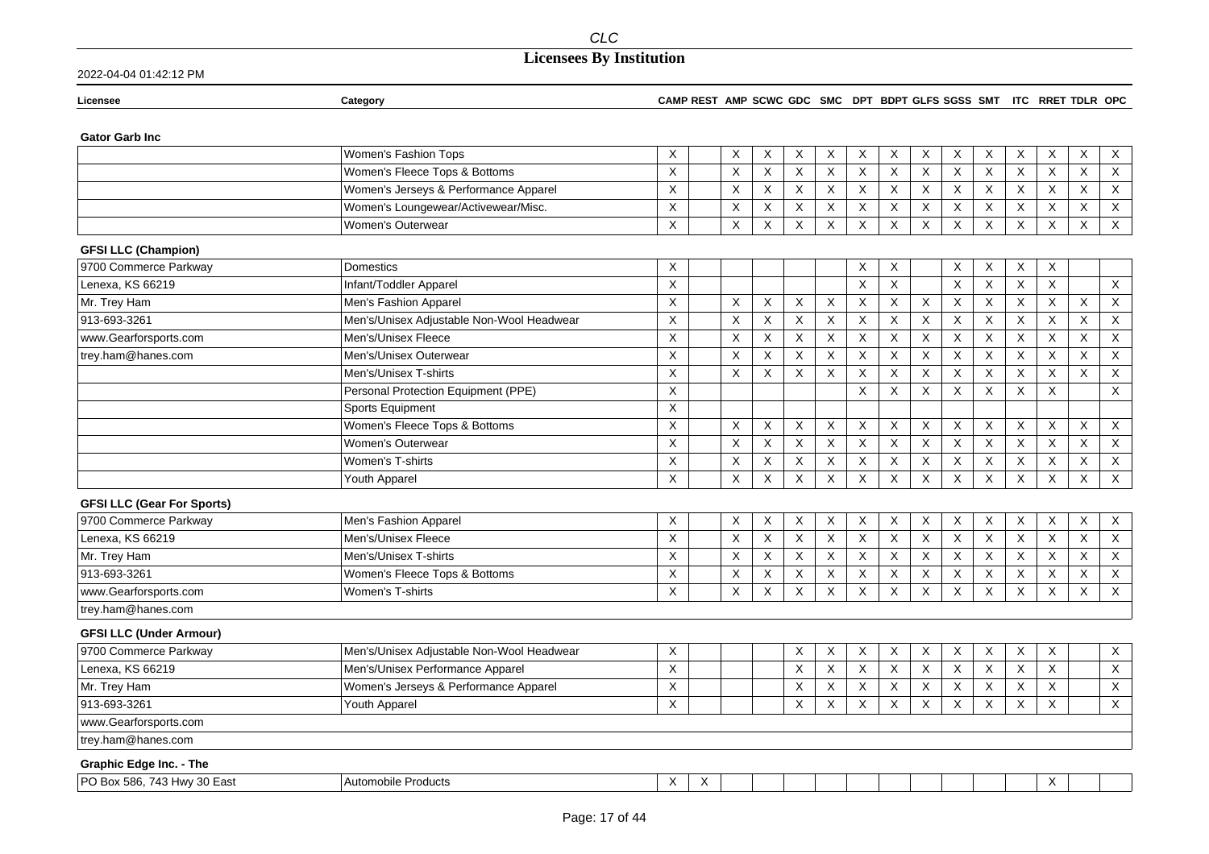| Licensee | Category | CAMP | REST | AMP | SCWC | GDC | SMC | DPT | BDPT | GLFS | SGSS | SMT | ITC | RRET | TDLR | OPC |
|---|---|---|---|---|---|---|---|---|---|---|---|---|---|---|---|---|
| **Gator Garb Inc** | | | | | | | | | | | | | | | | |
| | Women's Fashion Tops | X | | X | X | X | X | X | X | X | X | X | X | X | X | X |
| | Women's Fleece Tops & Bottoms | X | | X | X | X | X | X | X | X | X | X | X | X | X | X |
| | Women's Jerseys & Performance Apparel | X | | X | X | X | X | X | X | X | X | X | X | X | X | X |
| | Women's Loungewear/Activewear/Misc. | X | | X | X | X | X | X | X | X | X | X | X | X | X | X |
| | Women's Outerwear | X | | X | X | X | X | X | X | X | X | X | X | X | X | X |
| **GFSI LLC (Champion)** | | | | | | | | | | | | | | | | |
| 9700 Commerce Parkway | Domestics | X | | | | | | X | X | | X | X | X | X | | |
| Lenexa, KS 66219 | Infant/Toddler Apparel | X | | | | | | X | X | | X | X | X | X | | X |
| Mr. Trey Ham | Men's Fashion Apparel | X | | X | X | X | X | X | X | X | X | X | X | X | X | X |
| 913-693-3261 | Men's/Unisex Adjustable Non-Wool Headwear | X | | X | X | X | X | X | X | X | X | X | X | X | X | X |
| www.Gearforsports.com | Men's/Unisex Fleece | X | | X | X | X | X | X | X | X | X | X | X | X | X | X |
| trey.ham@hanes.com | Men's/Unisex Outerwear | X | | X | X | X | X | X | X | X | X | X | X | X | X | X |
| | Men's/Unisex T-shirts | X | | X | X | X | X | X | X | X | X | X | X | X | X | X |
| | Personal Protection Equipment (PPE) | X | | | | | | X | X | X | X | X | X | X | | X |
| | Sports Equipment | X | | | | | | | | | | | | | | |
| | Women's Fleece Tops & Bottoms | X | | X | X | X | X | X | X | X | X | X | X | X | X | X |
| | Women's Outerwear | X | | X | X | X | X | X | X | X | X | X | X | X | X | X |
| | Women's T-shirts | X | | X | X | X | X | X | X | X | X | X | X | X | X | X |
| | Youth Apparel | X | | X | X | X | X | X | X | X | X | X | X | X | X | X |
| **GFSI LLC (Gear For Sports)** | | | | | | | | | | | | | | | | |
| 9700 Commerce Parkway | Men's Fashion Apparel | X | | X | X | X | X | X | X | X | X | X | X | X | X | X |
| Lenexa, KS 66219 | Men's/Unisex Fleece | X | | X | X | X | X | X | X | X | X | X | X | X | X | X |
| Mr. Trey Ham | Men's/Unisex T-shirts | X | | X | X | X | X | X | X | X | X | X | X | X | X | X |
| 913-693-3261 | Women's Fleece Tops & Bottoms | X | | X | X | X | X | X | X | X | X | X | X | X | X | X |
| www.Gearforsports.com | Women's T-shirts | X | | X | X | X | X | X | X | X | X | X | X | X | X | X |
| trey.ham@hanes.com | | | | | | | | | | | | | | | | |
| **GFSI LLC (Under Armour)** | | | | | | | | | | | | | | | | |
| 9700 Commerce Parkway | Men's/Unisex Adjustable Non-Wool Headwear | X | | | | X | X | X | X | X | X | X | X | X | | X |
| Lenexa, KS 66219 | Men's/Unisex Performance Apparel | X | | | | X | X | X | X | X | X | X | X | X | | X |
| Mr. Trey Ham | Women's Jerseys & Performance Apparel | X | | | | X | X | X | X | X | X | X | X | X | | X |
| 913-693-3261 | Youth Apparel | X | | | | X | X | X | X | X | X | X | X | X | | X |
| www.Gearforsports.com | | | | | | | | | | | | | | | | |
| trey.ham@hanes.com | | | | | | | | | | | | | | | | |
| **Graphic Edge Inc. - The** | | | | | | | | | | | | | | | | |
| PO Box 586, 743 Hwy 30 East | Automobile Products | X | X | | | | | | | | | | | X | | |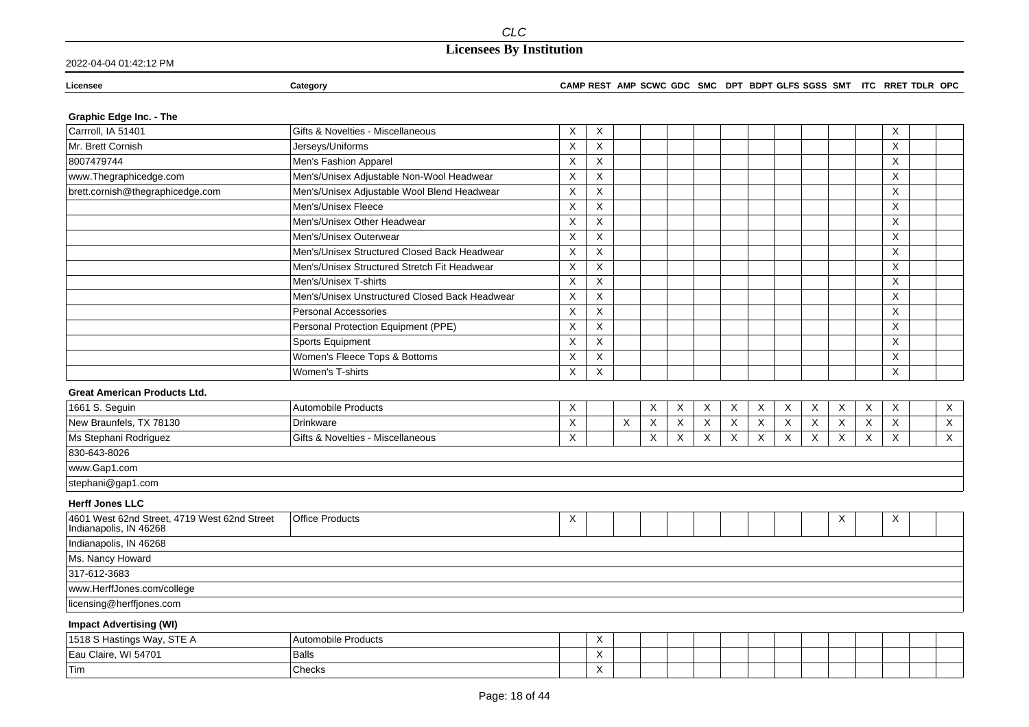# Licensees By Institution

2022-04-04 01:42:12 PM

| Licensee | Category | CAMP | REST | AMP | SCWC | GDC | SMC | DPT | BDPT | GLFS | SGSS | SMT | ITC | RRET | TDLR | OPC |
|---|---|---|---|---|---|---|---|---|---|---|---|---|---|---|---|---|
| **Graphic Edge Inc. - The** | | | | | | | | | | | | | | | | |
| Carrroll, IA 51401 | Gifts & Novelties - Miscellaneous | X | X | | | | | | | | | | | X | | |
| Mr. Brett Cornish | Jerseys/Uniforms | X | X | | | | | | | | | | | X | | |
| 8007479744 | Men's Fashion Apparel | X | X | | | | | | | | | | | X | | |
| www.Thegraphicedge.com | Men's/Unisex Adjustable Non-Wool Headwear | X | X | | | | | | | | | | | X | | |
| brett.cornish@thegraphicedge.com | Men's/Unisex Adjustable Wool Blend Headwear | X | X | | | | | | | | | | | X | | |
| | Men's/Unisex Fleece | X | X | | | | | | | | | | | X | | |
| | Men's/Unisex Other Headwear | X | X | | | | | | | | | | | X | | |
| | Men's/Unisex Outerwear | X | X | | | | | | | | | | | X | | |
| | Men's/Unisex Structured Closed Back Headwear | X | X | | | | | | | | | | | X | | |
| | Men's/Unisex Structured Stretch Fit Headwear | X | X | | | | | | | | | | | X | | |
| | Men's/Unisex T-shirts | X | X | | | | | | | | | | | X | | |
| | Men's/Unisex Unstructured Closed Back Headwear | X | X | | | | | | | | | | | X | | |
| | Personal Accessories | X | X | | | | | | | | | | | X | | |
| | Personal Protection Equipment (PPE) | X | X | | | | | | | | | | | X | | |
| | Sports Equipment | X | X | | | | | | | | | | | X | | |
| | Women's Fleece Tops & Bottoms | X | X | | | | | | | | | | | X | | |
| | Women's T-shirts | X | X | | | | | | | | | | | X | | |
| **Great American Products Ltd.** | | | | | | | | | | | | | | | | |
| 1661 S. Seguin | Automobile Products | X | | | X | X | X | X | X | X | X | X | X | X | | X |
| New Braunfels, TX 78130 | Drinkware | X | | X | X | X | X | X | X | X | X | X | X | X | | X |
| Ms Stephani Rodriguez | Gifts & Novelties - Miscellaneous | X | | | X | X | X | X | X | X | X | X | X | X | | X |
| 830-643-8026 | | | | | | | | | | | | | | | | |
| www.Gap1.com | | | | | | | | | | | | | | | | |
| stephani@gap1.com | | | | | | | | | | | | | | | | |
| **Herff Jones LLC** | | | | | | | | | | | | | | | | |
| 4601 West 62nd Street, 4719 West 62nd Street Indianapolis, IN 46268 | Office Products | X | | | | | | | | | | X | | X | | |
| Indianapolis, IN 46268 | | | | | | | | | | | | | | | | |
| Ms. Nancy Howard | | | | | | | | | | | | | | | | |
| 317-612-3683 | | | | | | | | | | | | | | | | |
| www.HerffJones.com/college | | | | | | | | | | | | | | | | |
| licensing@herffjones.com | | | | | | | | | | | | | | | | |
| **Impact Advertising (WI)** | | | | | | | | | | | | | | | | |
| 1518 S Hastings Way, STE A | Automobile Products | | X | | | | | | | | | | | | | |
| Eau Claire, WI 54701 | Balls | | X | | | | | | | | | | | | | |
| Tim | Checks | | X | | | | | | | | | | | | | |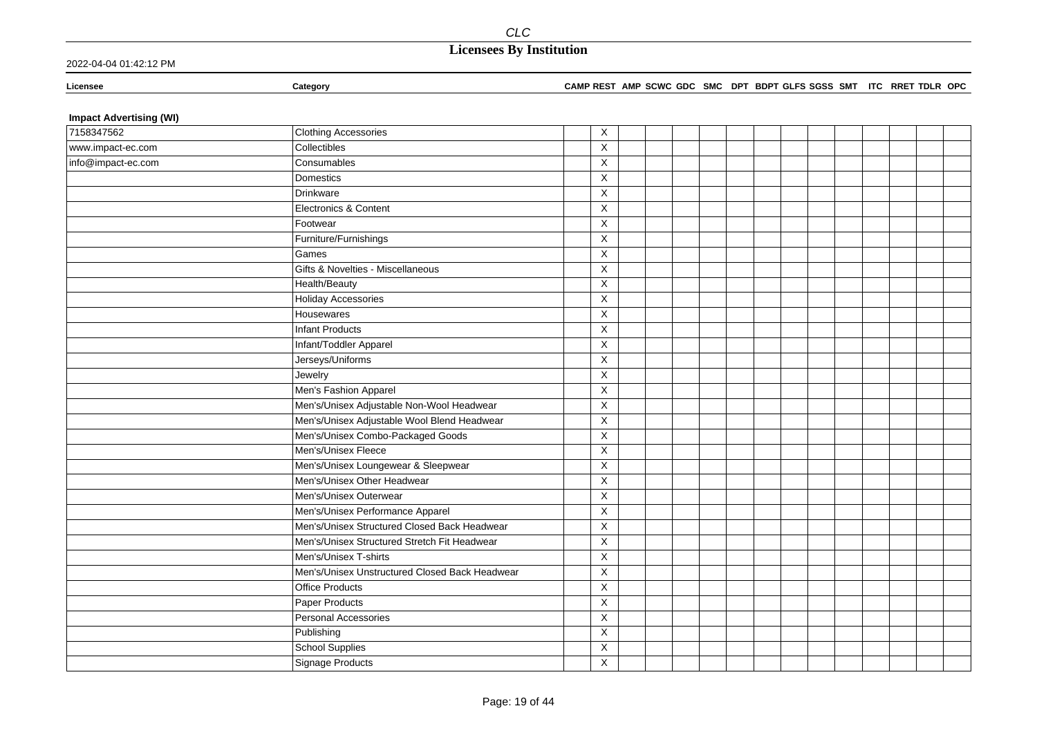**Impact Advertising (WI)**

| Licensee | Category | CAMP | REST | AMP | SCWC | GDC | SMC | DPT | BDPT | GLFS | SGSS | SMT | ITC | RRET | TDLR | OPC |
|---|---|---|---|---|---|---|---|---|---|---|---|---|---|---|---|---|
| 7158347562 | Clothing Accessories | | X | | | | | | | | | | | | | |
| www.impact-ec.com | Collectibles | | X | | | | | | | | | | | | | |
| info@impact-ec.com | Consumables | | X | | | | | | | | | | | | | |
| | Domestics | | X | | | | | | | | | | | | | |
| | Drinkware | | X | | | | | | | | | | | | | |
| | Electronics & Content | | X | | | | | | | | | | | | | |
| | Footwear | | X | | | | | | | | | | | | | |
| | Furniture/Furnishings | | X | | | | | | | | | | | | | |
| | Games | | X | | | | | | | | | | | | | |
| | Gifts & Novelties - Miscellaneous | | X | | | | | | | | | | | | | |
| | Health/Beauty | | X | | | | | | | | | | | | | |
| | Holiday Accessories | | X | | | | | | | | | | | | | |
| | Housewares | | X | | | | | | | | | | | | | |
| | Infant Products | | X | | | | | | | | | | | | | |
| | Infant/Toddler Apparel | | X | | | | | | | | | | | | | |
| | Jerseys/Uniforms | | X | | | | | | | | | | | | | |
| | Jewelry | | X | | | | | | | | | | | | | |
| | Men's Fashion Apparel | | X | | | | | | | | | | | | | |
| | Men's/Unisex Adjustable Non-Wool Headwear | | X | | | | | | | | | | | | | |
| | Men's/Unisex Adjustable Wool Blend Headwear | | X | | | | | | | | | | | | | |
| | Men's/Unisex Combo-Packaged Goods | | X | | | | | | | | | | | | | |
| | Men's/Unisex Fleece | | X | | | | | | | | | | | | | |
| | Men's/Unisex Loungewear & Sleepwear | | X | | | | | | | | | | | | | |
| | Men's/Unisex Other Headwear | | X | | | | | | | | | | | | | |
| | Men's/Unisex Outerwear | | X | | | | | | | | | | | | | |
| | Men's/Unisex Performance Apparel | | X | | | | | | | | | | | | | |
| | Men's/Unisex Structured Closed Back Headwear | | X | | | | | | | | | | | | | |
| | Men's/Unisex Structured Stretch Fit Headwear | | X | | | | | | | | | | | | | |
| | Men's/Unisex T-shirts | | X | | | | | | | | | | | | | |
| | Men's/Unisex Unstructured Closed Back Headwear | | X | | | | | | | | | | | | | |
| | Office Products | | X | | | | | | | | | | | | | |
| | Paper Products | | X | | | | | | | | | | | | | |
| | Personal Accessories | | X | | | | | | | | | | | | | |
| | Publishing | | X | | | | | | | | | | | | | |
| | School Supplies | | X | | | | | | | | | | | | | |
| | Signage Products | | X | | | | | | | | | | | | | |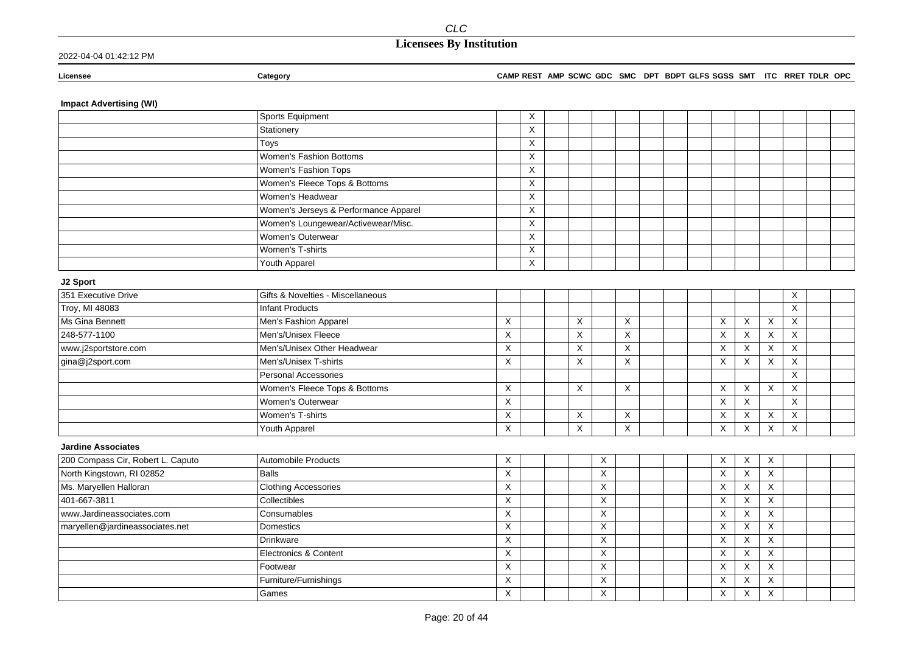### Impact Advertising (WI)

| Licensee | Category | CAMP | REST | AMP | SCWC | GDC | SMC | DPT | BDPT | GLFS | SGSS | SMT | ITC | RRET | TDLR | OPC |
|---|---|---|---|---|---|---|---|---|---|---|---|---|---|---|---|---|
| | Sports Equipment | | X | | | | | | | | | | | | | |
| | Stationery | | X | | | | | | | | | | | | | |
| | Toys | | X | | | | | | | | | | | | | |
| | Women's Fashion Bottoms | | X | | | | | | | | | | | | | |
| | Women's Fashion Tops | | X | | | | | | | | | | | | | |
| | Women's Fleece Tops & Bottoms | | X | | | | | | | | | | | | | |
| | Women's Headwear | | X | | | | | | | | | | | | | |
| | Women's Jerseys & Performance Apparel | | X | | | | | | | | | | | | | |
| | Women's Loungewear/Activewear/Misc. | | X | | | | | | | | | | | | | |
| | Women's Outerwear | | X | | | | | | | | | | | | | |
| | Women's T-shirts | | X | | | | | | | | | | | | | |
| | Youth Apparel | | X | | | | | | | | | | | | | |

### J2 Sport

| Licensee | Category | CAMP | REST | AMP | SCWC | GDC | SMC | DPT | BDPT | GLFS | SGSS | SMT | ITC | RRET | TDLR | OPC |
|---|---|---|---|---|---|---|---|---|---|---|---|---|---|---|---|---|
| 351 Executive Drive | Gifts & Novelties - Miscellaneous | | | | | | | | | | | | | X | | |
| Troy, MI 48083 | Infant Products | | | | | | | | | | | | | X | | |
| Ms Gina Bennett | Men's Fashion Apparel | X | | | X | | X | | | | X | X | X | X | | |
| 248-577-1100 | Men's/Unisex Fleece | X | | | X | | X | | | | X | X | X | X | | |
| www.j2sportstore.com | Men's/Unisex Other Headwear | X | | | X | | X | | | | X | X | X | X | | |
| gina@j2sport.com | Men's/Unisex T-shirts | X | | | X | | X | | | | X | X | X | X | | |
| | Personal Accessories | | | | | | | | | | | | | X | | |
| | Women's Fleece Tops & Bottoms | X | | | X | | X | | | | X | X | X | X | | |
| | Women's Outerwear | X | | | | | | | | | X | X | | X | | |
| | Women's T-shirts | X | | | X | | X | | | | X | X | X | X | | |
| | Youth Apparel | X | | | X | | X | | | | X | X | X | X | | |

### Jardine Associates

| Licensee | Category | CAMP | REST | AMP | SCWC | GDC | SMC | DPT | BDPT | GLFS | SGSS | SMT | ITC | RRET | TDLR | OPC |
|---|---|---|---|---|---|---|---|---|---|---|---|---|---|---|---|---|
| 200 Compass Cir, Robert L. Caputo | Automobile Products | X | | | | X | | | | | X | X | X | | | |
| North Kingstown, RI 02852 | Balls | X | | | | X | | | | | X | X | X | | | |
| Ms. Maryellen Halloran | Clothing Accessories | X | | | | X | | | | | X | X | X | | | |
| 401-667-3811 | Collectibles | X | | | | X | | | | | X | X | X | | | |
| www.Jardineassociates.com | Consumables | X | | | | X | | | | | X | X | X | | | |
| maryellen@jardineassociates.net | Domestics | X | | | | X | | | | | X | X | X | | | |
| | Drinkware | X | | | | X | | | | | X | X | X | | | |
| | Electronics & Content | X | | | | X | | | | | X | X | X | | | |
| | Footwear | X | | | | X | | | | | X | X | X | | | |
| | Furniture/Furnishings | X | | | | X | | | | | X | X | X | | | |
| | Games | X | | | | X | | | | | X | X | X | | | |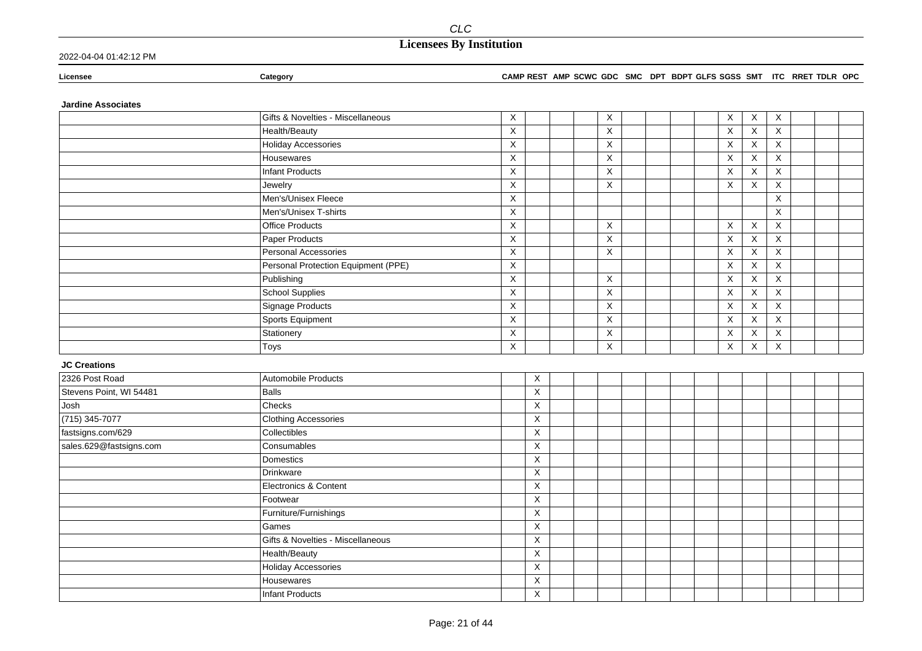# Licensees By Institution

2022-04-04 01:42:12 PM

| Licensee | Category | CAMP | REST | AMP | SCWC | GDC | SMC | DPT | BDPT | GLFS | SGSS | SMT | ITC | RRET | TDLR | OPC |
|---|---|---|---|---|---|---|---|---|---|---|---|---|---|---|---|---|
| **Jardine Associates** | | | | | | | | | | | | | | | | |
| | Gifts & Novelties - Miscellaneous | X | | | | X | | | | | X | X | X | | | |
| | Health/Beauty | X | | | | X | | | | | X | X | X | | | |
| | Holiday Accessories | X | | | | X | | | | | X | X | X | | | |
| | Housewares | X | | | | X | | | | | X | X | X | | | |
| | Infant Products | X | | | | X | | | | | X | X | X | | | |
| | Jewelry | X | | | | X | | | | | X | X | X | | | |
| | Men's/Unisex Fleece | X | | | | | | | | | | | X | | | |
| | Men's/Unisex T-shirts | X | | | | | | | | | | | X | | | |
| | Office Products | X | | | | X | | | | | X | X | X | | | |
| | Paper Products | X | | | | X | | | | | X | X | X | | | |
| | Personal Accessories | X | | | | X | | | | | X | X | X | | | |
| | Personal Protection Equipment (PPE) | X | | | | | | | | | X | X | X | | | |
| | Publishing | X | | | | X | | | | | X | X | X | | | |
| | School Supplies | X | | | | X | | | | | X | X | X | | | |
| | Signage Products | X | | | | X | | | | | X | X | X | | | |
| | Sports Equipment | X | | | | X | | | | | X | X | X | | | |
| | Stationery | X | | | | X | | | | | X | X | X | | | |
| | Toys | X | | | | X | | | | | X | X | X | | | |
| **JC Creations** | | | | | | | | | | | | | | | | |
| 2326 Post Road | Automobile Products | | X | | | | | | | | | | | | | |
| Stevens Point, WI 54481 | Balls | | X | | | | | | | | | | | | | |
| Josh | Checks | | X | | | | | | | | | | | | | |
| (715) 345-7077 | Clothing Accessories | | X | | | | | | | | | | | | | |
| fastsigns.com/629 | Collectibles | | X | | | | | | | | | | | | | |
| sales.629@fastsigns.com | Consumables | | X | | | | | | | | | | | | | |
| | Domestics | | X | | | | | | | | | | | | | |
| | Drinkware | | X | | | | | | | | | | | | | |
| | Electronics & Content | | X | | | | | | | | | | | | | |
| | Footwear | | X | | | | | | | | | | | | | |
| | Furniture/Furnishings | | X | | | | | | | | | | | | | |
| | Games | | X | | | | | | | | | | | | | |
| | Gifts & Novelties - Miscellaneous | | X | | | | | | | | | | | | | |
| | Health/Beauty | | X | | | | | | | | | | | | | |
| | Holiday Accessories | | X | | | | | | | | | | | | | |
| | Housewares | | X | | | | | | | | | | | | | |
| | Infant Products | | X | | | | | | | | | | | | | |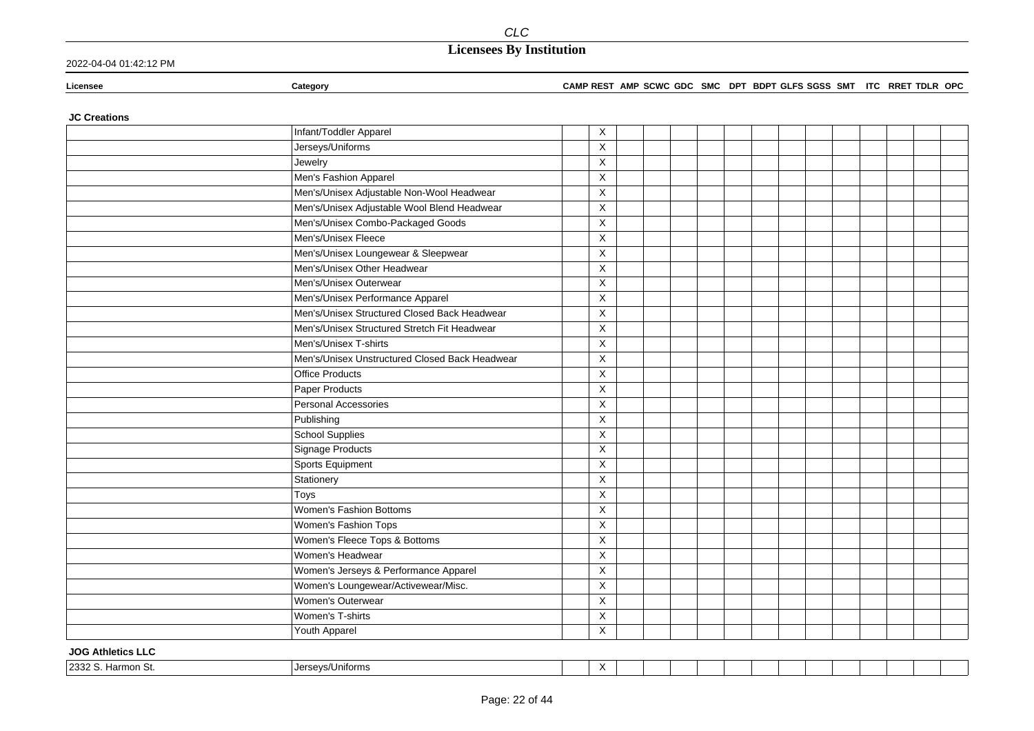| Licensee | Category | CAMP | REST | AMP | SCWC | GDC | SMC | DPT | BDPT | GLFS | SGSS | SMT | ITC | RRET | TDLR | OPC |
|---|---|---|---|---|---|---|---|---|---|---|---|---|---|---|---|---|
| **JC Creations** | | | | | | | | | | | | | | | | |
| | Infant/Toddler Apparel | | X | | | | | | | | | | | | | |
| | Jerseys/Uniforms | | X | | | | | | | | | | | | | |
| | Jewelry | | X | | | | | | | | | | | | | |
| | Men's Fashion Apparel | | X | | | | | | | | | | | | | |
| | Men's/Unisex Adjustable Non-Wool Headwear | | X | | | | | | | | | | | | | |
| | Men's/Unisex Adjustable Wool Blend Headwear | | X | | | | | | | | | | | | | |
| | Men's/Unisex Combo-Packaged Goods | | X | | | | | | | | | | | | | |
| | Men's/Unisex Fleece | | X | | | | | | | | | | | | | |
| | Men's/Unisex Loungewear & Sleepwear | | X | | | | | | | | | | | | | |
| | Men's/Unisex Other Headwear | | X | | | | | | | | | | | | | |
| | Men's/Unisex Outerwear | | X | | | | | | | | | | | | | |
| | Men's/Unisex Performance Apparel | | X | | | | | | | | | | | | | |
| | Men's/Unisex Structured Closed Back Headwear | | X | | | | | | | | | | | | | |
| | Men's/Unisex Structured Stretch Fit Headwear | | X | | | | | | | | | | | | | |
| | Men's/Unisex T-shirts | | X | | | | | | | | | | | | | |
| | Men's/Unisex Unstructured Closed Back Headwear | | X | | | | | | | | | | | | | |
| | Office Products | | X | | | | | | | | | | | | | |
| | Paper Products | | X | | | | | | | | | | | | | |
| | Personal Accessories | | X | | | | | | | | | | | | | |
| | Publishing | | X | | | | | | | | | | | | | |
| | School Supplies | | X | | | | | | | | | | | | | |
| | Signage Products | | X | | | | | | | | | | | | | |
| | Sports Equipment | | X | | | | | | | | | | | | | |
| | Stationery | | X | | | | | | | | | | | | | |
| | Toys | | X | | | | | | | | | | | | | |
| | Women's Fashion Bottoms | | X | | | | | | | | | | | | | |
| | Women's Fashion Tops | | X | | | | | | | | | | | | | |
| | Women's Fleece Tops & Bottoms | | X | | | | | | | | | | | | | |
| | Women's Headwear | | X | | | | | | | | | | | | | |
| | Women's Jerseys & Performance Apparel | | X | | | | | | | | | | | | | |
| | Women's Loungewear/Activewear/Misc. | | X | | | | | | | | | | | | | |
| | Women's Outerwear | | X | | | | | | | | | | | | | |
| | Women's T-shirts | | X | | | | | | | | | | | | | |
| | Youth Apparel | | X | | | | | | | | | | | | | |
| **JOG Athletics LLC** | | | | | | | | | | | | | | | | |
| 2332 S. Harmon St. | Jerseys/Uniforms | | X | | | | | | | | | | | | | |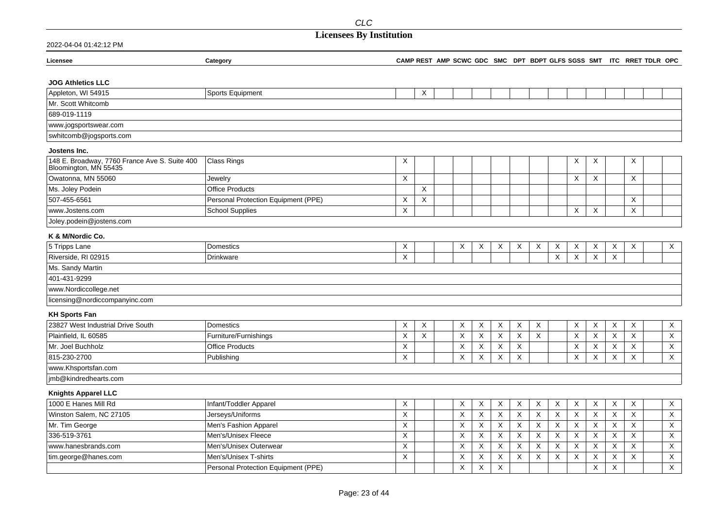## Licensees By Institution

2022-04-04 01:42:12 PM

| Licensee | Category | CAMP | REST | AMP | SCWC | GDC | SMC | DPT | BDPT | GLFS | SGSS | SMT | ITC | RRET | TDLR | OPC |
|---|---|---|---|---|---|---|---|---|---|---|---|---|---|---|---|---|
| **JOG Athletics LLC** | | | | | | | | | | | | | | | | |
| Appleton, WI 54915 | Sports Equipment | | X | | | | | | | | | | | | | |
| Mr. Scott Whitcomb | | | | | | | | | | | | | | | | |
| 689-019-1119 | | | | | | | | | | | | | | | | |
| www.jogsportswear.com | | | | | | | | | | | | | | | | |
| swhitcomb@jogsports.com | | | | | | | | | | | | | | | | |
| **Jostens Inc.** | | | | | | | | | | | | | | | | |
| 148 E. Broadway, 7760 France Ave S. Suite 400 Bloomington, MN 55435 | Class Rings | X | | | | | | | | | X | X | | X | | |
| Owatonna, MN 55060 | Jewelry | X | | | | | | | | | X | X | | X | | |
| Ms. Joley Podein | Office Products | | X | | | | | | | | | | | | | |
| 507-455-6561 | Personal Protection Equipment (PPE) | X | X | | | | | | | | | | | X | | |
| www.Jostens.com | School Supplies | X | | | | | | | | | X | X | | X | | |
| Joley.podein@jostens.com | | | | | | | | | | | | | | | | |
| **K & M/Nordic Co.** | | | | | | | | | | | | | | | | |
| 5 Tripps Lane | Domestics | X | | | X | X | X | X | X | X | X | X | X | X | | X |
| Riverside, RI 02915 | Drinkware | X | | | | | | | | X | X | X | X | | | |
| Ms. Sandy Martin | | | | | | | | | | | | | | | | |
| 401-431-9299 | | | | | | | | | | | | | | | | |
| www.Nordiccollege.net | | | | | | | | | | | | | | | | |
| licensing@nordiccompanyinc.com | | | | | | | | | | | | | | | | |
| **KH Sports Fan** | | | | | | | | | | | | | | | | |
| 23827 West Industrial Drive South | Domestics | X | X | | X | X | X | X | X | | X | X | X | X | | X |
| Plainfield, IL 60585 | Furniture/Furnishings | X | X | | X | X | X | X | X | | X | X | X | X | | X |
| Mr. Joel Buchholz | Office Products | X | | | X | X | X | X | | | X | X | X | X | | X |
| 815-230-2700 | Publishing | X | | | X | X | X | X | | | X | X | X | X | | X |
| www.Khsportsfan.com | | | | | | | | | | | | | | | | |
| jmb@kindredhearts.com | | | | | | | | | | | | | | | | |
| **Knights Apparel LLC** | | | | | | | | | | | | | | | | |
| 1000 E Hanes Mill Rd | Infant/Toddler Apparel | X | | | X | X | X | X | X | X | X | X | X | X | | X |
| Winston Salem, NC 27105 | Jerseys/Uniforms | X | | | X | X | X | X | X | X | X | X | X | X | | X |
| Mr. Tim George | Men's Fashion Apparel | X | | | X | X | X | X | X | X | X | X | X | X | | X |
| 336-519-3761 | Men's/Unisex Fleece | X | | | X | X | X | X | X | X | X | X | X | X | | X |
| www.hanesbrands.com | Men's/Unisex Outerwear | X | | | X | X | X | X | X | X | X | X | X | X | | X |
| tim.george@hanes.com | Men's/Unisex T-shirts | X | | | X | X | X | X | X | X | X | X | X | X | | X |
| | Personal Protection Equipment (PPE) | | | | X | X | X | | | | | X | X | | | X |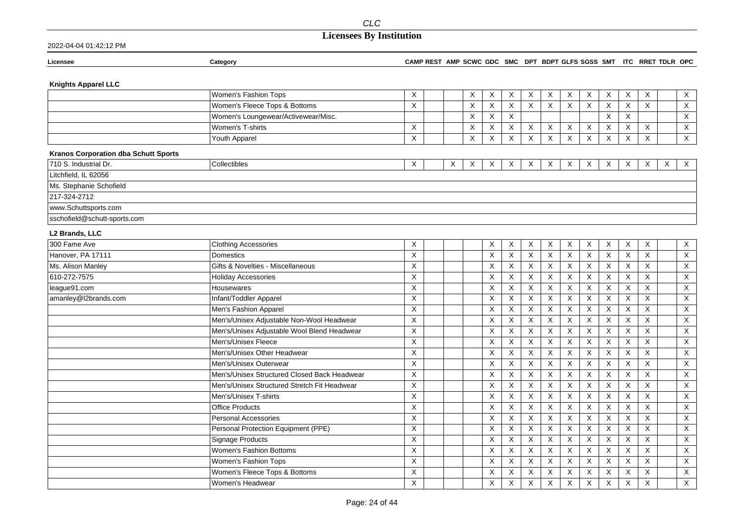| Licensee | Category | CAMP | REST | AMP | SCWC | GDC | SMC | DPT | BDPT | GLFS | SGSS | SMT | ITC | RRET | TDLR | OPC |
|---|---|---|---|---|---|---|---|---|---|---|---|---|---|---|---|---|
| **Knights Apparel LLC** | | | | | | | | | | | | | | | | |
| | Women's Fashion Tops | X | | | X | X | X | X | X | X | X | X | X | X | | X |
| | Women's Fleece Tops & Bottoms | X | | | X | X | X | X | X | X | X | X | X | X | | X |
| | Women's Loungewear/Activewear/Misc. | | | | X | X | X | | | | | X | X | | | X |
| | Women's T-shirts | X | | | X | X | X | X | X | X | X | X | X | X | | X |
| | Youth Apparel | X | | | X | X | X | X | X | X | X | X | X | X | | X |
| **Kranos Corporation dba Schutt Sports** | | | | | | | | | | | | | | | | |
| 710 S. Industrial Dr. | Collectibles | X | | X | X | X | X | X | X | X | X | X | X | X | X | X |
| Litchfield, IL 62056 | | | | | | | | | | | | | | | | |
| Ms. Stephanie Schofield | | | | | | | | | | | | | | | | |
| 217-324-2712 | | | | | | | | | | | | | | | | |
| www.Schuttsports.com | | | | | | | | | | | | | | | | |
| sschofield@schutt-sports.com | | | | | | | | | | | | | | | | |
| **L2 Brands, LLC** | | | | | | | | | | | | | | | | |
| 300 Fame Ave | Clothing Accessories | X | | | | X | X | X | X | X | X | X | X | X | | X |
| Hanover, PA 17111 | Domestics | X | | | | X | X | X | X | X | X | X | X | X | | X |
| Ms. Alison Manley | Gifts & Novelties - Miscellaneous | X | | | | X | X | X | X | X | X | X | X | X | | X |
| 610-272-7575 | Holiday Accessories | X | | | | X | X | X | X | X | X | X | X | X | | X |
| league91.com | Housewares | X | | | | X | X | X | X | X | X | X | X | X | | X |
| amanley@l2brands.com | Infant/Toddler Apparel | X | | | | X | X | X | X | X | X | X | X | X | | X |
| | Men's Fashion Apparel | X | | | | X | X | X | X | X | X | X | X | X | | X |
| | Men's/Unisex Adjustable Non-Wool Headwear | X | | | | X | X | X | X | X | X | X | X | X | | X |
| | Men's/Unisex Adjustable Wool Blend Headwear | X | | | | X | X | X | X | X | X | X | X | X | | X |
| | Men's/Unisex Fleece | X | | | | X | X | X | X | X | X | X | X | X | | X |
| | Men's/Unisex Other Headwear | X | | | | X | X | X | X | X | X | X | X | X | | X |
| | Men's/Unisex Outerwear | X | | | | X | X | X | X | X | X | X | X | X | | X |
| | Men's/Unisex Structured Closed Back Headwear | X | | | | X | X | X | X | X | X | X | X | X | | X |
| | Men's/Unisex Structured Stretch Fit Headwear | X | | | | X | X | X | X | X | X | X | X | X | | X |
| | Men's/Unisex T-shirts | X | | | | X | X | X | X | X | X | X | X | X | | X |
| | Office Products | X | | | | X | X | X | X | X | X | X | X | X | | X |
| | Personal Accessories | X | | | | X | X | X | X | X | X | X | X | X | | X |
| | Personal Protection Equipment (PPE) | X | | | | X | X | X | X | X | X | X | X | X | | X |
| | Signage Products | X | | | | X | X | X | X | X | X | X | X | X | | X |
| | Women's Fashion Bottoms | X | | | | X | X | X | X | X | X | X | X | X | | X |
| | Women's Fashion Tops | X | | | | X | X | X | X | X | X | X | X | X | | X |
| | Women's Fleece Tops & Bottoms | X | | | | X | X | X | X | X | X | X | X | X | | X |
| | Women's Headwear | X | | | | X | X | X | X | X | X | X | X | X | | X |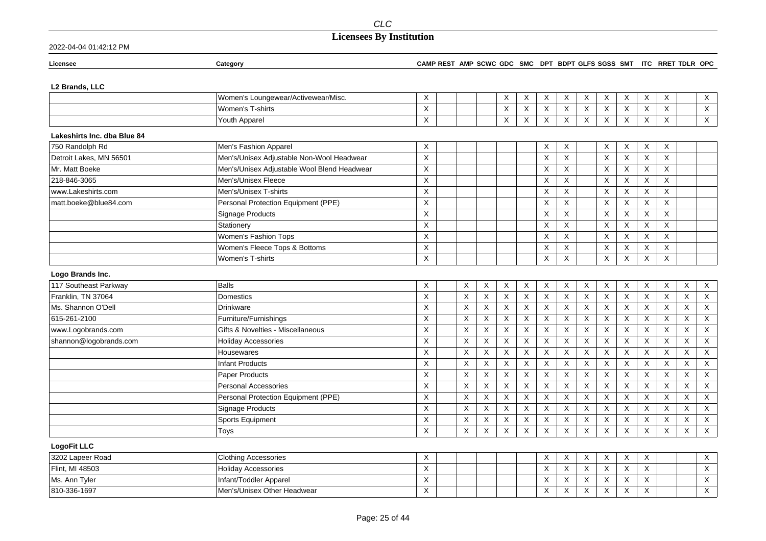| Licensee | Category | CAMP | REST | AMP | SCWC | GDC | SMC | DPT | BDPT | GLFS | SGSS | SMT | ITC | RRET | TDLR | OPC |
|---|---|---|---|---|---|---|---|---|---|---|---|---|---|---|---|---|
| **L2 Brands, LLC** | | | | | | | | | | | | | | | | |
| | Women's Loungewear/Activewear/Misc. | X | | | | X | X | X | X | X | X | X | X | X | | X |
| | Women's T-shirts | X | | | | X | X | X | X | X | X | X | X | X | | X |
| | Youth Apparel | X | | | | X | X | X | X | X | X | X | X | X | | X |
| **Lakeshirts Inc. dba Blue 84** | | | | | | | | | | | | | | | | |
| 750 Randolph Rd | Men's Fashion Apparel | X | | | | | | X | X | | X | X | X | X | | |
| Detroit Lakes, MN 56501 | Men's/Unisex Adjustable Non-Wool Headwear | X | | | | | | X | X | | X | X | X | X | | |
| Mr. Matt Boeke | Men's/Unisex Adjustable Wool Blend Headwear | X | | | | | | X | X | | X | X | X | X | | |
| 218-846-3065 | Men's/Unisex Fleece | X | | | | | | X | X | | X | X | X | X | | |
| www.Lakeshirts.com | Men's/Unisex T-shirts | X | | | | | | X | X | | X | X | X | X | | |
| matt.boeke@blue84.com | Personal Protection Equipment (PPE) | X | | | | | | X | X | | X | X | X | X | | |
| | Signage Products | X | | | | | | X | X | | X | X | X | X | | |
| | Stationery | X | | | | | | X | X | | X | X | X | X | | |
| | Women's Fashion Tops | X | | | | | | X | X | | X | X | X | X | | |
| | Women's Fleece Tops & Bottoms | X | | | | | | X | X | | X | X | X | X | | |
| | Women's T-shirts | X | | | | | | X | X | | X | X | X | X | | |
| **Logo Brands Inc.** | | | | | | | | | | | | | | | | |
| 117 Southeast Parkway | Balls | X | | X | X | X | X | X | X | X | X | X | X | X | X | X |
| Franklin, TN 37064 | Domestics | X | | X | X | X | X | X | X | X | X | X | X | X | X | X |
| Ms. Shannon O'Dell | Drinkware | X | | X | X | X | X | X | X | X | X | X | X | X | X | X |
| 615-261-2100 | Furniture/Furnishings | X | | X | X | X | X | X | X | X | X | X | X | X | X | X |
| www.Logobrands.com | Gifts & Novelties - Miscellaneous | X | | X | X | X | X | X | X | X | X | X | X | X | X | X |
| shannon@logobrands.com | Holiday Accessories | X | | X | X | X | X | X | X | X | X | X | X | X | X | X |
| | Housewares | X | | X | X | X | X | X | X | X | X | X | X | X | X | X |
| | Infant Products | X | | X | X | X | X | X | X | X | X | X | X | X | X | X |
| | Paper Products | X | | X | X | X | X | X | X | X | X | X | X | X | X | X |
| | Personal Accessories | X | | X | X | X | X | X | X | X | X | X | X | X | X | X |
| | Personal Protection Equipment (PPE) | X | | X | X | X | X | X | X | X | X | X | X | X | X | X |
| | Signage Products | X | | X | X | X | X | X | X | X | X | X | X | X | X | X |
| | Sports Equipment | X | | X | X | X | X | X | X | X | X | X | X | X | X | X |
| | Toys | X | | X | X | X | X | X | X | X | X | X | X | X | X | X |
| **LogoFit LLC** | | | | | | | | | | | | | | | | |
| 3202 Lapeer Road | Clothing Accessories | X | | | | | | X | X | X | X | X | X | | | X |
| Flint, MI 48503 | Holiday Accessories | X | | | | | | X | X | X | X | X | X | | | X |
| Ms. Ann Tyler | Infant/Toddler Apparel | X | | | | | | X | X | X | X | X | X | | | X |
| 810-336-1697 | Men's/Unisex Other Headwear | X | | | | | | X | X | X | X | X | X | | | X |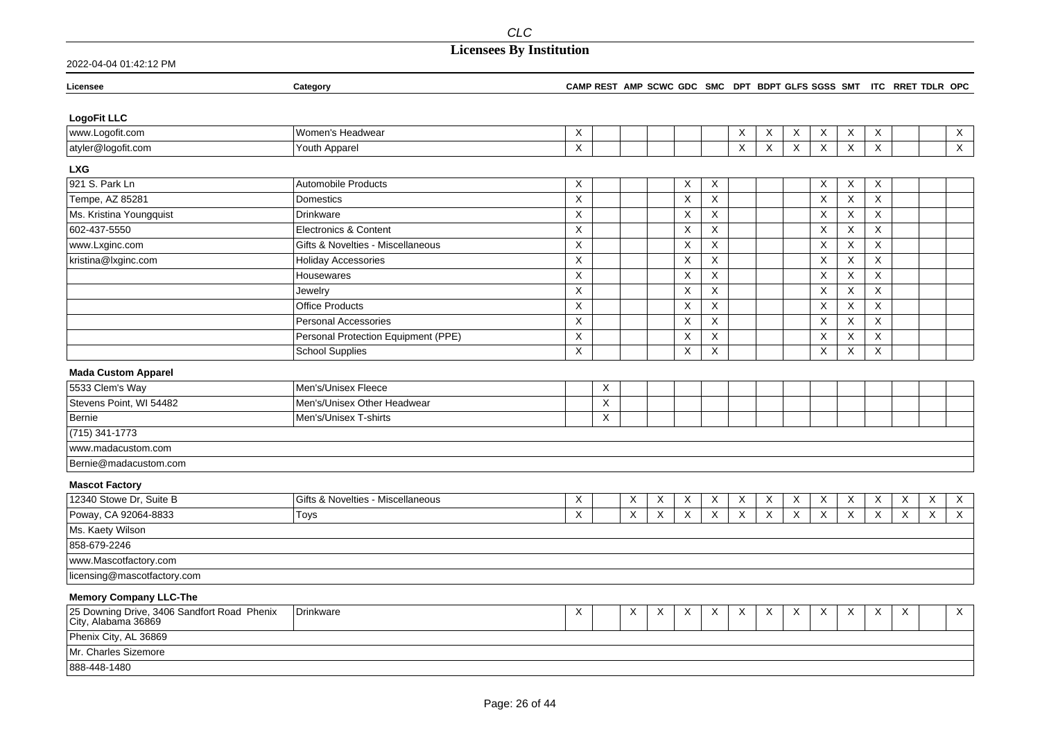# Licensees By Institution

2022-04-04 01:42:12 PM

| Licensee | Category | CAMP | REST | AMP | SCWC | GDC | SMC | DPT | BDPT | GLFS | SGSS | SMT | ITC | RRET | TDLR | OPC |
|---|---|---|---|---|---|---|---|---|---|---|---|---|---|---|---|---|
| **LogoFit LLC** | | | | | | | | | | | | | | | | |
| www.Logofit.com | Women's Headwear | X | | | | | | X | X | X | X | X | X | | | X |
| atyler@logofit.com | Youth Apparel | X | | | | | | X | X | X | X | X | X | | | X |
| **LXG** | | | | | | | | | | | | | | | | |
| 921 S. Park Ln | Automobile Products | X | | | | X | X | | | | X | X | X | | | |
| Tempe, AZ 85281 | Domestics | X | | | | X | X | | | | X | X | X | | | |
| Ms. Kristina Youngquist | Drinkware | X | | | | X | X | | | | X | X | X | | | |
| 602-437-5550 | Electronics & Content | X | | | | X | X | | | | X | X | X | | | |
| www.Lxginc.com | Gifts & Novelties - Miscellaneous | X | | | | X | X | | | | X | X | X | | | |
| kristina@lxginc.com | Holiday Accessories | X | | | | X | X | | | | X | X | X | | | |
| | Housewares | X | | | | X | X | | | | X | X | X | | | |
| | Jewelry | X | | | | X | X | | | | X | X | X | | | |
| | Office Products | X | | | | X | X | | | | X | X | X | | | |
| | Personal Accessories | X | | | | X | X | | | | X | X | X | | | |
| | Personal Protection Equipment (PPE) | X | | | | X | X | | | | X | X | X | | | |
| | School Supplies | X | | | | X | X | | | | X | X | X | | | |
| **Mada Custom Apparel** | | | | | | | | | | | | | | | | |
| 5533 Clem's Way | Men's/Unisex Fleece | | X | | | | | | | | | | | | | |
| Stevens Point, WI 54482 | Men's/Unisex Other Headwear | | X | | | | | | | | | | | | | |
| Bernie | Men's/Unisex T-shirts | | X | | | | | | | | | | | | | |
| (715) 341-1773 | | | | | | | | | | | | | | | | |
| www.madacustom.com | | | | | | | | | | | | | | | | |
| Bernie@madacustom.com | | | | | | | | | | | | | | | | |
| **Mascot Factory** | | | | | | | | | | | | | | | | |
| 12340 Stowe Dr, Suite B | Gifts & Novelties - Miscellaneous | X | | X | X | X | X | X | X | X | X | X | X | X | X | X |
| Poway, CA 92064-8833 | Toys | X | | X | X | X | X | X | X | X | X | X | X | X | X | X |
| Ms. Kaety Wilson | | | | | | | | | | | | | | | | |
| 858-679-2246 | | | | | | | | | | | | | | | | |
| www.Mascotfactory.com | | | | | | | | | | | | | | | | |
| licensing@mascotfactory.com | | | | | | | | | | | | | | | | |
| **Memory Company LLC-The** | | | | | | | | | | | | | | | | |
| 25 Downing Drive, 3406 Sandfort Road Phenix City, Alabama 36869 | Drinkware | X | | X | X | X | X | X | X | X | X | X | X | X | | X |
| Phenix City, AL 36869 | | | | | | | | | | | | | | | | |
| Mr. Charles Sizemore | | | | | | | | | | | | | | | | |
| 888-448-1480 | | | | | | | | | | | | | | | | |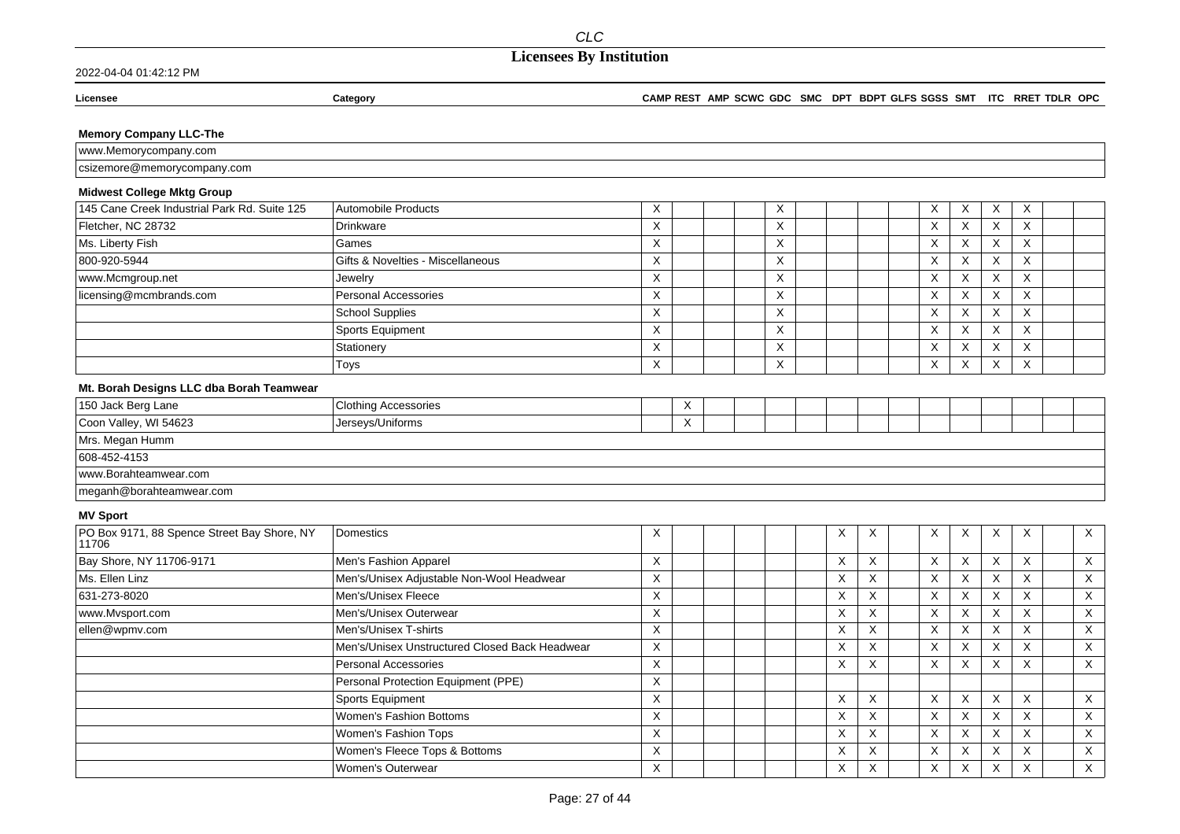# Licensees By Institution

2022-04-04 01:42:12 PM

| Licensee | Category | CAMP | REST | AMP | SCWC | GDC | SMC | DPT | BDPT | GLFS | SGSS | SMT | ITC | RRET | TDLR | OPC |
|---|---|---|---|---|---|---|---|---|---|---|---|---|---|---|---|---|
| **Memory Company LLC-The** | | | | | | | | | | | | | | | | |
| www.Memorycompany.com | | | | | | | | | | | | | | | | |
| csizemore@memorycompany.com | | | | | | | | | | | | | | | | |
| **Midwest College Mktg Group** | | | | | | | | | | | | | | | | |
| 145 Cane Creek Industrial Park Rd. Suite 125 | Automobile Products | X | | | | X | | | | | X | X | X | X | | |
| Fletcher, NC 28732 | Drinkware | X | | | | X | | | | | X | X | X | X | | |
| Ms. Liberty Fish | Games | X | | | | X | | | | | X | X | X | X | | |
| 800-920-5944 | Gifts & Novelties - Miscellaneous | X | | | | X | | | | | X | X | X | X | | |
| www.Mcmgroup.net | Jewelry | X | | | | X | | | | | X | X | X | X | | |
| licensing@mcmbrands.com | Personal Accessories | X | | | | X | | | | | X | X | X | X | | |
| | School Supplies | X | | | | X | | | | | X | X | X | X | | |
| | Sports Equipment | X | | | | X | | | | | X | X | X | X | | |
| | Stationery | X | | | | X | | | | | X | X | X | X | | |
| | Toys | X | | | | X | | | | | X | X | X | X | | |
| **Mt. Borah Designs LLC dba Borah Teamwear** | | | | | | | | | | | | | | | | |
| 150 Jack Berg Lane | Clothing Accessories | | X | | | | | | | | | | | | | |
| Coon Valley, WI 54623 | Jerseys/Uniforms | | X | | | | | | | | | | | | | |
| Mrs. Megan Humm | | | | | | | | | | | | | | | | |
| 608-452-4153 | | | | | | | | | | | | | | | | |
| www.Borahteamwear.com | | | | | | | | | | | | | | | | |
| meganh@borahteamwear.com | | | | | | | | | | | | | | | | |
| **MV Sport** | | | | | | | | | | | | | | | | |
| PO Box 9171, 88 Spence Street Bay Shore, NY 11706 | Domestics | X | | | | | | X | X | | X | X | X | X | | X |
| Bay Shore, NY 11706-9171 | Men's Fashion Apparel | X | | | | | | X | X | | X | X | X | X | | X |
| Ms. Ellen Linz | Men's/Unisex Adjustable Non-Wool Headwear | X | | | | | | X | X | | X | X | X | X | | X |
| 631-273-8020 | Men's/Unisex Fleece | X | | | | | | X | X | | X | X | X | X | | X |
| www.Mvsport.com | Men's/Unisex Outerwear | X | | | | | | X | X | | X | X | X | X | | X |
| ellen@wpmv.com | Men's/Unisex T-shirts | X | | | | | | X | X | | X | X | X | X | | X |
| | Men's/Unisex Unstructured Closed Back Headwear | X | | | | | | X | X | | X | X | X | X | | X |
| | Personal Accessories | X | | | | | | X | X | | X | X | X | X | | X |
| | Personal Protection Equipment (PPE) | X | | | | | | | | | | | | | | |
| | Sports Equipment | X | | | | | | X | X | | X | X | X | X | | X |
| | Women's Fashion Bottoms | X | | | | | | X | X | | X | X | X | X | | X |
| | Women's Fashion Tops | X | | | | | | X | X | | X | X | X | X | | X |
| | Women's Fleece Tops & Bottoms | X | | | | | | X | X | | X | X | X | X | | X |
| | Women's Outerwear | X | | | | | | X | X | | X | X | X | X | | X |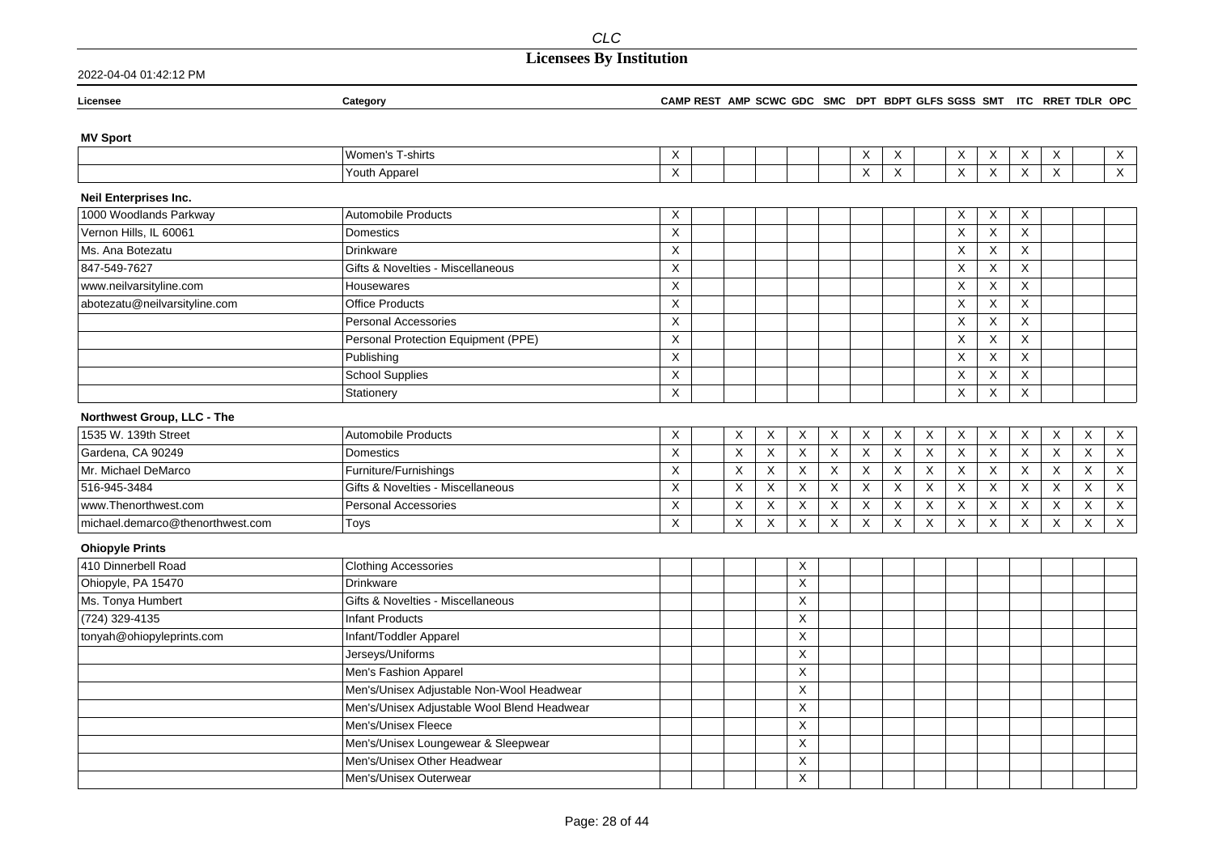# Licensees By Institution

2022-04-04 01:42:12 PM

| Licensee | Category | CAMP | REST | AMP | SCWC | GDC | SMC | DPT | BDPT | GLFS | SGSS | SMT | ITC | RRET | TDLR | OPC |
|---|---|---|---|---|---|---|---|---|---|---|---|---|---|---|---|---|
| **MV Sport** | | | | | | | | | | | | | | | | |
| | Women's T-shirts | X | | | | | | X | X | | X | X | X | X | | X |
| | Youth Apparel | X | | | | | | X | X | | X | X | X | X | | X |
| **Neil Enterprises Inc.** | | | | | | | | | | | | | | | | |
| 1000 Woodlands Parkway | Automobile Products | X | | | | | | | | | X | X | X | | | |
| Vernon Hills, IL 60061 | Domestics | X | | | | | | | | | X | X | X | | | |
| Ms. Ana Botezatu | Drinkware | X | | | | | | | | | X | X | X | | | |
| 847-549-7627 | Gifts & Novelties - Miscellaneous | X | | | | | | | | | X | X | X | | | |
| www.neilvarsityline.com | Housewares | X | | | | | | | | | X | X | X | | | |
| abotezatu@neilvarsityline.com | Office Products | X | | | | | | | | | X | X | X | | | |
| | Personal Accessories | X | | | | | | | | | X | X | X | | | |
| | Personal Protection Equipment (PPE) | X | | | | | | | | | X | X | X | | | |
| | Publishing | X | | | | | | | | | X | X | X | | | |
| | School Supplies | X | | | | | | | | | X | X | X | | | |
| | Stationery | X | | | | | | | | | X | X | X | | | |
| **Northwest Group, LLC - The** | | | | | | | | | | | | | | | | |
| 1535 W. 139th Street | Automobile Products | X | | X | X | X | X | X | X | X | X | X | X | X | X | X |
| Gardena, CA 90249 | Domestics | X | | X | X | X | X | X | X | X | X | X | X | X | X | X |
| Mr. Michael DeMarco | Furniture/Furnishings | X | | X | X | X | X | X | X | X | X | X | X | X | X | X |
| 516-945-3484 | Gifts & Novelties - Miscellaneous | X | | X | X | X | X | X | X | X | X | X | X | X | X | X |
| www.Thenorthwest.com | Personal Accessories | X | | X | X | X | X | X | X | X | X | X | X | X | X | X |
| michael.demarco@thenorthwest.com | Toys | X | | X | X | X | X | X | X | X | X | X | X | X | X | X |
| **Ohiopyle Prints** | | | | | | | | | | | | | | | | |
| 410 Dinnerbell Road | Clothing Accessories | | | | | X | | | | | | | | | | |
| Ohiopyle, PA 15470 | Drinkware | | | | | X | | | | | | | | | | |
| Ms. Tonya Humbert | Gifts & Novelties - Miscellaneous | | | | | X | | | | | | | | | | |
| (724) 329-4135 | Infant Products | | | | | X | | | | | | | | | | |
| tonyah@ohiopyleprints.com | Infant/Toddler Apparel | | | | | X | | | | | | | | | | |
| | Jerseys/Uniforms | | | | | X | | | | | | | | | | |
| | Men's Fashion Apparel | | | | | X | | | | | | | | | | |
| | Men's/Unisex Adjustable Non-Wool Headwear | | | | | X | | | | | | | | | | |
| | Men's/Unisex Adjustable Wool Blend Headwear | | | | | X | | | | | | | | | | |
| | Men's/Unisex Fleece | | | | | X | | | | | | | | | | |
| | Men's/Unisex Loungewear & Sleepwear | | | | | X | | | | | | | | | | |
| | Men's/Unisex Other Headwear | | | | | X | | | | | | | | | | |
| | Men's/Unisex Outerwear | | | | | X | | | | | | | | | | |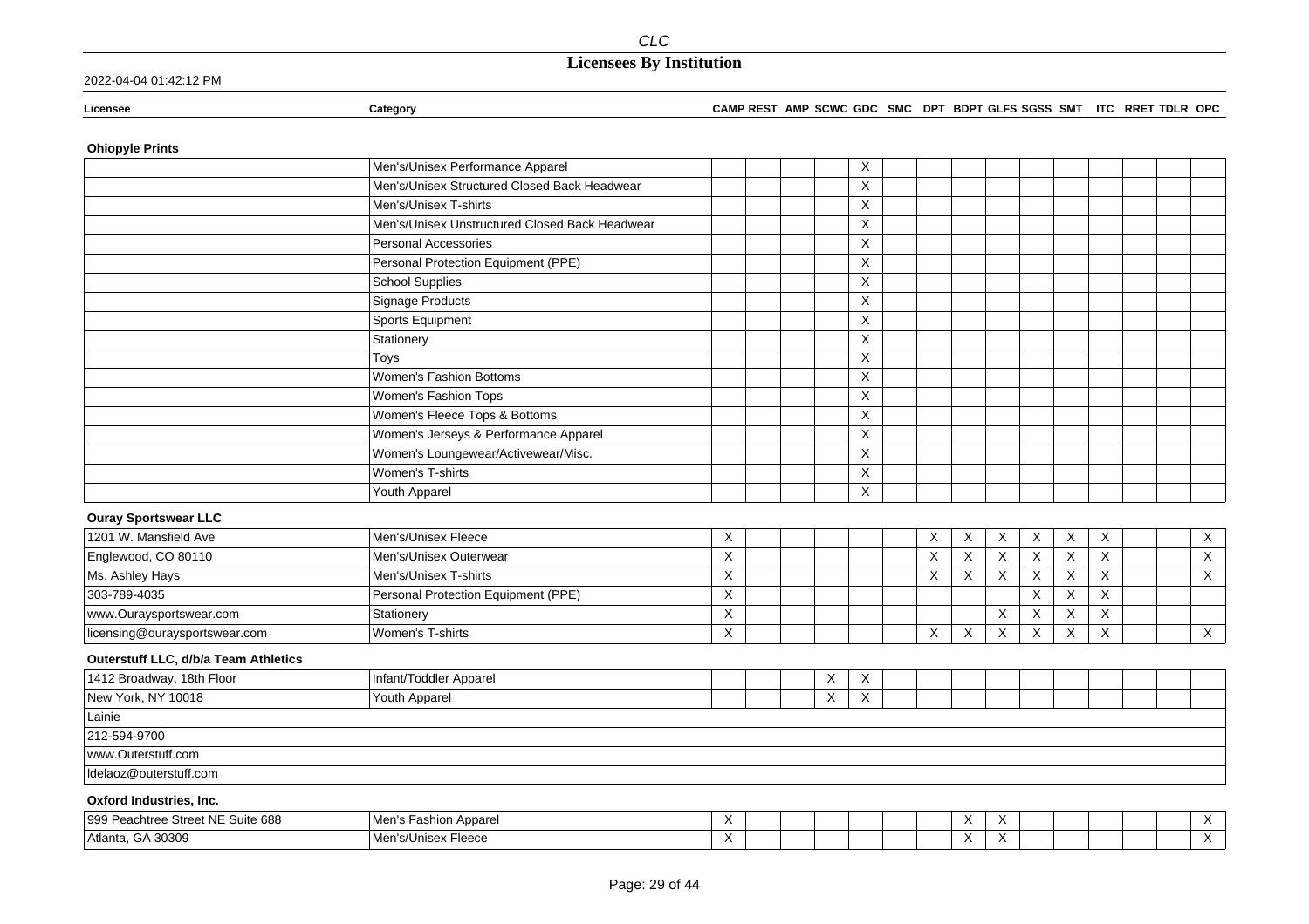# CLC

## Licensees By Institution

2022-04-04 01:42:12 PM

| Licensee | Category | CAMP | REST | AMP | SCWC | GDC | SMC | DPT | BDPT | GLFS | SGSS | SMT | ITC | RRET | TDLR | OPC |
|---|---|---|---|---|---|---|---|---|---|---|---|---|---|---|---|---|
| **Ohiopyle Prints** | | | | | | | | | | | | | | | | |
| | Men's/Unisex Performance Apparel | | | | | X | | | | | | | | | | |
| | Men's/Unisex Structured Closed Back Headwear | | | | | X | | | | | | | | | | |
| | Men's/Unisex T-shirts | | | | | X | | | | | | | | | | |
| | Men's/Unisex Unstructured Closed Back Headwear | | | | | X | | | | | | | | | | |
| | Personal Accessories | | | | | X | | | | | | | | | | |
| | Personal Protection Equipment (PPE) | | | | | X | | | | | | | | | | |
| | School Supplies | | | | | X | | | | | | | | | | |
| | Signage Products | | | | | X | | | | | | | | | | |
| | Sports Equipment | | | | | X | | | | | | | | | | |
| | Stationery | | | | | X | | | | | | | | | | |
| | Toys | | | | | X | | | | | | | | | | |
| | Women's Fashion Bottoms | | | | | X | | | | | | | | | | |
| | Women's Fashion Tops | | | | | X | | | | | | | | | | |
| | Women's Fleece Tops & Bottoms | | | | | X | | | | | | | | | | |
| | Women's Jerseys & Performance Apparel | | | | | X | | | | | | | | | | |
| | Women's Loungewear/Activewear/Misc. | | | | | X | | | | | | | | | | |
| | Women's T-shirts | | | | | X | | | | | | | | | | |
| | Youth Apparel | | | | | X | | | | | | | | | | |
| **Ouray Sportswear LLC** | | | | | | | | | | | | | | | | |
| 1201 W. Mansfield Ave | Men's/Unisex Fleece | X | | | | | | X | X | X | X | X | X | | | X |
| Englewood, CO 80110 | Men's/Unisex Outerwear | X | | | | | | X | X | X | X | X | X | | | X |
| Ms. Ashley Hays | Men's/Unisex T-shirts | X | | | | | | X | X | X | X | X | X | | | X |
| 303-789-4035 | Personal Protection Equipment (PPE) | X | | | | | | | | | X | X | X | | | |
| www.Ouraysportswear.com | Stationery | X | | | | | | | | X | X | X | X | | | |
| licensing@ouraysportswear.com | Women's T-shirts | X | | | | | | X | X | X | X | X | X | | | X |
| **Outerstuff LLC, d/b/a Team Athletics** | | | | | | | | | | | | | | | | |
| 1412 Broadway, 18th Floor | Infant/Toddler Apparel | | | | X | X | | | | | | | | | | |
| New York, NY 10018 | Youth Apparel | | | | X | X | | | | | | | | | | |
| Lainie | | | | | | | | | | | | | | | | |
| 212-594-9700 | | | | | | | | | | | | | | | | |
| www.Outerstuff.com | | | | | | | | | | | | | | | | |
| ldelaoz@outerstuff.com | | | | | | | | | | | | | | | | |
| **Oxford Industries, Inc.** | | | | | | | | | | | | | | | | |
| 999 Peachtree Street NE Suite 688 | Men's Fashion Apparel | X | | | | | | | X | X | | | | | | X |
| Atlanta, GA 30309 | Men's/Unisex Fleece | X | | | | | | | X | X | | | | | | X |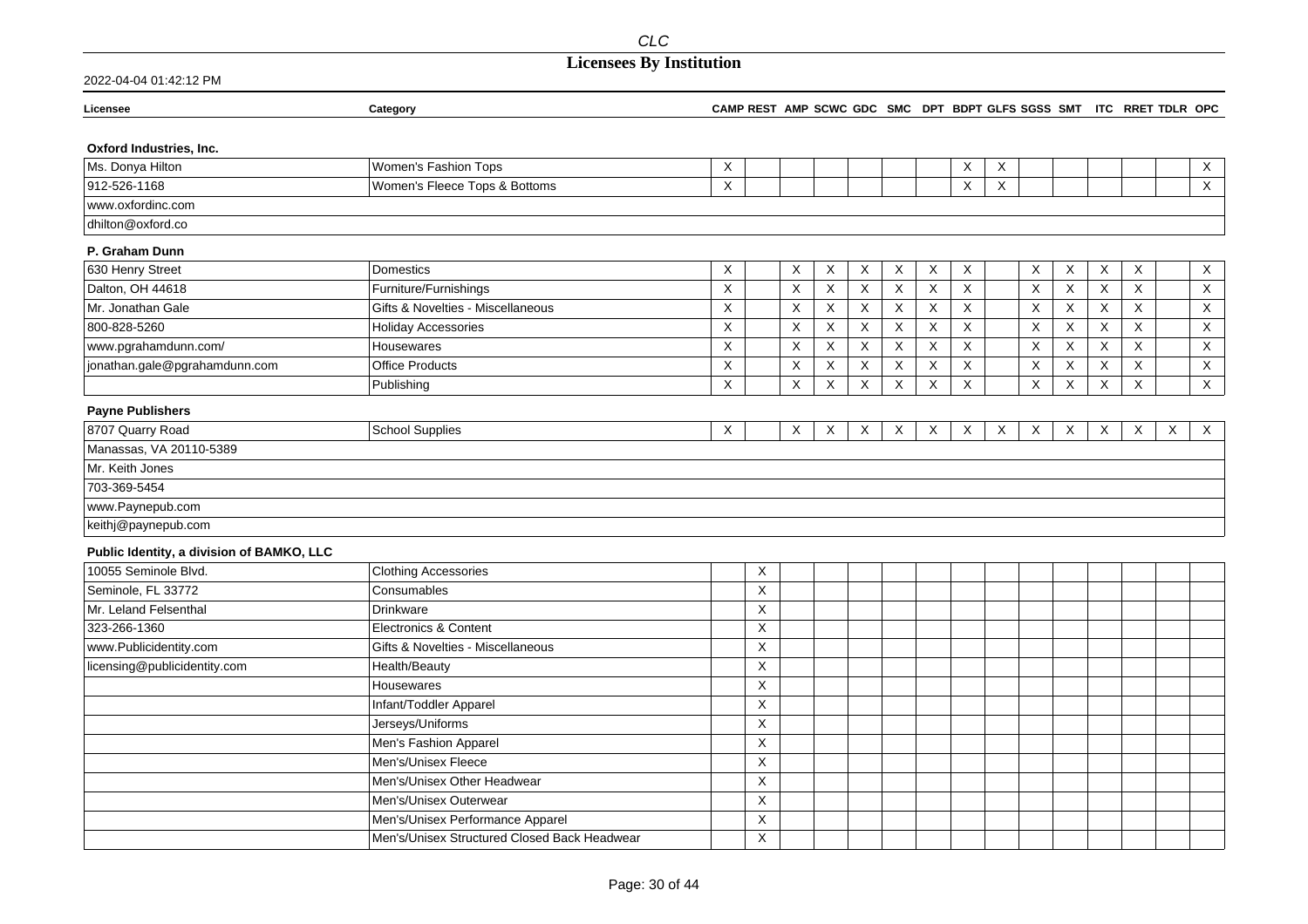2022-04-04 01:42:12 PM

| Licensee | Category | CAMP | REST | AMP | SCWC | GDC | SMC | DPT | BDPT | GLFS | SGSS | SMT | ITC | RRET | TDLR | OPC |
|---|---|---|---|---|---|---|---|---|---|---|---|---|---|---|---|---|
| **Oxford Industries, Inc.** | | | | | | | | | | | | | | | | |
| Ms. Donya Hilton | Women's Fashion Tops | X | | | | | | | X | X | | | | | | X |
| 912-526-1168 | Women's Fleece Tops & Bottoms | X | | | | | | | X | X | | | | | | X |
| www.oxfordinc.com | | | | | | | | | | | | | | | | |
| dhilton@oxford.co | | | | | | | | | | | | | | | | |
| **P. Graham Dunn** | | | | | | | | | | | | | | | | |
| 630 Henry Street | Domestics | X | | X | X | X | X | X | X | | X | X | X | X | | X |
| Dalton, OH 44618 | Furniture/Furnishings | X | | X | X | X | X | X | X | | X | X | X | X | | X |
| Mr. Jonathan Gale | Gifts & Novelties - Miscellaneous | X | | X | X | X | X | X | X | | X | X | X | X | | X |
| 800-828-5260 | Holiday Accessories | X | | X | X | X | X | X | X | | X | X | X | X | | X |
| www.pgrahamdunn.com/ | Housewares | X | | X | X | X | X | X | X | | X | X | X | X | | X |
| jonathan.gale@pgrahamdunn.com | Office Products | X | | X | X | X | X | X | X | | X | X | X | X | | X |
| | Publishing | X | | X | X | X | X | X | X | | X | X | X | X | | X |
| **Payne Publishers** | | | | | | | | | | | | | | | | |
| 8707 Quarry Road | School Supplies | X | | X | X | X | X | X | X | X | X | X | X | X | X | X |
| Manassas, VA 20110-5389 | | | | | | | | | | | | | | | | |
| Mr. Keith Jones | | | | | | | | | | | | | | | | |
| 703-369-5454 | | | | | | | | | | | | | | | | |
| www.Paynepub.com | | | | | | | | | | | | | | | | |
| keithj@paynepub.com | | | | | | | | | | | | | | | | |
| **Public Identity, a division of BAMKO, LLC** | | | | | | | | | | | | | | | | |
| 10055 Seminole Blvd. | Clothing Accessories | | X | | | | | | | | | | | | | |
| Seminole, FL 33772 | Consumables | | X | | | | | | | | | | | | | |
| Mr. Leland Felsenthal | Drinkware | | X | | | | | | | | | | | | | |
| 323-266-1360 | Electronics & Content | | X | | | | | | | | | | | | | |
| www.Publicidentity.com | Gifts & Novelties - Miscellaneous | | X | | | | | | | | | | | | | |
| licensing@publicidentity.com | Health/Beauty | | X | | | | | | | | | | | | | |
| | Housewares | | X | | | | | | | | | | | | | |
| | Infant/Toddler Apparel | | X | | | | | | | | | | | | | |
| | Jerseys/Uniforms | | X | | | | | | | | | | | | | |
| | Men's Fashion Apparel | | X | | | | | | | | | | | | | |
| | Men's/Unisex Fleece | | X | | | | | | | | | | | | | |
| | Men's/Unisex Other Headwear | | X | | | | | | | | | | | | | |
| | Men's/Unisex Outerwear | | X | | | | | | | | | | | | | |
| | Men's/Unisex Performance Apparel | | X | | | | | | | | | | | | | |
| | Men's/Unisex Structured Closed Back Headwear | | X | | | | | | | | | | | | | |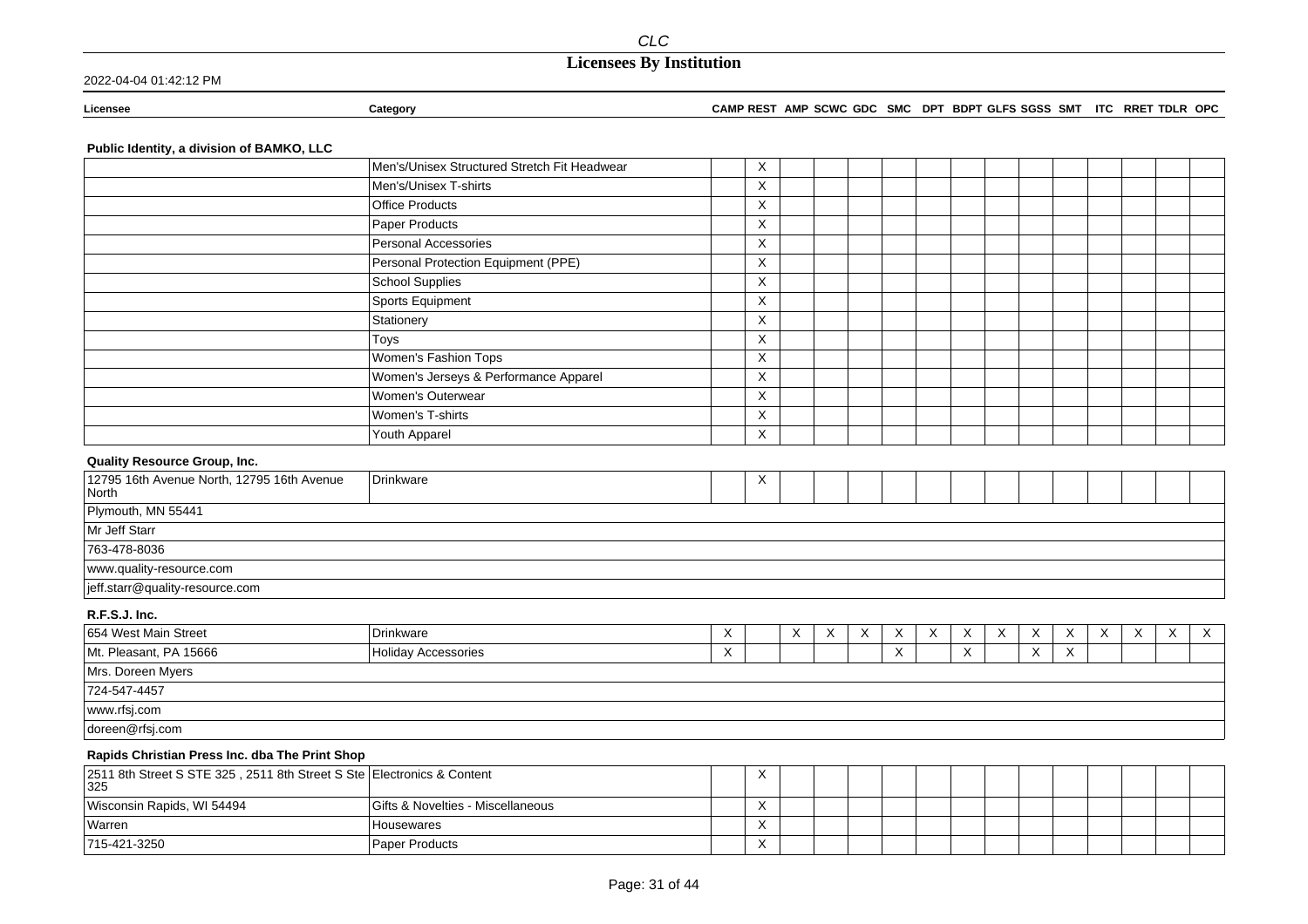# Licensees By Institution

2022-04-04 01:42:12 PM

| Licensee | Category | CAMP | REST | AMP | SCWC | GDC | SMC | DPT | BDPT | GLFS | SGSS | SMT | ITC | RRET | TDLR | OPC |
|---|---|---|---|---|---|---|---|---|---|---|---|---|---|---|---|---|
| **Public Identity, a division of BAMKO, LLC** | | | | | | | | | | | | | | | | |
| | Men's/Unisex Structured Stretch Fit Headwear | | X | | | | | | | | | | | | | |
| | Men's/Unisex T-shirts | | X | | | | | | | | | | | | | |
| | Office Products | | X | | | | | | | | | | | | | |
| | Paper Products | | X | | | | | | | | | | | | | |
| | Personal Accessories | | X | | | | | | | | | | | | | |
| | Personal Protection Equipment (PPE) | | X | | | | | | | | | | | | | |
| | School Supplies | | X | | | | | | | | | | | | | |
| | Sports Equipment | | X | | | | | | | | | | | | | |
| | Stationery | | X | | | | | | | | | | | | | |
| | Toys | | X | | | | | | | | | | | | | |
| | Women's Fashion Tops | | X | | | | | | | | | | | | | |
| | Women's Jerseys & Performance Apparel | | X | | | | | | | | | | | | | |
| | Women's Outerwear | | X | | | | | | | | | | | | | |
| | Women's T-shirts | | X | | | | | | | | | | | | | |
| | Youth Apparel | | X | | | | | | | | | | | | | |
| **Quality Resource Group, Inc.** | | | | | | | | | | | | | | | | |
| 12795 16th Avenue North, 12795 16th Avenue North | Drinkware | | X | | | | | | | | | | | | | |
| Plymouth, MN 55441 | | | | | | | | | | | | | | | | |
| Mr Jeff Starr | | | | | | | | | | | | | | | | |
| 763-478-8036 | | | | | | | | | | | | | | | | |
| www.quality-resource.com | | | | | | | | | | | | | | | | |
| jeff.starr@quality-resource.com | | | | | | | | | | | | | | | | |
| **R.F.S.J. Inc.** | | | | | | | | | | | | | | | | |
| 654 West Main Street | Drinkware | X | | X | X | X | X | X | X | X | X | X | X | X | X | X |
| Mt. Pleasant, PA 15666 | Holiday Accessories | X | | | | | X | | X | | X | X | | | | |
| Mrs. Doreen Myers | | | | | | | | | | | | | | | | |
| 724-547-4457 | | | | | | | | | | | | | | | | |
| www.rfsj.com | | | | | | | | | | | | | | | | |
| doreen@rfsj.com | | | | | | | | | | | | | | | | |
| **Rapids Christian Press Inc. dba The Print Shop** | | | | | | | | | | | | | | | | |
| 2511 8th Street S STE 325 , 2511 8th Street S Ste 325 | Electronics & Content | | X | | | | | | | | | | | | | |
| Wisconsin Rapids, WI 54494 | Gifts & Novelties - Miscellaneous | | X | | | | | | | | | | | | | |
| Warren | Housewares | | X | | | | | | | | | | | | | |
| 715-421-3250 | Paper Products | | X | | | | | | | | | | | | | |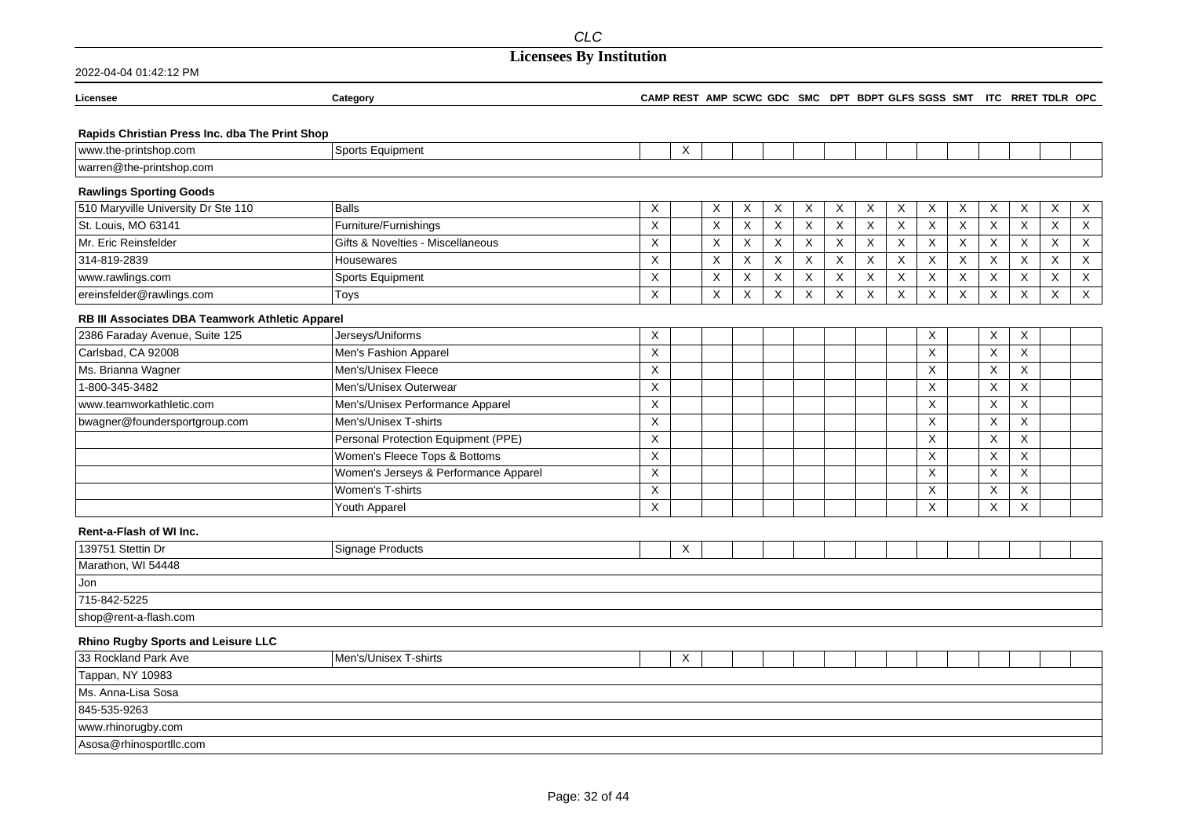# Licensees By Institution

2022-04-04 01:42:12 PM

| Licensee | Category | CAMP | REST | AMP | SCWC | GDC | SMC | DPT | BDPT | GLFS | SGSS | SMT | ITC | RRET | TDLR | OPC |
|---|---|---|---|---|---|---|---|---|---|---|---|---|---|---|---|---|
| **Rapids Christian Press Inc. dba The Print Shop** | | | | | | | | | | | | | | | | |
| www.the-printshop.com | Sports Equipment | | X | | | | | | | | | | | | | |
| warren@the-printshop.com | | | | | | | | | | | | | | | | |
| **Rawlings Sporting Goods** | | | | | | | | | | | | | | | | |
| 510 Maryville University Dr Ste 110 | Balls | X | | X | X | X | X | X | X | X | X | X | X | X | X | X |
| St. Louis, MO 63141 | Furniture/Furnishings | X | | X | X | X | X | X | X | X | X | X | X | X | X | X |
| Mr. Eric Reinsfelder | Gifts & Novelties - Miscellaneous | X | | X | X | X | X | X | X | X | X | X | X | X | X | X |
| 314-819-2839 | Housewares | X | | X | X | X | X | X | X | X | X | X | X | X | X | X |
| www.rawlings.com | Sports Equipment | X | | X | X | X | X | X | X | X | X | X | X | X | X | X |
| ereinsfelder@rawlings.com | Toys | X | | X | X | X | X | X | X | X | X | X | X | X | X | X |
| **RB III Associates DBA Teamwork Athletic Apparel** | | | | | | | | | | | | | | | | |
| 2386 Faraday Avenue, Suite 125 | Jerseys/Uniforms | X | | | | | | | | | X | | X | X | | |
| Carlsbad, CA 92008 | Men's Fashion Apparel | X | | | | | | | | | X | | X | X | | |
| Ms. Brianna Wagner | Men's/Unisex Fleece | X | | | | | | | | | X | | X | X | | |
| 1-800-345-3482 | Men's/Unisex Outerwear | X | | | | | | | | | X | | X | X | | |
| www.teamworkathletic.com | Men's/Unisex Performance Apparel | X | | | | | | | | | X | | X | X | | |
| bwagner@foundersportgroup.com | Men's/Unisex T-shirts | X | | | | | | | | | X | | X | X | | |
| | Personal Protection Equipment (PPE) | X | | | | | | | | | X | | X | X | | |
| | Women's Fleece Tops & Bottoms | X | | | | | | | | | X | | X | X | | |
| | Women's Jerseys & Performance Apparel | X | | | | | | | | | X | | X | X | | |
| | Women's T-shirts | X | | | | | | | | | X | | X | X | | |
| | Youth Apparel | X | | | | | | | | | X | | X | X | | |
| **Rent-a-Flash of WI Inc.** | | | | | | | | | | | | | | | | |
| 139751 Stettin Dr | Signage Products | | X | | | | | | | | | | | | | |
| Marathon, WI 54448 | | | | | | | | | | | | | | | | |
| Jon | | | | | | | | | | | | | | | | |
| 715-842-5225 | | | | | | | | | | | | | | | | |
| shop@rent-a-flash.com | | | | | | | | | | | | | | | | |
| **Rhino Rugby Sports and Leisure LLC** | | | | | | | | | | | | | | | | |
| 33 Rockland Park Ave | Men's/Unisex T-shirts | | X | | | | | | | | | | | | | |
| Tappan, NY 10983 | | | | | | | | | | | | | | | | |
| Ms. Anna-Lisa Sosa | | | | | | | | | | | | | | | | |
| 845-535-9263 | | | | | | | | | | | | | | | | |
| www.rhinorugby.com | | | | | | | | | | | | | | | | |
| Asosa@rhinosportllc.com | | | | | | | | | | | | | | | | |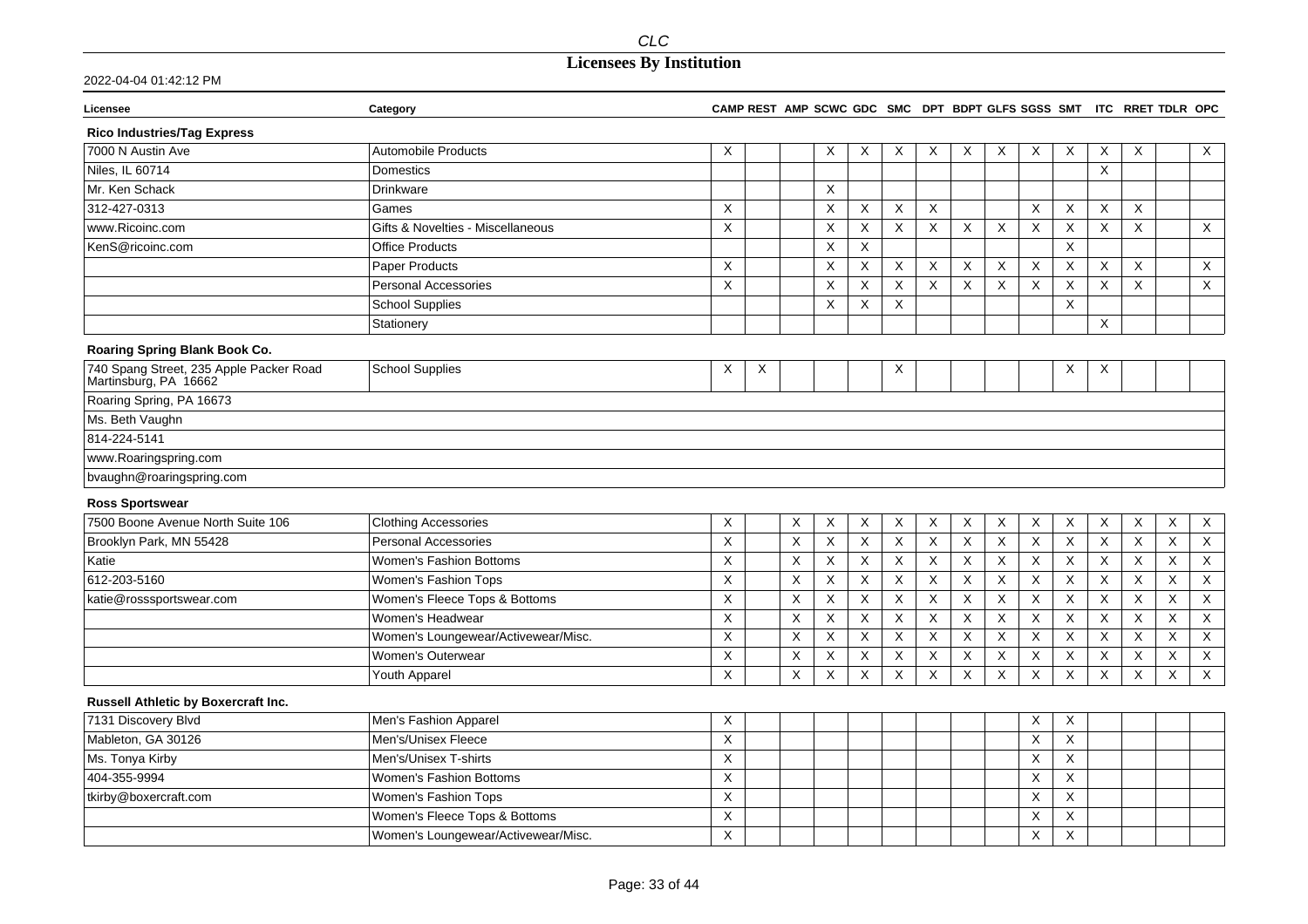# Licensees By Institution

2022-04-04 01:42:12 PM

| Licensee | Category | CAMP | REST | AMP | SCWC | GDC | SMC | DPT | BDPT | GLFS | SGSS | SMT | ITC | RRET | TDLR | OPC |
|---|---|---|---|---|---|---|---|---|---|---|---|---|---|---|---|---|
| **Rico Industries/Tag Express** | | | | | | | | | | | | | | | | |
| 7000 N Austin Ave | Automobile Products | X | | | X | X | X | X | X | X | X | X | X | X | | X |
| Niles, IL 60714 | Domestics | | | | | | | | | | | | X | | | |
| Mr. Ken Schack | Drinkware | | | | X | | | | | | | | | | | |
| 312-427-0313 | Games | X | | | X | X | X | X | | | X | X | X | X | | |
| www.Ricoinc.com | Gifts & Novelties - Miscellaneous | X | | | X | X | X | X | X | X | X | X | X | X | | X |
| KenS@ricoinc.com | Office Products | | | | X | X | | | | | | X | | | | |
| | Paper Products | X | | | X | X | X | X | X | X | X | X | X | X | | X |
| | Personal Accessories | X | | | X | X | X | X | X | X | X | X | X | X | | X |
| | School Supplies | | | | X | X | X | | | | | X | | | | |
| | Stationery | | | | | | | | | | | | X | | | |
| **Roaring Spring Blank Book Co.** | | | | | | | | | | | | | | | | |
| 740 Spang Street, 235 Apple Packer Road Martinsburg, PA 16662 | School Supplies | X | X | | | | X | | | | | X | X | | | |
| Roaring Spring, PA 16673 | | | | | | | | | | | | | | | | |
| Ms. Beth Vaughn | | | | | | | | | | | | | | | | |
| 814-224-5141 | | | | | | | | | | | | | | | | |
| www.Roaringspring.com | | | | | | | | | | | | | | | | |
| bvaughn@roaringspring.com | | | | | | | | | | | | | | | | |
| **Ross Sportswear** | | | | | | | | | | | | | | | | |
| 7500 Boone Avenue North Suite 106 | Clothing Accessories | X | | X | X | X | X | X | X | X | X | X | X | X | X | X |
| Brooklyn Park, MN 55428 | Personal Accessories | X | | X | X | X | X | X | X | X | X | X | X | X | X | X |
| Katie | Women's Fashion Bottoms | X | | X | X | X | X | X | X | X | X | X | X | X | X | X |
| 612-203-5160 | Women's Fashion Tops | X | | X | X | X | X | X | X | X | X | X | X | X | X | X |
| katie@rosssportswear.com | Women's Fleece Tops & Bottoms | X | | X | X | X | X | X | X | X | X | X | X | X | X | X |
| | Women's Headwear | X | | X | X | X | X | X | X | X | X | X | X | X | X | X |
| | Women's Loungewear/Activewear/Misc. | X | | X | X | X | X | X | X | X | X | X | X | X | X | X |
| | Women's Outerwear | X | | X | X | X | X | X | X | X | X | X | X | X | X | X |
| | Youth Apparel | X | | X | X | X | X | X | X | X | X | X | X | X | X | X |
| **Russell Athletic by Boxercraft Inc.** | | | | | | | | | | | | | | | | |
| 7131 Discovery Blvd | Men's Fashion Apparel | X | | | | | | | | | X | X | | | | |
| Mableton, GA 30126 | Men's/Unisex Fleece | X | | | | | | | | | X | X | | | | |
| Ms. Tonya Kirby | Men's/Unisex T-shirts | X | | | | | | | | | X | X | | | | |
| 404-355-9994 | Women's Fashion Bottoms | X | | | | | | | | | X | X | | | | |
| tkirby@boxercraft.com | Women's Fashion Tops | X | | | | | | | | | X | X | | | | |
| | Women's Fleece Tops & Bottoms | X | | | | | | | | | X | X | | | | |
| | Women's Loungewear/Activewear/Misc. | X | | | | | | | | | X | X | | | | |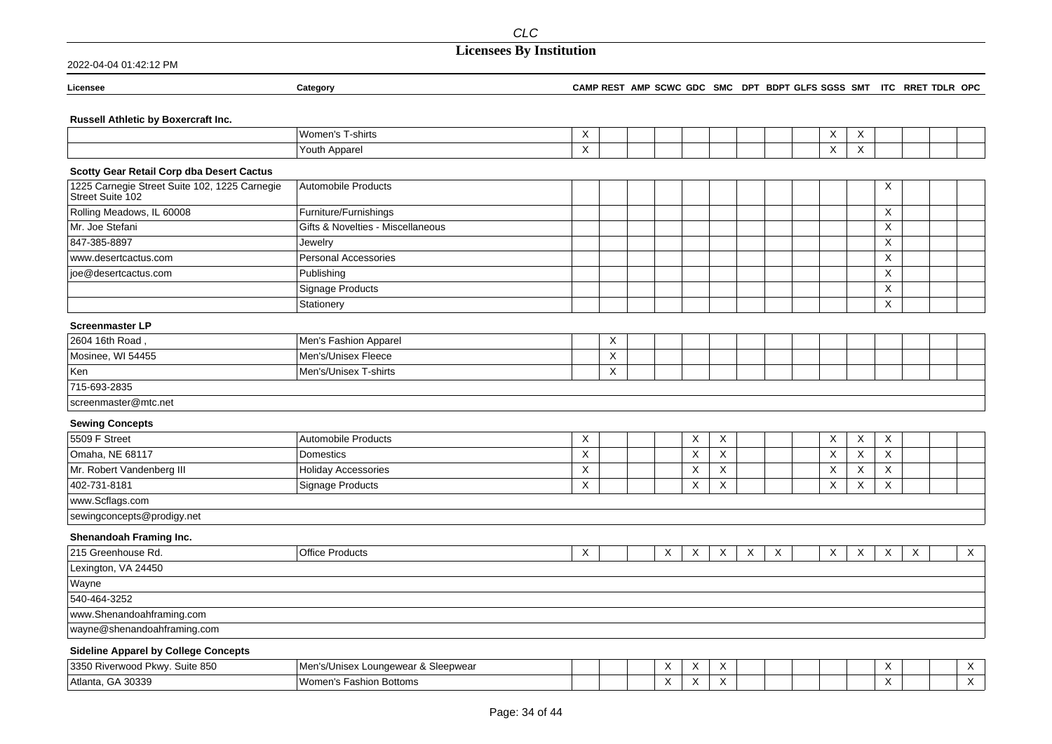| Licensee | Category | CAMP | REST | AMP | SCWC | GDC | SMC | DPT | BDPT | GLFS | SGSS | SMT | ITC | RRET | TDLR | OPC |
|---|---|---|---|---|---|---|---|---|---|---|---|---|---|---|---|---|
| **Russell Athletic by Boxercraft Inc.** | | | | | | | | | | | | | | | | |
| | Women's T-shirts | X | | | | | | | | | X | X | | | | |
| | Youth Apparel | X | | | | | | | | | X | X | | | | |
| **Scotty Gear Retail Corp dba Desert Cactus** | | | | | | | | | | | | | | | | |
| 1225 Carnegie Street Suite 102, 1225 Carnegie Street Suite 102 | Automobile Products | | | | | | | | | | | | X | | | |
| Rolling Meadows, IL 60008 | Furniture/Furnishings | | | | | | | | | | | | X | | | |
| Mr. Joe Stefani | Gifts & Novelties - Miscellaneous | | | | | | | | | | | | X | | | |
| 847-385-8897 | Jewelry | | | | | | | | | | | | X | | | |
| www.desertcactus.com | Personal Accessories | | | | | | | | | | | | X | | | |
| joe@desertcactus.com | Publishing | | | | | | | | | | | | X | | | |
| | Signage Products | | | | | | | | | | | | X | | | |
| | Stationery | | | | | | | | | | | | X | | | |
| **Screenmaster LP** | | | | | | | | | | | | | | | | |
| 2604 16th Road , | Men's Fashion Apparel | | X | | | | | | | | | | | | | |
| Mosinee, WI 54455 | Men's/Unisex Fleece | | X | | | | | | | | | | | | | |
| Ken | Men's/Unisex T-shirts | | X | | | | | | | | | | | | | |
| 715-693-2835 | | | | | | | | | | | | | | | | |
| screenmaster@mtc.net | | | | | | | | | | | | | | | | |
| **Sewing Concepts** | | | | | | | | | | | | | | | | |
| 5509 F Street | Automobile Products | X | | | | X | X | | | | X | X | X | | | |
| Omaha, NE 68117 | Domestics | X | | | | X | X | | | | X | X | X | | | |
| Mr. Robert Vandenberg III | Holiday Accessories | X | | | | X | X | | | | X | X | X | | | |
| 402-731-8181 | Signage Products | X | | | | X | X | | | | X | X | X | | | |
| www.Scflags.com | | | | | | | | | | | | | | | | |
| sewingconcepts@prodigy.net | | | | | | | | | | | | | | | | |
| **Shenandoah Framing Inc.** | | | | | | | | | | | | | | | | |
| 215 Greenhouse Rd. | Office Products | X | | | X | X | X | X | X | | X | X | X | X | | X |
| Lexington, VA 24450 | | | | | | | | | | | | | | | | |
| Wayne | | | | | | | | | | | | | | | | |
| 540-464-3252 | | | | | | | | | | | | | | | | |
| www.Shenandoahframing.com | | | | | | | | | | | | | | | | |
| wayne@shenandoahframing.com | | | | | | | | | | | | | | | | |
| **Sideline Apparel by College Concepts** | | | | | | | | | | | | | | | | |
| 3350 Riverwood Pkwy. Suite 850 | Men's/Unisex Loungewear & Sleepwear | | | | X | X | X | | | | | | X | | | X |
| Atlanta, GA 30339 | Women's Fashion Bottoms | | | | X | X | X | | | | | | X | | | X |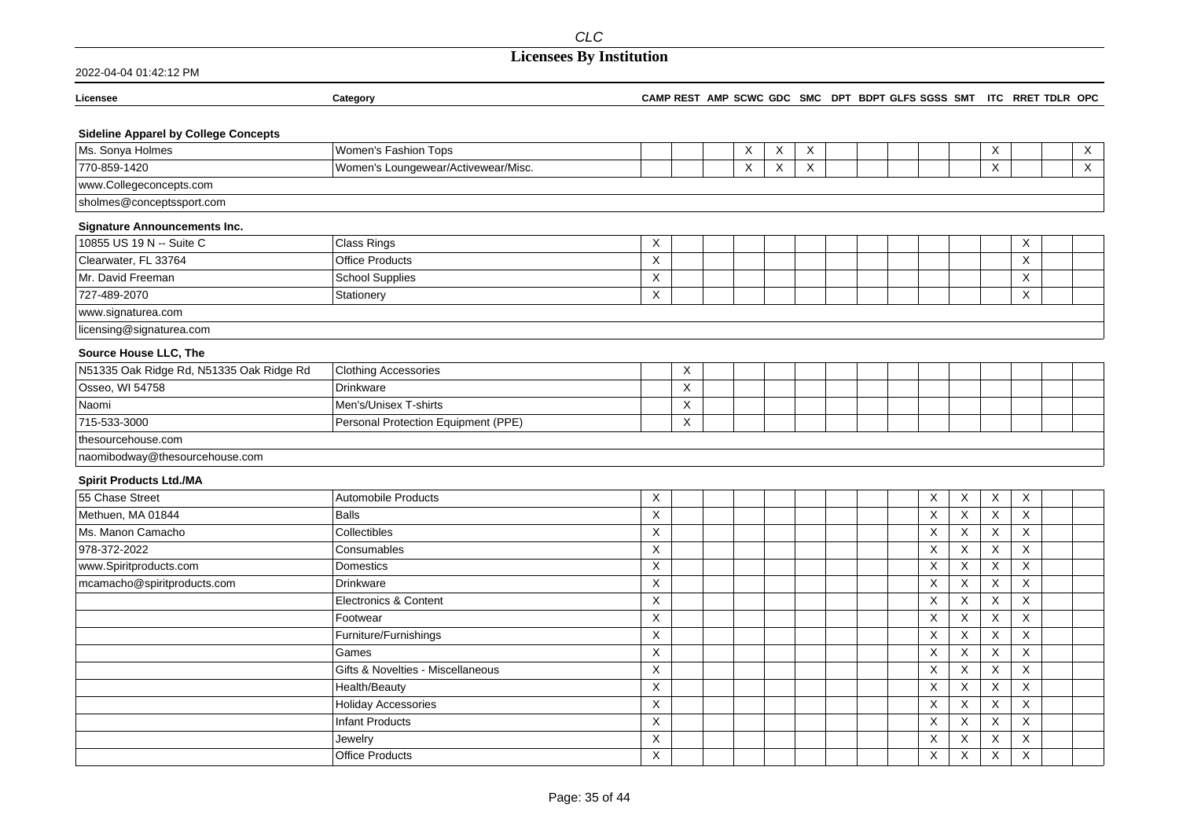**Sideline Apparel by College Concepts**

| Licensee | Category | CAMP | REST | AMP | SCWC | GDC | SMC | DPT | BDPT | GLFS | SGSS | SMT | ITC | RRET | TDLR | OPC |
|---|---|---|---|---|---|---|---|---|---|---|---|---|---|---|---|---|
| Ms. Sonya Holmes | Women's Fashion Tops | | | | X | X | X | | | | | | X | | | X |
| 770-859-1420 | Women's Loungewear/Activewear/Misc. | | | | X | X | X | | | | | | X | | | X |
| www.Collegeconcepts.com | | | | | | | | | | | | | | | | |
| sholmes@conceptssport.com | | | | | | | | | | | | | | | | |

**Signature Announcements Inc.**

| Licensee | Category | CAMP | REST | AMP | SCWC | GDC | SMC | DPT | BDPT | GLFS | SGSS | SMT | ITC | RRET | TDLR | OPC |
|---|---|---|---|---|---|---|---|---|---|---|---|---|---|---|---|---|
| 10855 US 19 N -- Suite C | Class Rings | X | | | | | | | | | | | | X | | |
| Clearwater, FL 33764 | Office Products | X | | | | | | | | | | | | X | | |
| Mr. David Freeman | School Supplies | X | | | | | | | | | | | | X | | |
| 727-489-2070 | Stationery | X | | | | | | | | | | | | X | | |
| www.signaturea.com | | | | | | | | | | | | | | | | |
| licensing@signaturea.com | | | | | | | | | | | | | | | | |

**Source House LLC, The**

| Licensee | Category | CAMP | REST | AMP | SCWC | GDC | SMC | DPT | BDPT | GLFS | SGSS | SMT | ITC | RRET | TDLR | OPC |
|---|---|---|---|---|---|---|---|---|---|---|---|---|---|---|---|---|
| N51335 Oak Ridge Rd, N51335 Oak Ridge Rd | Clothing Accessories | | X | | | | | | | | | | | | | |
| Osseo, WI 54758 | Drinkware | | X | | | | | | | | | | | | | |
| Naomi | Men's/Unisex T-shirts | | X | | | | | | | | | | | | | |
| 715-533-3000 | Personal Protection Equipment (PPE) | | X | | | | | | | | | | | | | |
| thesourcehouse.com | | | | | | | | | | | | | | | | |
| naomibodway@thesourcehouse.com | | | | | | | | | | | | | | | | |

**Spirit Products Ltd./MA**

| Licensee | Category | CAMP | REST | AMP | SCWC | GDC | SMC | DPT | BDPT | GLFS | SGSS | SMT | ITC | RRET | TDLR | OPC |
|---|---|---|---|---|---|---|---|---|---|---|---|---|---|---|---|---|
| 55 Chase Street | Automobile Products | X | | | | | | | | | X | X | X | X | | |
| Methuen, MA 01844 | Balls | X | | | | | | | | | X | X | X | X | | |
| Ms. Manon Camacho | Collectibles | X | | | | | | | | | X | X | X | X | | |
| 978-372-2022 | Consumables | X | | | | | | | | | X | X | X | X | | |
| www.Spiritproducts.com | Domestics | X | | | | | | | | | X | X | X | X | | |
| mcamacho@spiritproducts.com | Drinkware | X | | | | | | | | | X | X | X | X | | |
| | Electronics & Content | X | | | | | | | | | X | X | X | X | | |
| | Footwear | X | | | | | | | | | X | X | X | X | | |
| | Furniture/Furnishings | X | | | | | | | | | X | X | X | X | | |
| | Games | X | | | | | | | | | X | X | X | X | | |
| | Gifts & Novelties - Miscellaneous | X | | | | | | | | | X | X | X | X | | |
| | Health/Beauty | X | | | | | | | | | X | X | X | X | | |
| | Holiday Accessories | X | | | | | | | | | X | X | X | X | | |
| | Infant Products | X | | | | | | | | | X | X | X | X | | |
| | Jewelry | X | | | | | | | | | X | X | X | X | | |
| | Office Products | X | | | | | | | | | X | X | X | X | | |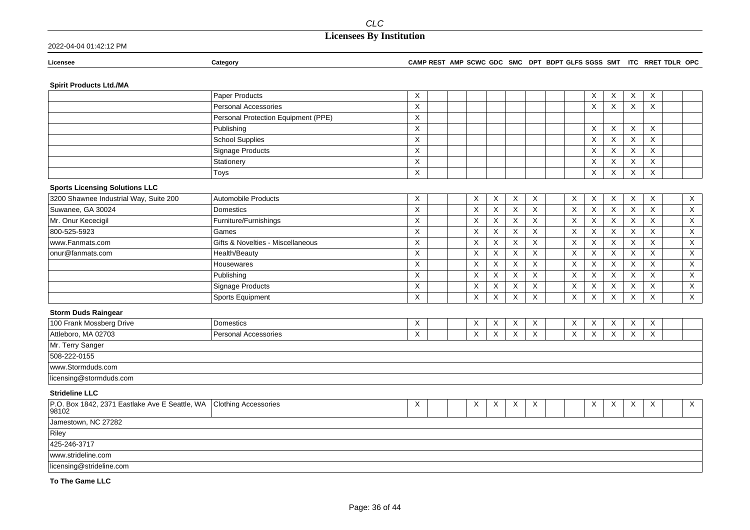| Licensee | Category | CAMP | REST | AMP | SCWC | GDC | SMC | DPT | BDPT | GLFS | SGSS | SMT | ITC | RRET | TDLR | OPC |
|---|---|---|---|---|---|---|---|---|---|---|---|---|---|---|---|---|
| **Spirit Products Ltd./MA** | | | | | | | | | | | | | | | | |
| | Paper Products | X | | | | | | | | | X | X | X | X | | |
| | Personal Accessories | X | | | | | | | | | X | X | X | X | | |
| | Personal Protection Equipment (PPE) | X | | | | | | | | | | | | | | |
| | Publishing | X | | | | | | | | | X | X | X | X | | |
| | School Supplies | X | | | | | | | | | X | X | X | X | | |
| | Signage Products | X | | | | | | | | | X | X | X | X | | |
| | Stationery | X | | | | | | | | | X | X | X | X | | |
| | Toys | X | | | | | | | | | X | X | X | X | | |
| **Sports Licensing Solutions LLC** | | | | | | | | | | | | | | | | |
| 3200 Shawnee Industrial Way, Suite 200 | Automobile Products | X | | | X | X | X | X | | X | X | X | X | X | | X |
| Suwanee, GA 30024 | Domestics | X | | | X | X | X | X | | X | X | X | X | X | | X |
| Mr. Onur Kececigil | Furniture/Furnishings | X | | | X | X | X | X | | X | X | X | X | X | | X |
| 800-525-5923 | Games | X | | | X | X | X | X | | X | X | X | X | X | | X |
| www.Fanmats.com | Gifts & Novelties - Miscellaneous | X | | | X | X | X | X | | X | X | X | X | X | | X |
| onur@fanmats.com | Health/Beauty | X | | | X | X | X | X | | X | X | X | X | X | | X |
| | Housewares | X | | | X | X | X | X | | X | X | X | X | X | | X |
| | Publishing | X | | | X | X | X | X | | X | X | X | X | X | | X |
| | Signage Products | X | | | X | X | X | X | | X | X | X | X | X | | X |
| | Sports Equipment | X | | | X | X | X | X | | X | X | X | X | X | | X |
| **Storm Duds Raingear** | | | | | | | | | | | | | | | | |
| 100 Frank Mossberg Drive | Domestics | X | | | X | X | X | X | | X | X | X | X | X | | |
| Attleboro, MA 02703 | Personal Accessories | X | | | X | X | X | X | | X | X | X | X | X | | |
| Mr. Terry Sanger | | | | | | | | | | | | | | | | |
| 508-222-0155 | | | | | | | | | | | | | | | | |
| www.Stormduds.com | | | | | | | | | | | | | | | | |
| licensing@stormduds.com | | | | | | | | | | | | | | | | |
| **Strideline LLC** | | | | | | | | | | | | | | | | |
| P.O. Box 1842, 2371 Eastlake Ave E Seattle, WA 98102 | Clothing Accessories | X | | | X | X | X | X | | | X | X | X | X | | X |
| Jamestown, NC 27282 | | | | | | | | | | | | | | | | |
| Riley | | | | | | | | | | | | | | | | |
| 425-246-3717 | | | | | | | | | | | | | | | | |
| www.strideline.com | | | | | | | | | | | | | | | | |
| licensing@strideline.com | | | | | | | | | | | | | | | | |

**To The Game LLC**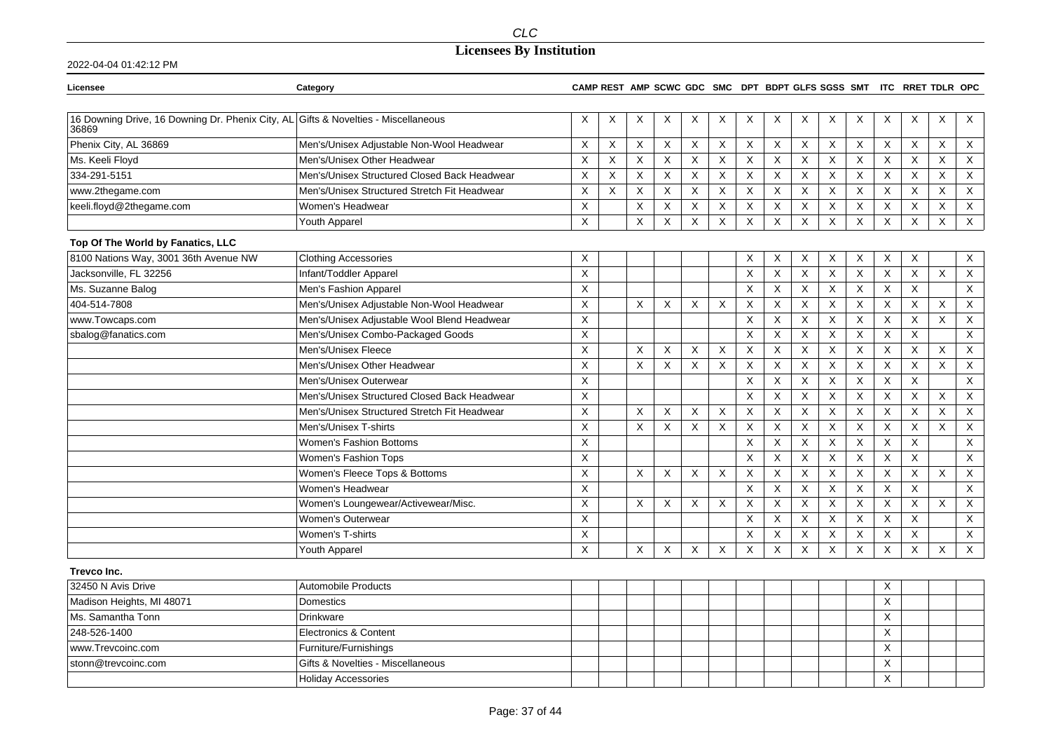# CLC

## Licensees By Institution

2022-04-04 01:42:12 PM

| Licensee | Category | CAMP | REST | AMP | SCWC | GDC | SMC | DPT | BDPT | GLFS | SGSS | SMT | ITC | RRET | TDLR | OPC |
|---|---|---|---|---|---|---|---|---|---|---|---|---|---|---|---|---|
| 16 Downing Drive, 16 Downing Dr. Phenix City, AL 36869 | Gifts & Novelties - Miscellaneous | X | X | X | X | X | X | X | X | X | X | X | X | X | X | X |
| Phenix City, AL 36869 | Men's/Unisex Adjustable Non-Wool Headwear | X | X | X | X | X | X | X | X | X | X | X | X | X | X | X |
| Ms. Keeli Floyd | Men's/Unisex Other Headwear | X | X | X | X | X | X | X | X | X | X | X | X | X | X | X |
| 334-291-5151 | Men's/Unisex Structured Closed Back Headwear | X | X | X | X | X | X | X | X | X | X | X | X | X | X | X |
| www.2thegame.com | Men's/Unisex Structured Stretch Fit Headwear | X | X | X | X | X | X | X | X | X | X | X | X | X | X | X |
| keeli.floyd@2thegame.com | Women's Headwear | X | | X | X | X | X | X | X | X | X | X | X | X | X | X |
| | Youth Apparel | X | | X | X | X | X | X | X | X | X | X | X | X | X | X |
| **Top Of The World by Fanatics, LLC** | | | | | | | | | | | | | | | | |
| 8100 Nations Way, 3001 36th Avenue NW | Clothing Accessories | X | | | | | | X | X | X | X | X | X | X | | X |
| Jacksonville, FL 32256 | Infant/Toddler Apparel | X | | | | | | X | X | X | X | X | X | X | X | X |
| Ms. Suzanne Balog | Men's Fashion Apparel | X | | | | | | X | X | X | X | X | X | X | | X |
| 404-514-7808 | Men's/Unisex Adjustable Non-Wool Headwear | X | | X | X | X | X | X | X | X | X | X | X | X | X | X |
| www.Towcaps.com | Men's/Unisex Adjustable Wool Blend Headwear | X | | | | | | X | X | X | X | X | X | X | X | X |
| sbalog@fanatics.com | Men's/Unisex Combo-Packaged Goods | X | | | | | | X | X | X | X | X | X | X | | X |
| | Men's/Unisex Fleece | X | | X | X | X | X | X | X | X | X | X | X | X | X | X |
| | Men's/Unisex Other Headwear | X | | X | X | X | X | X | X | X | X | X | X | X | X | X |
| | Men's/Unisex Outerwear | X | | | | | | X | X | X | X | X | X | X | | X |
| | Men's/Unisex Structured Closed Back Headwear | X | | | | | | X | X | X | X | X | X | X | X | X |
| | Men's/Unisex Structured Stretch Fit Headwear | X | | X | X | X | X | X | X | X | X | X | X | X | X | X |
| | Men's/Unisex T-shirts | X | | X | X | X | X | X | X | X | X | X | X | X | X | X |
| | Women's Fashion Bottoms | X | | | | | | X | X | X | X | X | X | X | | X |
| | Women's Fashion Tops | X | | | | | | X | X | X | X | X | X | X | | X |
| | Women's Fleece Tops & Bottoms | X | | X | X | X | X | X | X | X | X | X | X | X | X | X |
| | Women's Headwear | X | | | | | | X | X | X | X | X | X | X | | X |
| | Women's Loungewear/Activewear/Misc. | X | | X | X | X | X | X | X | X | X | X | X | X | X | X |
| | Women's Outerwear | X | | | | | | X | X | X | X | X | X | X | | X |
| | Women's T-shirts | X | | | | | | X | X | X | X | X | X | X | | X |
| | Youth Apparel | X | | X | X | X | X | X | X | X | X | X | X | X | X | X |
| **Trevco Inc.** | | | | | | | | | | | | | | | | |
| 32450 N Avis Drive | Automobile Products | | | | | | | | | | | | X | | | |
| Madison Heights, MI 48071 | Domestics | | | | | | | | | | | | X | | | |
| Ms. Samantha Tonn | Drinkware | | | | | | | | | | | | X | | | |
| 248-526-1400 | Electronics & Content | | | | | | | | | | | | X | | | |
| www.Trevcoinc.com | Furniture/Furnishings | | | | | | | | | | | | X | | | |
| stonn@trevcoinc.com | Gifts & Novelties - Miscellaneous | | | | | | | | | | | | X | | | |
| | Holiday Accessories | | | | | | | | | | | | X | | | |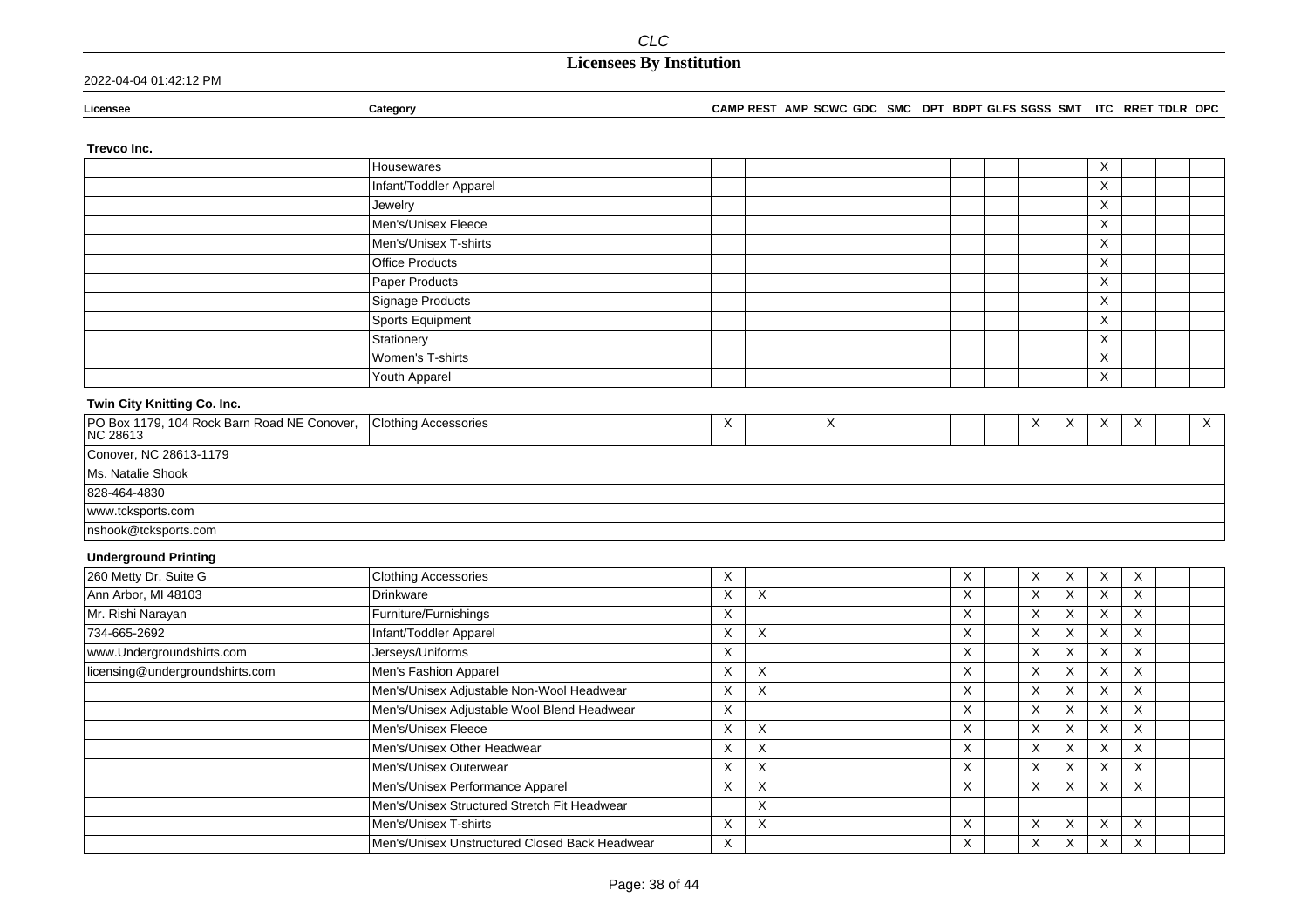# CLC

## Licensees By Institution

2022-04-04 01:42:12 PM

| Licensee | Category | CAMP | REST | AMP | SCWC | GDC | SMC | DPT | BDPT | GLFS | SGSS | SMT | ITC | RRET | TDLR | OPC |
|---|---|---|---|---|---|---|---|---|---|---|---|---|---|---|---|---|
| **Trevco Inc.** | | | | | | | | | | | | | | | | |
| | Housewares | | | | | | | | | | | | X | | | |
| | Infant/Toddler Apparel | | | | | | | | | | | | X | | | |
| | Jewelry | | | | | | | | | | | | X | | | |
| | Men's/Unisex Fleece | | | | | | | | | | | | X | | | |
| | Men's/Unisex T-shirts | | | | | | | | | | | | X | | | |
| | Office Products | | | | | | | | | | | | X | | | |
| | Paper Products | | | | | | | | | | | | X | | | |
| | Signage Products | | | | | | | | | | | | X | | | |
| | Sports Equipment | | | | | | | | | | | | X | | | |
| | Stationery | | | | | | | | | | | | X | | | |
| | Women's T-shirts | | | | | | | | | | | | X | | | |
| | Youth Apparel | | | | | | | | | | | | X | | | |
| **Twin City Knitting Co. Inc.** | | | | | | | | | | | | | | | | |
| PO Box 1179, 104 Rock Barn Road NE Conover, NC 28613 | Clothing Accessories | X | | | X | | | | | | X | X | X | X | | X |
| Conover, NC 28613-1179 | | | | | | | | | | | | | | | | |
| Ms. Natalie Shook | | | | | | | | | | | | | | | | |
| 828-464-4830 | | | | | | | | | | | | | | | | |
| www.tcksports.com | | | | | | | | | | | | | | | | |
| nshook@tcksports.com | | | | | | | | | | | | | | | | |
| **Underground Printing** | | | | | | | | | | | | | | | | |
| 260 Metty Dr. Suite G | Clothing Accessories | X | | | | | | | X | | X | X | X | X | | |
| Ann Arbor, MI 48103 | Drinkware | X | X | | | | | | X | | X | X | X | X | | |
| Mr. Rishi Narayan | Furniture/Furnishings | X | | | | | | | X | | X | X | X | X | | |
| 734-665-2692 | Infant/Toddler Apparel | X | X | | | | | | X | | X | X | X | X | | |
| www.Undergroundshirts.com | Jerseys/Uniforms | X | | | | | | | X | | X | X | X | X | | |
| licensing@undergroundshirts.com | Men's Fashion Apparel | X | X | | | | | | X | | X | X | X | X | | |
| | Men's/Unisex Adjustable Non-Wool Headwear | X | X | | | | | | X | | X | X | X | X | | |
| | Men's/Unisex Adjustable Wool Blend Headwear | X | | | | | | | X | | X | X | X | X | | |
| | Men's/Unisex Fleece | X | X | | | | | | X | | X | X | X | X | | |
| | Men's/Unisex Other Headwear | X | X | | | | | | X | | X | X | X | X | | |
| | Men's/Unisex Outerwear | X | X | | | | | | X | | X | X | X | X | | |
| | Men's/Unisex Performance Apparel | X | X | | | | | | X | | X | X | X | X | | |
| | Men's/Unisex Structured Stretch Fit Headwear | | X | | | | | | | | | | | | | |
| | Men's/Unisex T-shirts | X | X | | | | | | X | | X | X | X | X | | |
| | Men's/Unisex Unstructured Closed Back Headwear | X | | | | | | | X | | X | X | X | X | | |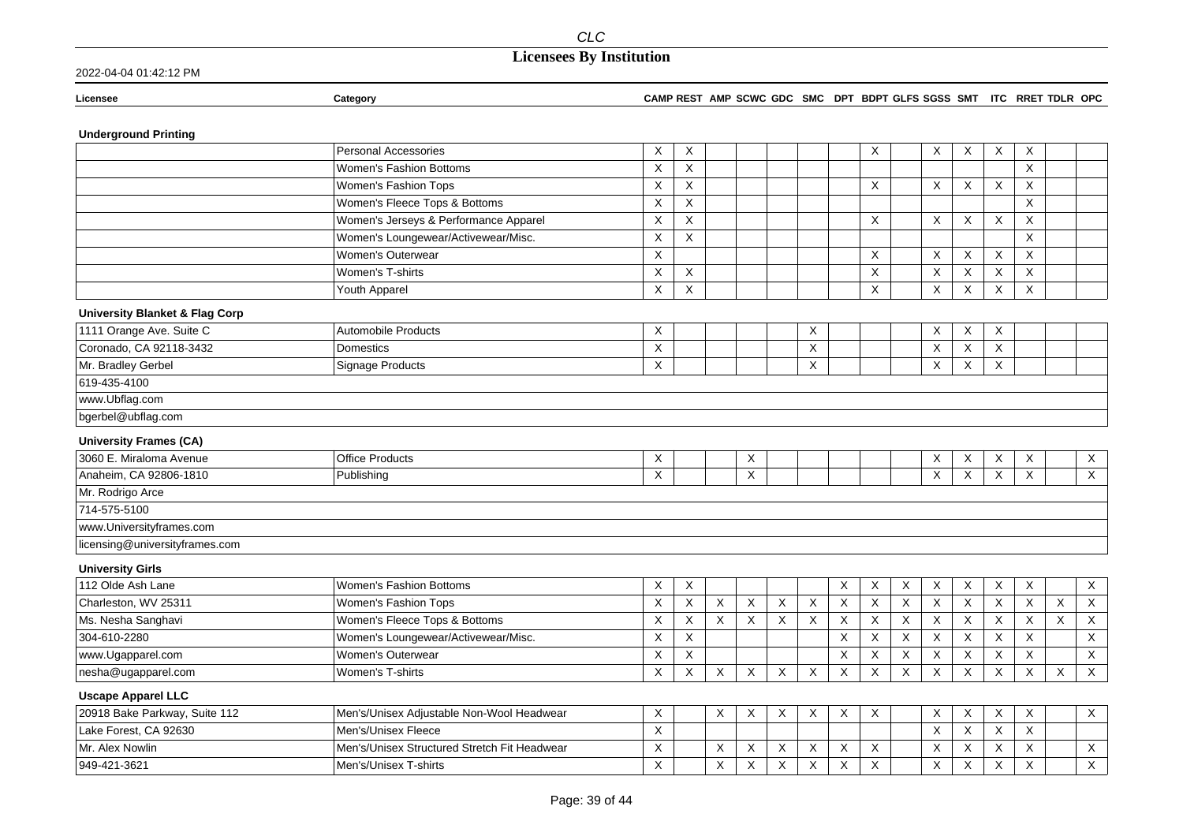| Licensee | Category | CAMP | REST | AMP | SCWC | GDC | SMC | DPT | BDPT | GLFS | SGSS | SMT | ITC | RRET | TDLR | OPC |
|---|---|---|---|---|---|---|---|---|---|---|---|---|---|---|---|---|
| **Underground Printing** | | | | | | | | | | | | | | | | |
| | Personal Accessories | X | X | | | | | | X | | X | X | X | X | | |
| | Women's Fashion Bottoms | X | X | | | | | | | | | | | X | | |
| | Women's Fashion Tops | X | X | | | | | | X | | X | X | X | X | | |
| | Women's Fleece Tops & Bottoms | X | X | | | | | | | | | | | X | | |
| | Women's Jerseys & Performance Apparel | X | X | | | | | | X | | X | X | X | X | | |
| | Women's Loungewear/Activewear/Misc. | X | X | | | | | | | | | | | X | | |
| | Women's Outerwear | X | | | | | | | X | | X | X | X | X | | |
| | Women's T-shirts | X | X | | | | | | X | | X | X | X | X | | |
| | Youth Apparel | X | X | | | | | | X | | X | X | X | X | | |
| **University Blanket & Flag Corp** | | | | | | | | | | | | | | | | |
| 1111 Orange Ave. Suite C | Automobile Products | X | | | | | X | | | | X | X | X | | | |
| Coronado, CA 92118-3432 | Domestics | X | | | | | X | | | | X | X | X | | | |
| Mr. Bradley Gerbel | Signage Products | X | | | | | X | | | | X | X | X | | | |
| 619-435-4100 | | | | | | | | | | | | | | | | |
| www.Ubflag.com | | | | | | | | | | | | | | | | |
| bgerbel@ubflag.com | | | | | | | | | | | | | | | | |
| **University Frames (CA)** | | | | | | | | | | | | | | | | |
| 3060 E. Miraloma Avenue | Office Products | X | | | X | | | | | | X | X | X | X | | X |
| Anaheim, CA 92806-1810 | Publishing | X | | | X | | | | | | X | X | X | X | | X |
| Mr. Rodrigo Arce | | | | | | | | | | | | | | | | |
| 714-575-5100 | | | | | | | | | | | | | | | | |
| www.Universityframes.com | | | | | | | | | | | | | | | | |
| licensing@universityframes.com | | | | | | | | | | | | | | | | |
| **University Girls** | | | | | | | | | | | | | | | | |
| 112 Olde Ash Lane | Women's Fashion Bottoms | X | X | | | | | X | X | X | X | X | X | X | | X |
| Charleston, WV 25311 | Women's Fashion Tops | X | X | X | X | X | X | X | X | X | X | X | X | X | X | X |
| Ms. Nesha Sanghavi | Women's Fleece Tops & Bottoms | X | X | X | X | X | X | X | X | X | X | X | X | X | X | X |
| 304-610-2280 | Women's Loungewear/Activewear/Misc. | X | X | | | | | X | X | X | X | X | X | X | | X |
| www.Ugapparel.com | Women's Outerwear | X | X | | | | | X | X | X | X | X | X | X | | X |
| nesha@ugapparel.com | Women's T-shirts | X | X | X | X | X | X | X | X | X | X | X | X | X | X | X |
| **Uscape Apparel LLC** | | | | | | | | | | | | | | | | |
| 20918 Bake Parkway, Suite 112 | Men's/Unisex Adjustable Non-Wool Headwear | X | | X | X | X | X | X | X | | X | X | X | X | | X |
| Lake Forest, CA 92630 | Men's/Unisex Fleece | X | | | | | | | | | X | X | X | X | | |
| Mr. Alex Nowlin | Men's/Unisex Structured Stretch Fit Headwear | X | | X | X | X | X | X | X | | X | X | X | X | | X |
| 949-421-3621 | Men's/Unisex T-shirts | X | | X | X | X | X | X | X | | X | X | X | X | | X |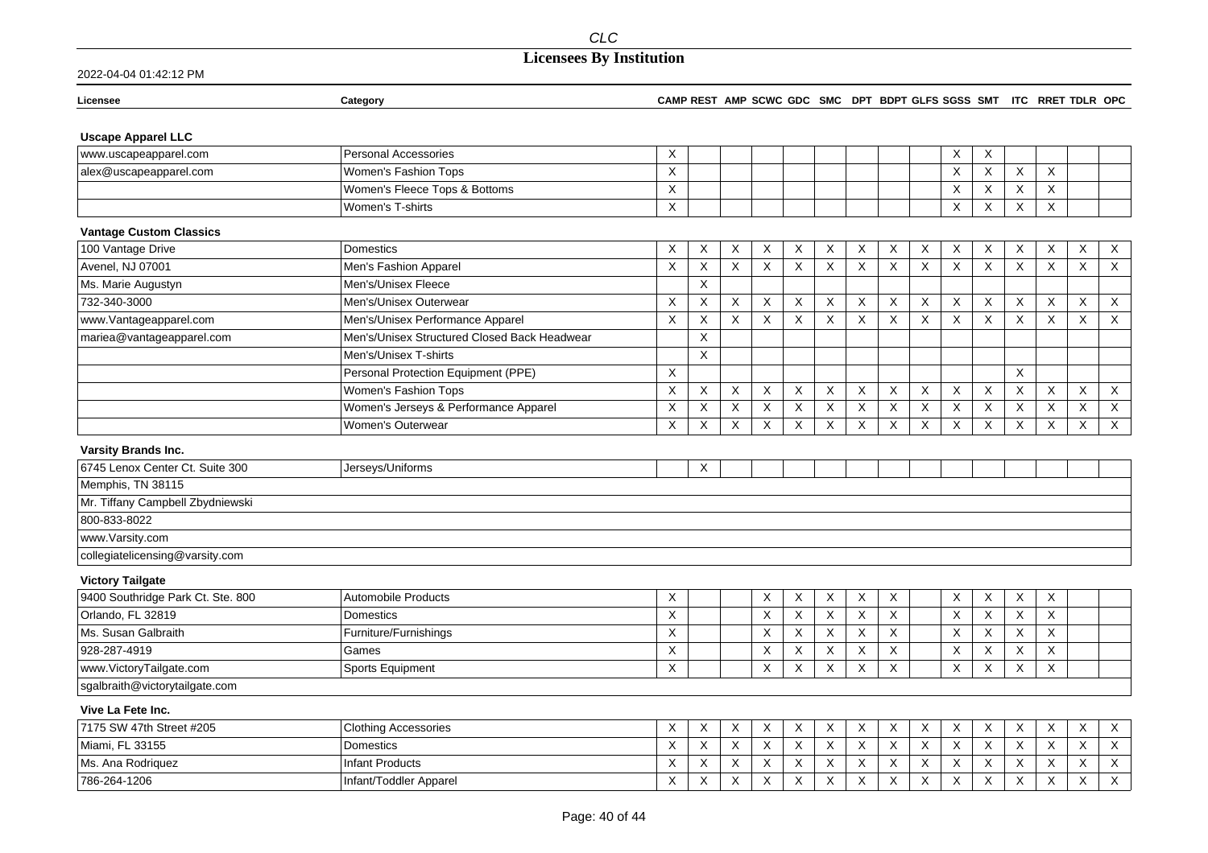# Licensees By Institution

2022-04-04 01:42:12 PM

| Licensee | Category | CAMP | REST | AMP | SCWC | GDC | SMC | DPT | BDPT | GLFS | SGSS | SMT | ITC | RRET | TDLR | OPC |
|---|---|---|---|---|---|---|---|---|---|---|---|---|---|---|---|---|
| **Uscape Apparel LLC** | | | | | | | | | | | | | | | | |
| www.uscapeapparel.com | Personal Accessories | X | | | | | | | | | X | X | | | | |
| alex@uscapeapparel.com | Women's Fashion Tops | X | | | | | | | | | X | X | X | X | | |
| | Women's Fleece Tops & Bottoms | X | | | | | | | | | X | X | X | X | | |
| | Women's T-shirts | X | | | | | | | | | X | X | X | X | | |
| **Vantage Custom Classics** | | | | | | | | | | | | | | | | |
| 100 Vantage Drive | Domestics | X | X | X | X | X | X | X | X | X | X | X | X | X | X | X |
| Avenel, NJ 07001 | Men's Fashion Apparel | X | X | X | X | X | X | X | X | X | X | X | X | X | X | X |
| Ms. Marie Augustyn | Men's/Unisex Fleece | | X | | | | | | | | | | | | | |
| 732-340-3000 | Men's/Unisex Outerwear | X | X | X | X | X | X | X | X | X | X | X | X | X | X | X |
| www.Vantageapparel.com | Men's/Unisex Performance Apparel | X | X | X | X | X | X | X | X | X | X | X | X | X | X | X |
| mariea@vantageapparel.com | Men's/Unisex Structured Closed Back Headwear | | X | | | | | | | | | | | | | |
| | Men's/Unisex T-shirts | | X | | | | | | | | | | | | | |
| | Personal Protection Equipment (PPE) | X | | | | | | | | | | | X | | | |
| | Women's Fashion Tops | X | X | X | X | X | X | X | X | X | X | X | X | X | X | X |
| | Women's Jerseys & Performance Apparel | X | X | X | X | X | X | X | X | X | X | X | X | X | X | X |
| | Women's Outerwear | X | X | X | X | X | X | X | X | X | X | X | X | X | X | X |
| **Varsity Brands Inc.** | | | | | | | | | | | | | | | | |
| 6745 Lenox Center Ct. Suite 300 | Jerseys/Uniforms | | X | | | | | | | | | | | | | |
| Memphis, TN 38115 | | | | | | | | | | | | | | | | |
| Mr. Tiffany Campbell Zbydniewski | | | | | | | | | | | | | | | | |
| 800-833-8022 | | | | | | | | | | | | | | | | |
| www.Varsity.com | | | | | | | | | | | | | | | | |
| collegiatelicensing@varsity.com | | | | | | | | | | | | | | | | |
| **Victory Tailgate** | | | | | | | | | | | | | | | | |
| 9400 Southridge Park Ct. Ste. 800 | Automobile Products | X | | | X | X | X | X | X | | X | X | X | X | | |
| Orlando, FL 32819 | Domestics | X | | | X | X | X | X | X | | X | X | X | X | | |
| Ms. Susan Galbraith | Furniture/Furnishings | X | | | X | X | X | X | X | | X | X | X | X | | |
| 928-287-4919 | Games | X | | | X | X | X | X | X | | X | X | X | X | | |
| www.VictoryTailgate.com | Sports Equipment | X | | | X | X | X | X | X | | X | X | X | X | | |
| sgalbraith@victorytailgate.com | | | | | | | | | | | | | | | | |
| **Vive La Fete Inc.** | | | | | | | | | | | | | | | | |
| 7175 SW 47th Street #205 | Clothing Accessories | X | X | X | X | X | X | X | X | X | X | X | X | X | X | X |
| Miami, FL 33155 | Domestics | X | X | X | X | X | X | X | X | X | X | X | X | X | X | X |
| Ms. Ana Rodriquez | Infant Products | X | X | X | X | X | X | X | X | X | X | X | X | X | X | X |
| 786-264-1206 | Infant/Toddler Apparel | X | X | X | X | X | X | X | X | X | X | X | X | X | X | X |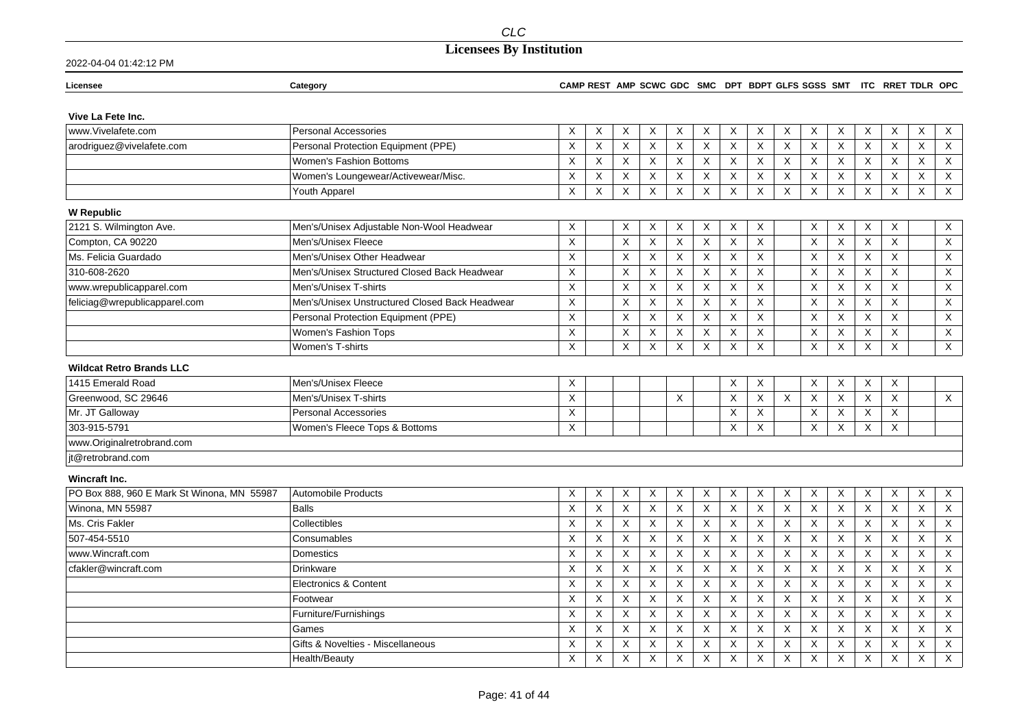| Licensee | Category | CAMP | REST | AMP | SCWC | GDC | SMC | DPT | BDPT | GLFS | SGSS | SMT | ITC | RRET | TDLR | OPC |
|---|---|---|---|---|---|---|---|---|---|---|---|---|---|---|---|---|
| **Vive La Fete Inc.** | | | | | | | | | | | | | | | | |
| www.Vivelafete.com | Personal Accessories | X | X | X | X | X | X | X | X | X | X | X | X | X | X | X |
| arodriguez@vivelafete.com | Personal Protection Equipment (PPE) | X | X | X | X | X | X | X | X | X | X | X | X | X | X | X |
| | Women's Fashion Bottoms | X | X | X | X | X | X | X | X | X | X | X | X | X | X | X |
| | Women's Loungewear/Activewear/Misc. | X | X | X | X | X | X | X | X | X | X | X | X | X | X | X |
| | Youth Apparel | X | X | X | X | X | X | X | X | X | X | X | X | X | X | X |
| **W Republic** | | | | | | | | | | | | | | | | |
| 2121 S. Wilmington Ave. | Men's/Unisex Adjustable Non-Wool Headwear | X | | X | X | X | X | X | X | | X | X | X | X | | X |
| Compton, CA 90220 | Men's/Unisex Fleece | X | | X | X | X | X | X | X | | X | X | X | X | | X |
| Ms. Felicia Guardado | Men's/Unisex Other Headwear | X | | X | X | X | X | X | X | | X | X | X | X | | X |
| 310-608-2620 | Men's/Unisex Structured Closed Back Headwear | X | | X | X | X | X | X | X | | X | X | X | X | | X |
| www.wrepublicapparel.com | Men's/Unisex T-shirts | X | | X | X | X | X | X | X | | X | X | X | X | | X |
| feliciag@wrepublicapparel.com | Men's/Unisex Unstructured Closed Back Headwear | X | | X | X | X | X | X | X | | X | X | X | X | | X |
| | Personal Protection Equipment (PPE) | X | | X | X | X | X | X | X | | X | X | X | X | | X |
| | Women's Fashion Tops | X | | X | X | X | X | X | X | | X | X | X | X | | X |
| | Women's T-shirts | X | | X | X | X | X | X | X | | X | X | X | X | | X |
| **Wildcat Retro Brands LLC** | | | | | | | | | | | | | | | | |
| 1415 Emerald Road | Men's/Unisex Fleece | X | | | | | | X | X | | X | X | X | X | | |
| Greenwood, SC 29646 | Men's/Unisex T-shirts | X | | | | X | | X | X | X | X | X | X | X | | X |
| Mr. JT Galloway | Personal Accessories | X | | | | | | X | X | | X | X | X | X | | |
| 303-915-5791 | Women's Fleece Tops & Bottoms | X | | | | | | X | X | | X | X | X | X | | |
| www.Originalretrobrand.com | | | | | | | | | | | | | | | | |
| jt@retrobrand.com | | | | | | | | | | | | | | | | |
| **Wincraft Inc.** | | | | | | | | | | | | | | | | |
| PO Box 888, 960 E Mark St Winona, MN 55987 | Automobile Products | X | X | X | X | X | X | X | X | X | X | X | X | X | X | X |
| Winona, MN 55987 | Balls | X | X | X | X | X | X | X | X | X | X | X | X | X | X | X |
| Ms. Cris Fakler | Collectibles | X | X | X | X | X | X | X | X | X | X | X | X | X | X | X |
| 507-454-5510 | Consumables | X | X | X | X | X | X | X | X | X | X | X | X | X | X | X |
| www.Wincraft.com | Domestics | X | X | X | X | X | X | X | X | X | X | X | X | X | X | X |
| cfakler@wincraft.com | Drinkware | X | X | X | X | X | X | X | X | X | X | X | X | X | X | X |
| | Electronics & Content | X | X | X | X | X | X | X | X | X | X | X | X | X | X | X |
| | Footwear | X | X | X | X | X | X | X | X | X | X | X | X | X | X | X |
| | Furniture/Furnishings | X | X | X | X | X | X | X | X | X | X | X | X | X | X | X |
| | Games | X | X | X | X | X | X | X | X | X | X | X | X | X | X | X |
| | Gifts & Novelties - Miscellaneous | X | X | X | X | X | X | X | X | X | X | X | X | X | X | X |
| | Health/Beauty | X | X | X | X | X | X | X | X | X | X | X | X | X | X | X |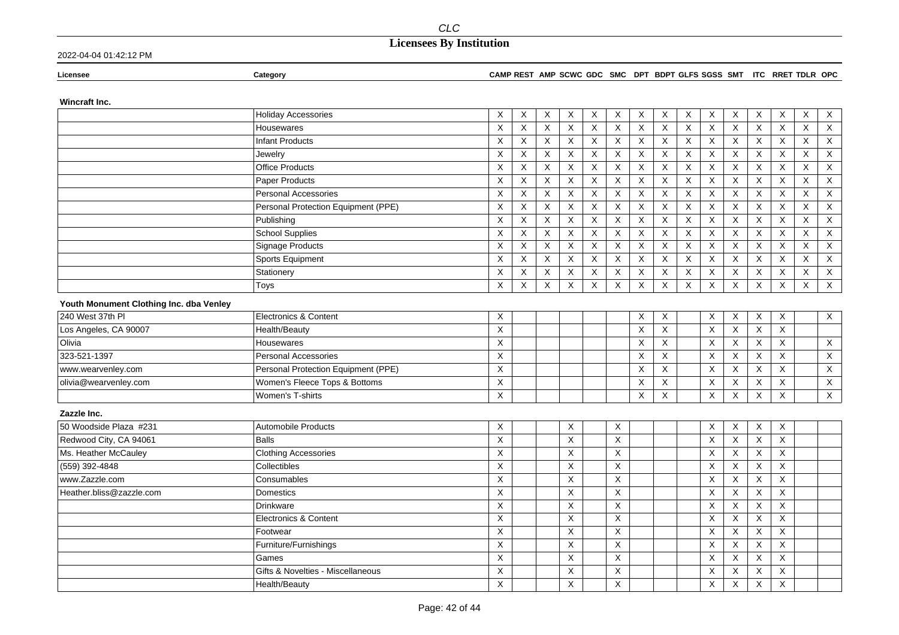# CLC

## Licensees By Institution

2022-04-04 01:42:12 PM

| Licensee | Category | CAMP | REST | AMP | SCWC | GDC | SMC | DPT | BDPT | GLFS | SGSS | SMT | ITC | RRET | TDLR | OPC |
|---|---|---|---|---|---|---|---|---|---|---|---|---|---|---|---|---|
| **Wincraft Inc.** | | | | | | | | | | | | | | | | |
| | Holiday Accessories | X | X | X | X | X | X | X | X | X | X | X | X | X | X | X |
| | Housewares | X | X | X | X | X | X | X | X | X | X | X | X | X | X | X |
| | Infant Products | X | X | X | X | X | X | X | X | X | X | X | X | X | X | X |
| | Jewelry | X | X | X | X | X | X | X | X | X | X | X | X | X | X | X |
| | Office Products | X | X | X | X | X | X | X | X | X | X | X | X | X | X | X |
| | Paper Products | X | X | X | X | X | X | X | X | X | X | X | X | X | X | X |
| | Personal Accessories | X | X | X | X | X | X | X | X | X | X | X | X | X | X | X |
| | Personal Protection Equipment (PPE) | X | X | X | X | X | X | X | X | X | X | X | X | X | X | X |
| | Publishing | X | X | X | X | X | X | X | X | X | X | X | X | X | X | X |
| | School Supplies | X | X | X | X | X | X | X | X | X | X | X | X | X | X | X |
| | Signage Products | X | X | X | X | X | X | X | X | X | X | X | X | X | X | X |
| | Sports Equipment | X | X | X | X | X | X | X | X | X | X | X | X | X | X | X |
| | Stationery | X | X | X | X | X | X | X | X | X | X | X | X | X | X | X |
| | Toys | X | X | X | X | X | X | X | X | X | X | X | X | X | X | X |
| **Youth Monument Clothing Inc. dba Venley** | | | | | | | | | | | | | | | | |
| 240 West 37th Pl | Electronics & Content | X | | | | | | X | X | | X | X | X | X | | X |
| Los Angeles, CA 90007 | Health/Beauty | X | | | | | | X | X | | X | X | X | X | | |
| Olivia | Housewares | X | | | | | | X | X | | X | X | X | X | | X |
| 323-521-1397 | Personal Accessories | X | | | | | | X | X | | X | X | X | X | | X |
| www.wearvenley.com | Personal Protection Equipment (PPE) | X | | | | | | X | X | | X | X | X | X | | X |
| olivia@wearvenley.com | Women's Fleece Tops & Bottoms | X | | | | | | X | X | | X | X | X | X | | X |
| | Women's T-shirts | X | | | | | | X | X | | X | X | X | X | | X |
| **Zazzle Inc.** | | | | | | | | | | | | | | | | |
| 50 Woodside Plaza #231 | Automobile Products | X | | | X | | X | | | | X | X | X | X | | |
| Redwood City, CA 94061 | Balls | X | | | X | | X | | | | X | X | X | X | | |
| Ms. Heather McCauley | Clothing Accessories | X | | | X | | X | | | | X | X | X | X | | |
| (559) 392-4848 | Collectibles | X | | | X | | X | | | | X | X | X | X | | |
| www.Zazzle.com | Consumables | X | | | X | | X | | | | X | X | X | X | | |
| Heather.bliss@zazzle.com | Domestics | X | | | X | | X | | | | X | X | X | X | | |
| | Drinkware | X | | | X | | X | | | | X | X | X | X | | |
| | Electronics & Content | X | | | X | | X | | | | X | X | X | X | | |
| | Footwear | X | | | X | | X | | | | X | X | X | X | | |
| | Furniture/Furnishings | X | | | X | | X | | | | X | X | X | X | | |
| | Games | X | | | X | | X | | | | X | X | X | X | | |
| | Gifts & Novelties - Miscellaneous | X | | | X | | X | | | | X | X | X | X | | |
| | Health/Beauty | X | | | X | | X | | | | X | X | X | X | | |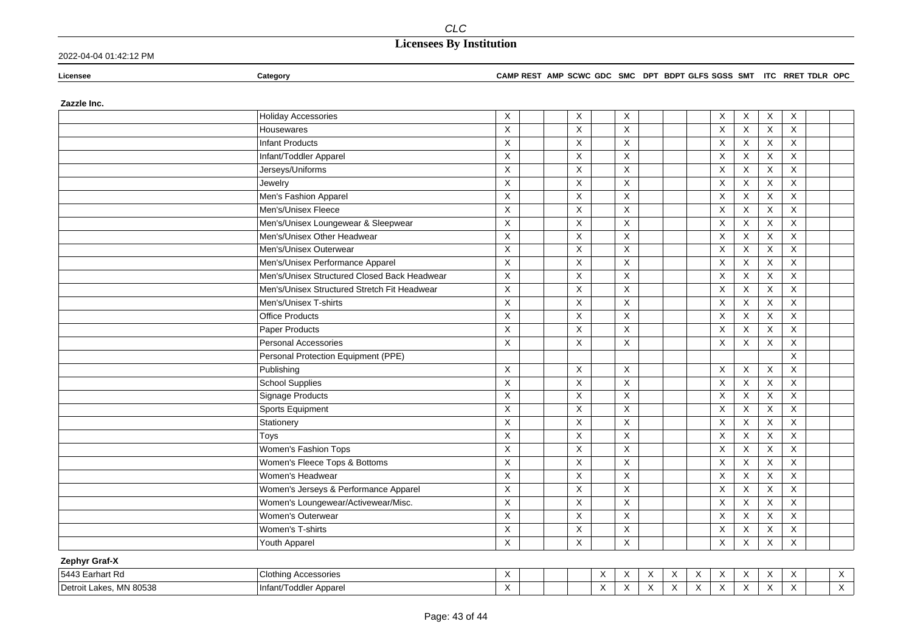| Licensee | Category | CAMP | REST | AMP | SCWC | GDC | SMC | DPT | BDPT | GLFS | SGSS | SMT | ITC | RRET | TDLR | OPC |
|---|---|---|---|---|---|---|---|---|---|---|---|---|---|---|---|---|
| **Zazzle Inc.** | | | | | | | | | | | | | | | | |
| | Holiday Accessories | X | | | X | | X | | | | X | X | X | X | | |
| | Housewares | X | | | X | | X | | | | X | X | X | X | | |
| | Infant Products | X | | | X | | X | | | | X | X | X | X | | |
| | Infant/Toddler Apparel | X | | | X | | X | | | | X | X | X | X | | |
| | Jerseys/Uniforms | X | | | X | | X | | | | X | X | X | X | | |
| | Jewelry | X | | | X | | X | | | | X | X | X | X | | |
| | Men's Fashion Apparel | X | | | X | | X | | | | X | X | X | X | | |
| | Men's/Unisex Fleece | X | | | X | | X | | | | X | X | X | X | | |
| | Men's/Unisex Loungewear & Sleepwear | X | | | X | | X | | | | X | X | X | X | | |
| | Men's/Unisex Other Headwear | X | | | X | | X | | | | X | X | X | X | | |
| | Men's/Unisex Outerwear | X | | | X | | X | | | | X | X | X | X | | |
| | Men's/Unisex Performance Apparel | X | | | X | | X | | | | X | X | X | X | | |
| | Men's/Unisex Structured Closed Back Headwear | X | | | X | | X | | | | X | X | X | X | | |
| | Men's/Unisex Structured Stretch Fit Headwear | X | | | X | | X | | | | X | X | X | X | | |
| | Men's/Unisex T-shirts | X | | | X | | X | | | | X | X | X | X | | |
| | Office Products | X | | | X | | X | | | | X | X | X | X | | |
| | Paper Products | X | | | X | | X | | | | X | X | X | X | | |
| | Personal Accessories | X | | | X | | X | | | | X | X | X | X | | |
| | Personal Protection Equipment (PPE) | | | | | | | | | | | | | X | | |
| | Publishing | X | | | X | | X | | | | X | X | X | X | | |
| | School Supplies | X | | | X | | X | | | | X | X | X | X | | |
| | Signage Products | X | | | X | | X | | | | X | X | X | X | | |
| | Sports Equipment | X | | | X | | X | | | | X | X | X | X | | |
| | Stationery | X | | | X | | X | | | | X | X | X | X | | |
| | Toys | X | | | X | | X | | | | X | X | X | X | | |
| | Women's Fashion Tops | X | | | X | | X | | | | X | X | X | X | | |
| | Women's Fleece Tops & Bottoms | X | | | X | | X | | | | X | X | X | X | | |
| | Women's Headwear | X | | | X | | X | | | | X | X | X | X | | |
| | Women's Jerseys & Performance Apparel | X | | | X | | X | | | | X | X | X | X | | |
| | Women's Loungewear/Activewear/Misc. | X | | | X | | X | | | | X | X | X | X | | |
| | Women's Outerwear | X | | | X | | X | | | | X | X | X | X | | |
| | Women's T-shirts | X | | | X | | X | | | | X | X | X | X | | |
| | Youth Apparel | X | | | X | | X | | | | X | X | X | X | | |
| **Zephyr Graf-X** | | | | | | | | | | | | | | | | |
| 5443 Earhart Rd | Clothing Accessories | X | | | | X | X | X | X | X | X | X | X | X | | X |
| Detroit Lakes, MN 80538 | Infant/Toddler Apparel | X | | | | X | X | X | X | X | X | X | X | X | | X |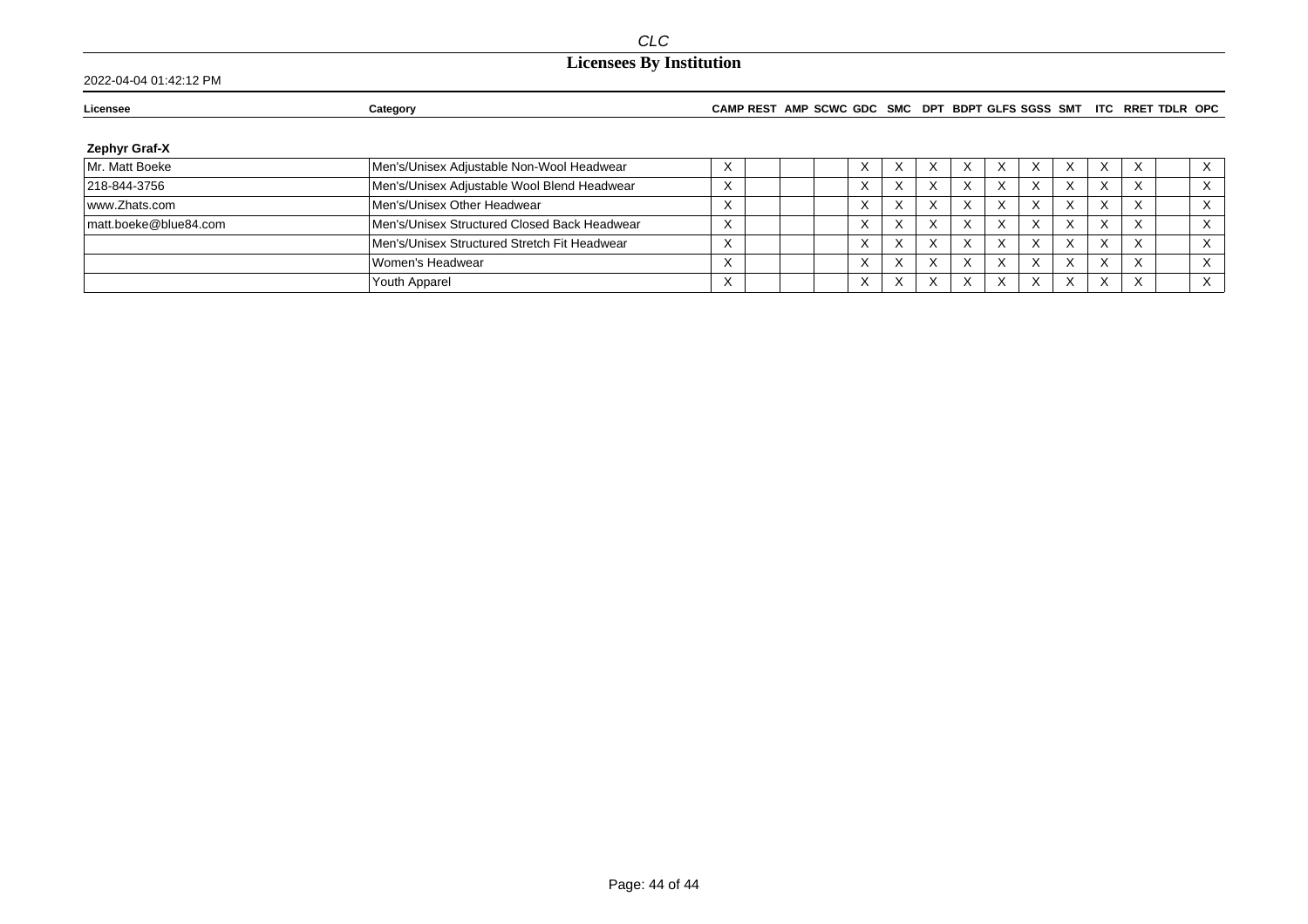**Zephyr Graf-X**

| Licensee | Category | CAMP | REST | AMP | SCWC | GDC | SMC | DPT | BDPT | GLFS | SGSS | SMT | ITC | RRET | TDLR | OPC |
|---|---|---|---|---|---|---|---|---|---|---|---|---|---|---|---|---|
| Mr. Matt Boeke | Men's/Unisex Adjustable Non-Wool Headwear | X | | | | X | X | X | X | X | X | X | X | X | | X |
| 218-844-3756 | Men's/Unisex Adjustable Wool Blend Headwear | X | | | | X | X | X | X | X | X | X | X | X | | X |
| www.Zhats.com | Men's/Unisex Other Headwear | X | | | | X | X | X | X | X | X | X | X | X | | X |
| matt.boeke@blue84.com | Men's/Unisex Structured Closed Back Headwear | X | | | | X | X | X | X | X | X | X | X | X | | X |
| | Men's/Unisex Structured Stretch Fit Headwear | X | | | | X | X | X | X | X | X | X | X | X | | X |
| | Women's Headwear | X | | | | X | X | X | X | X | X | X | X | X | | X |
| | Youth Apparel | X | | | | X | X | X | X | X | X | X | X | X | | X |